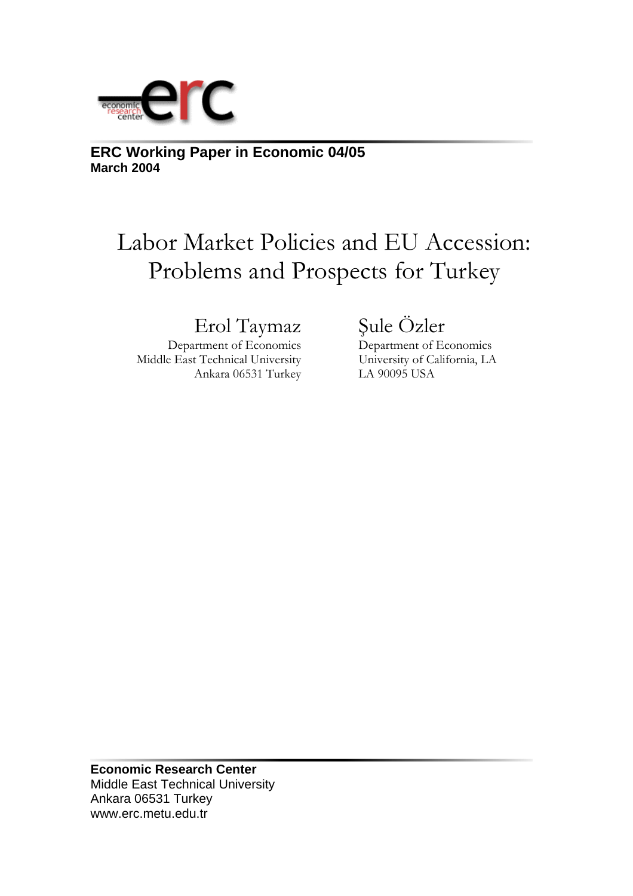**ERC Working Paper in Economic 04/05**
**March 2004**

# Labor Market Policies and EU Accession: Problems and Prospects for Turkey

Erol Taymaz
Department of Economics
Middle East Technical University
Ankara 06531 Turkey

Şule Özler
Department of Economics
University of California, LA
LA 90095 USA

**Economic Research Center**
Middle East Technical University
Ankara 06531 Turkey
www.erc.metu.edu.tr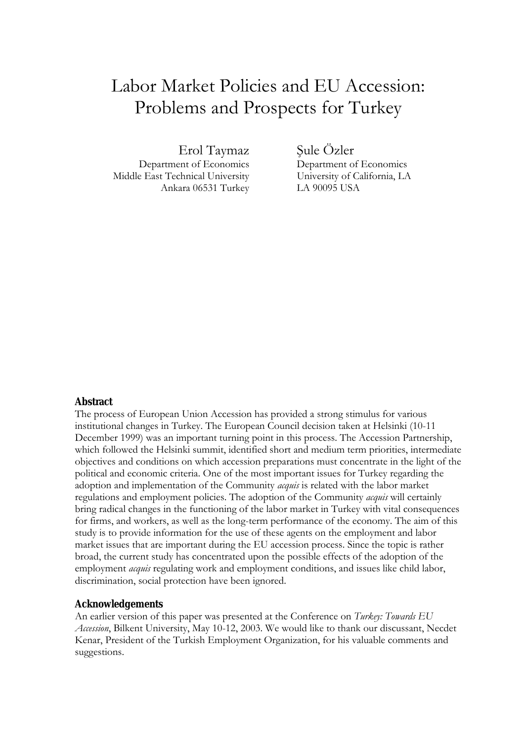# Labor Market Policies and EU Accession: Problems and Prospects for Turkey

Erol Taymaz
Department of Economics
Middle East Technical University
Ankara 06531 Turkey

Şule Özler
Department of Economics
University of California, LA
LA 90095 USA

**Abstract**

The process of European Union Accession has provided a strong stimulus for various institutional changes in Turkey. The European Council decision taken at Helsinki (10-11 December 1999) was an important turning point in this process. The Accession Partnership, which followed the Helsinki summit, identified short and medium term priorities, intermediate objectives and conditions on which accession preparations must concentrate in the light of the political and economic criteria. One of the most important issues for Turkey regarding the adoption and implementation of the Community *acquis* is related with the labor market regulations and employment policies. The adoption of the Community *acquis* will certainly bring radical changes in the functioning of the labor market in Turkey with vital consequences for firms, and workers, as well as the long-term performance of the economy. The aim of this study is to provide information for the use of these agents on the employment and labor market issues that are important during the EU accession process. Since the topic is rather broad, the current study has concentrated upon the possible effects of the adoption of the employment *acquis* regulating work and employment conditions, and issues like child labor, discrimination, social protection have been ignored.

**Acknowledgements**

An earlier version of this paper was presented at the Conference on *Turkey: Towards EU Accession*, Bilkent University, May 10-12, 2003. We would like to thank our discussant, Necdet Kenar, President of the Turkish Employment Organization, for his valuable comments and suggestions.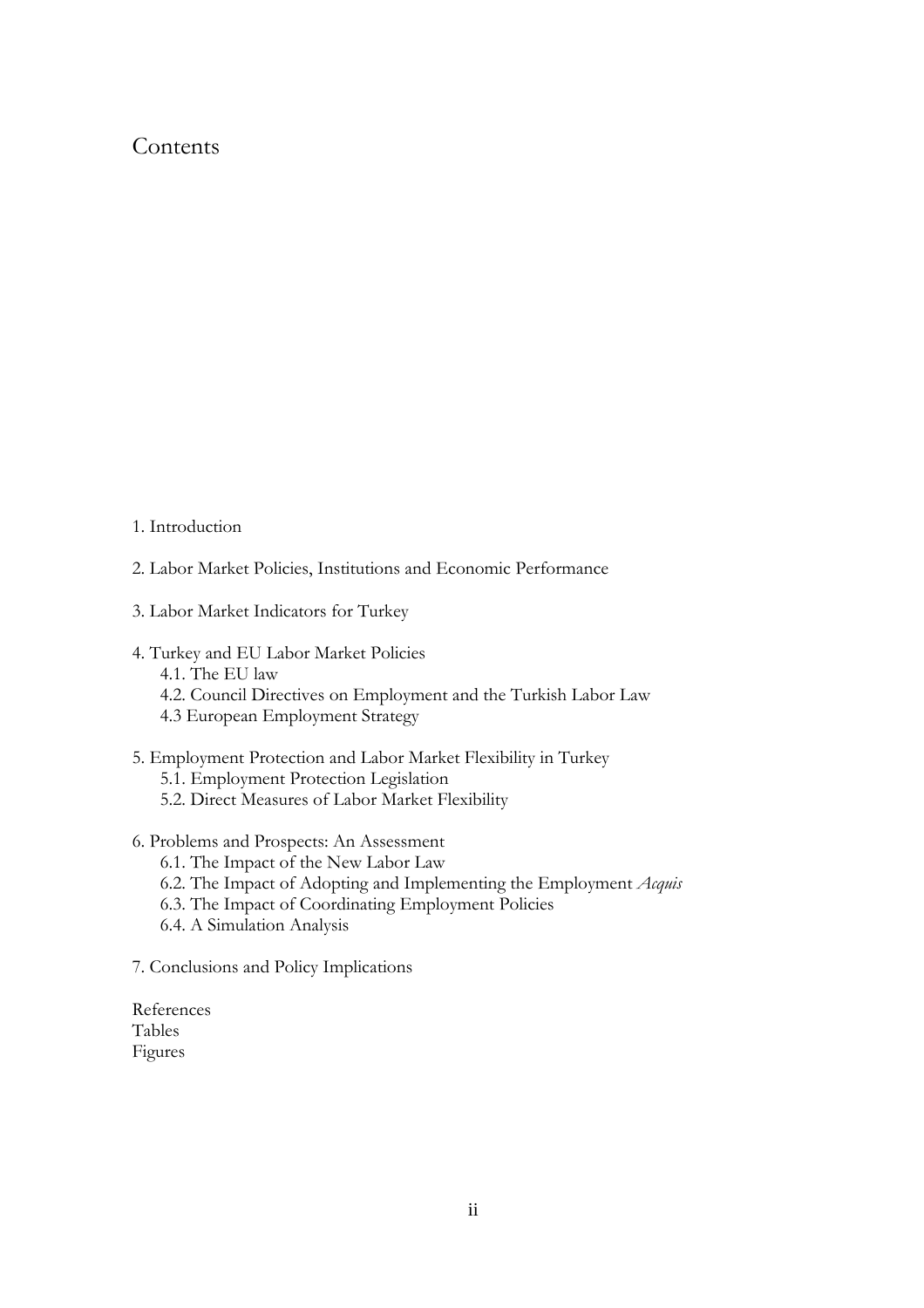# Contents

1. Introduction

2. Labor Market Policies, Institutions and Economic Performance

3. Labor Market Indicators for Turkey

4. Turkey and EU Labor Market Policies
    - 4.1. The EU law
    - 4.2. Council Directives on Employment and the Turkish Labor Law
    - 4.3 European Employment Strategy

5. Employment Protection and Labor Market Flexibility in Turkey
    - 5.1. Employment Protection Legislation
    - 5.2. Direct Measures of Labor Market Flexibility

6. Problems and Prospects: An Assessment
    - 6.1. The Impact of the New Labor Law
    - 6.2. The Impact of Adopting and Implementing the Employment *Acquis*
    - 6.3. The Impact of Coordinating Employment Policies
    - 6.4. A Simulation Analysis

7. Conclusions and Policy Implications

References
Tables
Figures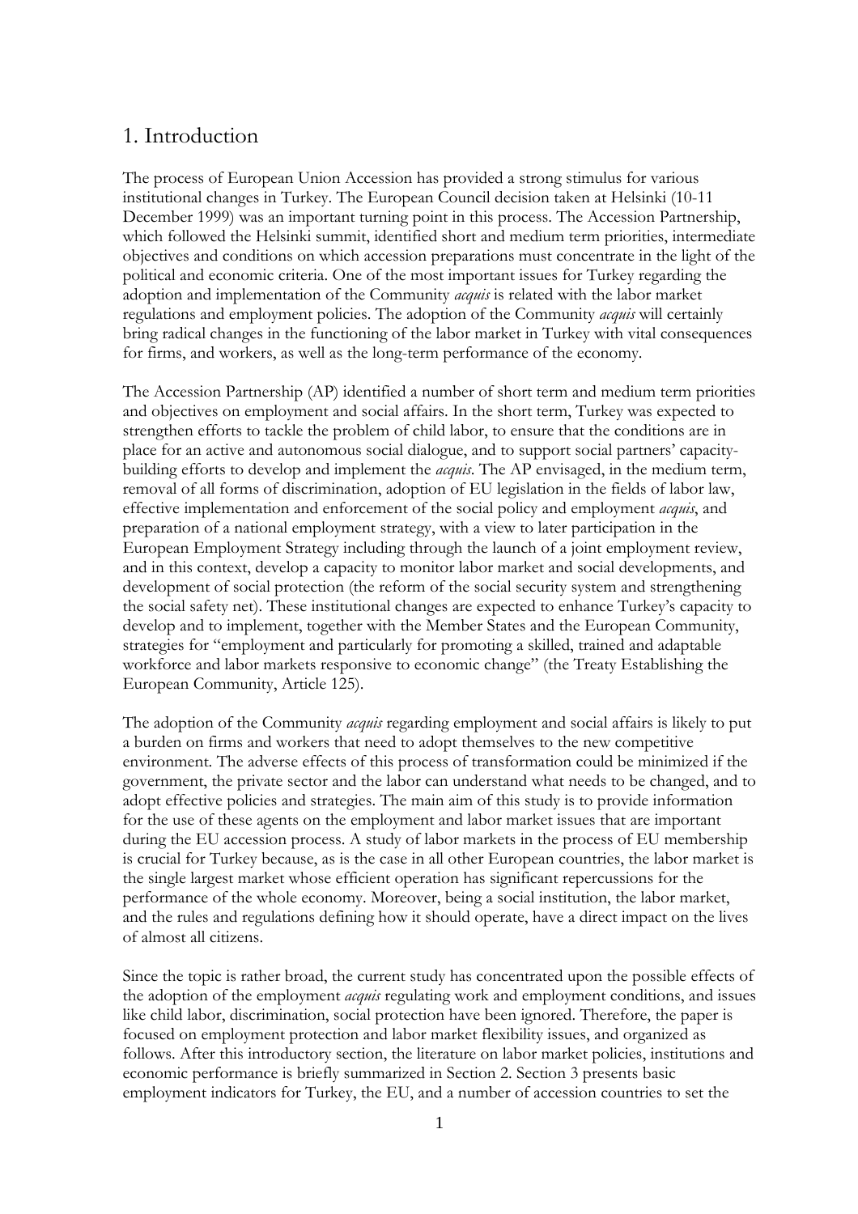## 1. Introduction

The process of European Union Accession has provided a strong stimulus for various institutional changes in Turkey. The European Council decision taken at Helsinki (10-11 December 1999) was an important turning point in this process. The Accession Partnership, which followed the Helsinki summit, identified short and medium term priorities, intermediate objectives and conditions on which accession preparations must concentrate in the light of the political and economic criteria. One of the most important issues for Turkey regarding the adoption and implementation of the Community *acquis* is related with the labor market regulations and employment policies. The adoption of the Community *acquis* will certainly bring radical changes in the functioning of the labor market in Turkey with vital consequences for firms, and workers, as well as the long-term performance of the economy.

The Accession Partnership (AP) identified a number of short term and medium term priorities and objectives on employment and social affairs. In the short term, Turkey was expected to strengthen efforts to tackle the problem of child labor, to ensure that the conditions are in place for an active and autonomous social dialogue, and to support social partners' capacity-building efforts to develop and implement the *acquis*. The AP envisaged, in the medium term, removal of all forms of discrimination, adoption of EU legislation in the fields of labor law, effective implementation and enforcement of the social policy and employment *acquis*, and preparation of a national employment strategy, with a view to later participation in the European Employment Strategy including through the launch of a joint employment review, and in this context, develop a capacity to monitor labor market and social developments, and development of social protection (the reform of the social security system and strengthening the social safety net). These institutional changes are expected to enhance Turkey's capacity to develop and to implement, together with the Member States and the European Community, strategies for "employment and particularly for promoting a skilled, trained and adaptable workforce and labor markets responsive to economic change" (the Treaty Establishing the European Community, Article 125).

The adoption of the Community *acquis* regarding employment and social affairs is likely to put a burden on firms and workers that need to adopt themselves to the new competitive environment. The adverse effects of this process of transformation could be minimized if the government, the private sector and the labor can understand what needs to be changed, and to adopt effective policies and strategies. The main aim of this study is to provide information for the use of these agents on the employment and labor market issues that are important during the EU accession process. A study of labor markets in the process of EU membership is crucial for Turkey because, as is the case in all other European countries, the labor market is the single largest market whose efficient operation has significant repercussions for the performance of the whole economy. Moreover, being a social institution, the labor market, and the rules and regulations defining how it should operate, have a direct impact on the lives of almost all citizens.

Since the topic is rather broad, the current study has concentrated upon the possible effects of the adoption of the employment *acquis* regulating work and employment conditions, and issues like child labor, discrimination, social protection have been ignored. Therefore, the paper is focused on employment protection and labor market flexibility issues, and organized as follows. After this introductory section, the literature on labor market policies, institutions and economic performance is briefly summarized in Section 2. Section 3 presents basic employment indicators for Turkey, the EU, and a number of accession countries to set the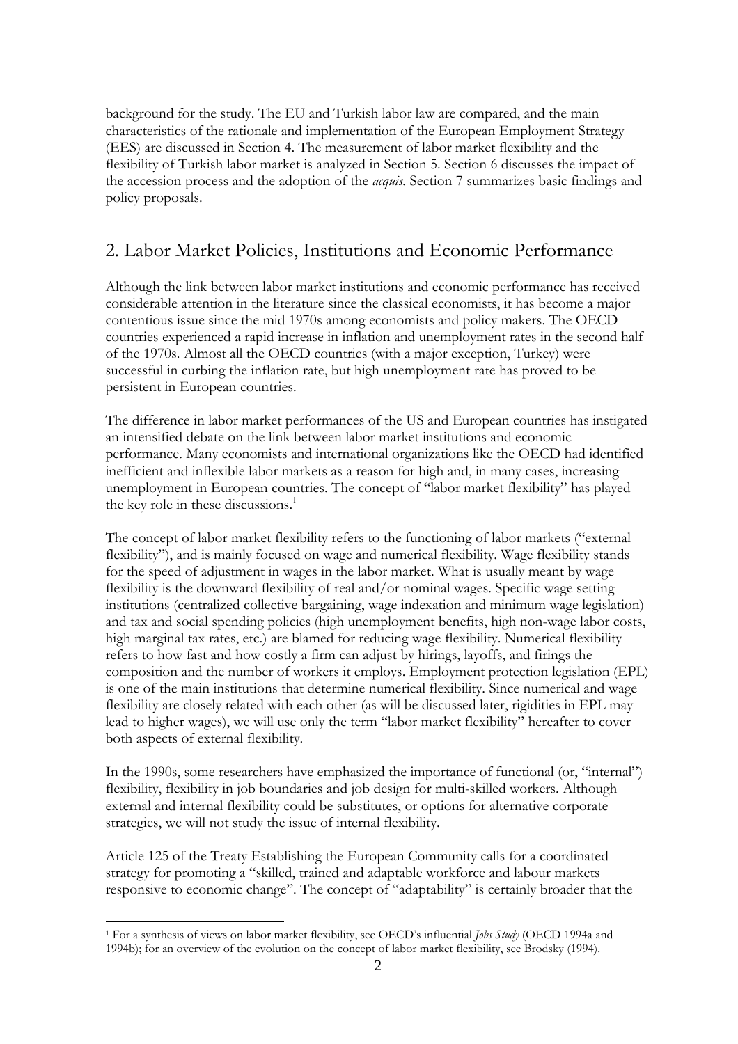background for the study. The EU and Turkish labor law are compared, and the main characteristics of the rationale and implementation of the European Employment Strategy (EES) are discussed in Section 4. The measurement of labor market flexibility and the flexibility of Turkish labor market is analyzed in Section 5. Section 6 discusses the impact of the accession process and the adoption of the *acquis*. Section 7 summarizes basic findings and policy proposals.

## 2. Labor Market Policies, Institutions and Economic Performance

Although the link between labor market institutions and economic performance has received considerable attention in the literature since the classical economists, it has become a major contentious issue since the mid 1970s among economists and policy makers. The OECD countries experienced a rapid increase in inflation and unemployment rates in the second half of the 1970s. Almost all the OECD countries (with a major exception, Turkey) were successful in curbing the inflation rate, but high unemployment rate has proved to be persistent in European countries.

The difference in labor market performances of the US and European countries has instigated an intensified debate on the link between labor market institutions and economic performance. Many economists and international organizations like the OECD had identified inefficient and inflexible labor markets as a reason for high and, in many cases, increasing unemployment in European countries. The concept of "labor market flexibility" has played the key role in these discussions.[1]

The concept of labor market flexibility refers to the functioning of labor markets ("external flexibility"), and is mainly focused on wage and numerical flexibility. Wage flexibility stands for the speed of adjustment in wages in the labor market. What is usually meant by wage flexibility is the downward flexibility of real and/or nominal wages. Specific wage setting institutions (centralized collective bargaining, wage indexation and minimum wage legislation) and tax and social spending policies (high unemployment benefits, high non-wage labor costs, high marginal tax rates, etc.) are blamed for reducing wage flexibility. Numerical flexibility refers to how fast and how costly a firm can adjust by hirings, layoffs, and firings the composition and the number of workers it employs. Employment protection legislation (EPL) is one of the main institutions that determine numerical flexibility. Since numerical and wage flexibility are closely related with each other (as will be discussed later, rigidities in EPL may lead to higher wages), we will use only the term "labor market flexibility" hereafter to cover both aspects of external flexibility.

In the 1990s, some researchers have emphasized the importance of functional (or, "internal") flexibility, flexibility in job boundaries and job design for multi-skilled workers. Although external and internal flexibility could be substitutes, or options for alternative corporate strategies, we will not study the issue of internal flexibility.

Article 125 of the Treaty Establishing the European Community calls for a coordinated strategy for promoting a "skilled, trained and adaptable workforce and labour markets responsive to economic change". The concept of "adaptability" is certainly broader that the

[1] For a synthesis of views on labor market flexibility, see OECD's influential *Jobs Study* (OECD 1994a and 1994b); for an overview of the evolution on the concept of labor market flexibility, see Brodsky (1994).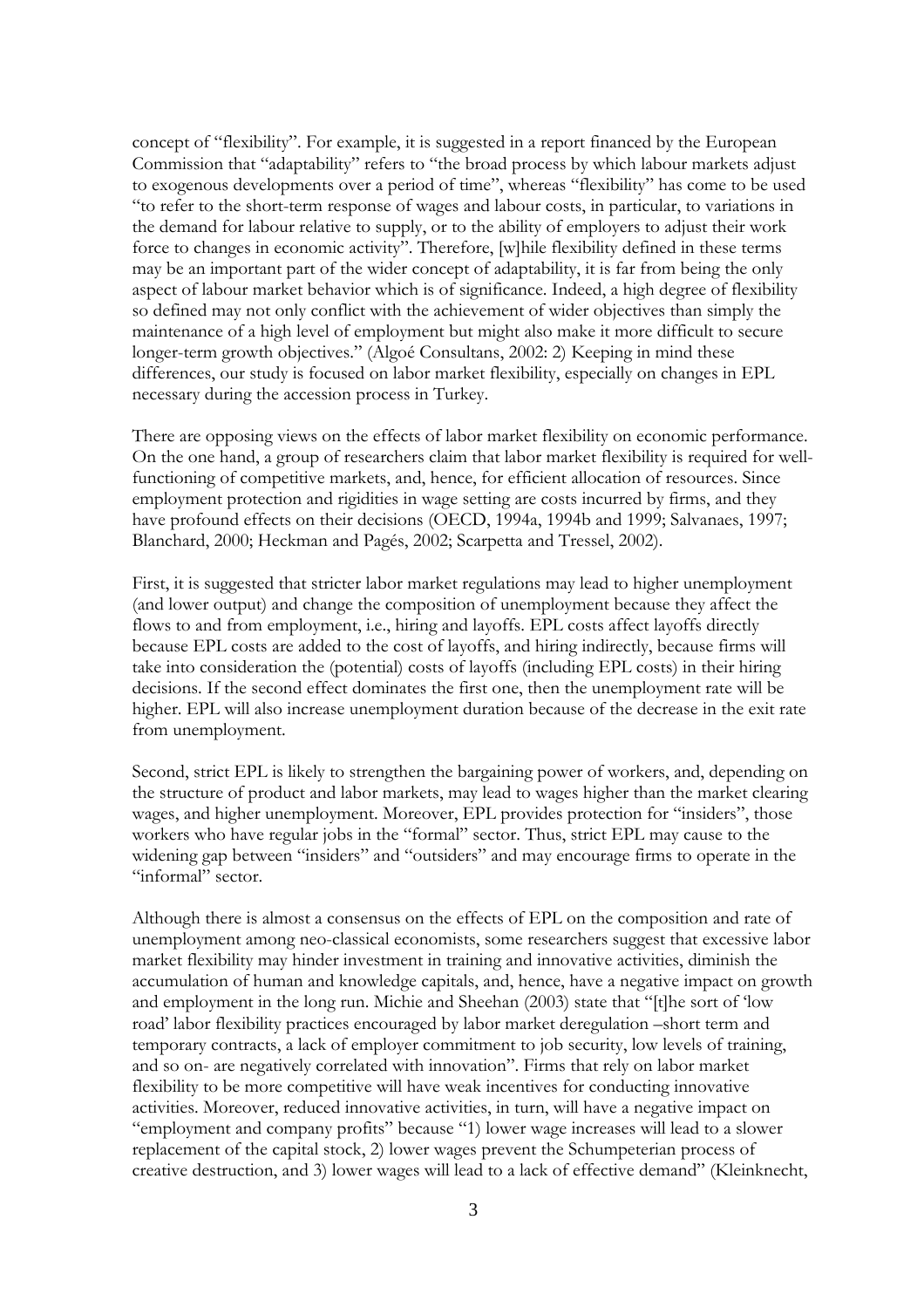concept of "flexibility". For example, it is suggested in a report financed by the European Commission that "adaptability" refers to "the broad process by which labour markets adjust to exogenous developments over a period of time", whereas "flexibility" has come to be used "to refer to the short-term response of wages and labour costs, in particular, to variations in the demand for labour relative to supply, or to the ability of employers to adjust their work force to changes in economic activity". Therefore, [w]hile flexibility defined in these terms may be an important part of the wider concept of adaptability, it is far from being the only aspect of labour market behavior which is of significance. Indeed, a high degree of flexibility so defined may not only conflict with the achievement of wider objectives than simply the maintenance of a high level of employment but might also make it more difficult to secure longer-term growth objectives." (Algoé Consultans, 2002: 2) Keeping in mind these differences, our study is focused on labor market flexibility, especially on changes in EPL necessary during the accession process in Turkey.

There are opposing views on the effects of labor market flexibility on economic performance. On the one hand, a group of researchers claim that labor market flexibility is required for well-functioning of competitive markets, and, hence, for efficient allocation of resources. Since employment protection and rigidities in wage setting are costs incurred by firms, and they have profound effects on their decisions (OECD, 1994a, 1994b and 1999; Salvanaes, 1997; Blanchard, 2000; Heckman and Pagés, 2002; Scarpetta and Tressel, 2002).

First, it is suggested that stricter labor market regulations may lead to higher unemployment (and lower output) and change the composition of unemployment because they affect the flows to and from employment, i.e., hiring and layoffs. EPL costs affect layoffs directly because EPL costs are added to the cost of layoffs, and hiring indirectly, because firms will take into consideration the (potential) costs of layoffs (including EPL costs) in their hiring decisions. If the second effect dominates the first one, then the unemployment rate will be higher. EPL will also increase unemployment duration because of the decrease in the exit rate from unemployment.

Second, strict EPL is likely to strengthen the bargaining power of workers, and, depending on the structure of product and labor markets, may lead to wages higher than the market clearing wages, and higher unemployment. Moreover, EPL provides protection for "insiders", those workers who have regular jobs in the "formal" sector. Thus, strict EPL may cause to the widening gap between "insiders" and "outsiders" and may encourage firms to operate in the "informal" sector.

Although there is almost a consensus on the effects of EPL on the composition and rate of unemployment among neo-classical economists, some researchers suggest that excessive labor market flexibility may hinder investment in training and innovative activities, diminish the accumulation of human and knowledge capitals, and, hence, have a negative impact on growth and employment in the long run. Michie and Sheehan (2003) state that "[t]he sort of 'low road' labor flexibility practices encouraged by labor market deregulation –short term and temporary contracts, a lack of employer commitment to job security, low levels of training, and so on- are negatively correlated with innovation". Firms that rely on labor market flexibility to be more competitive will have weak incentives for conducting innovative activities. Moreover, reduced innovative activities, in turn, will have a negative impact on "employment and company profits" because "1) lower wage increases will lead to a slower replacement of the capital stock, 2) lower wages prevent the Schumpeterian process of creative destruction, and 3) lower wages will lead to a lack of effective demand" (Kleinknecht,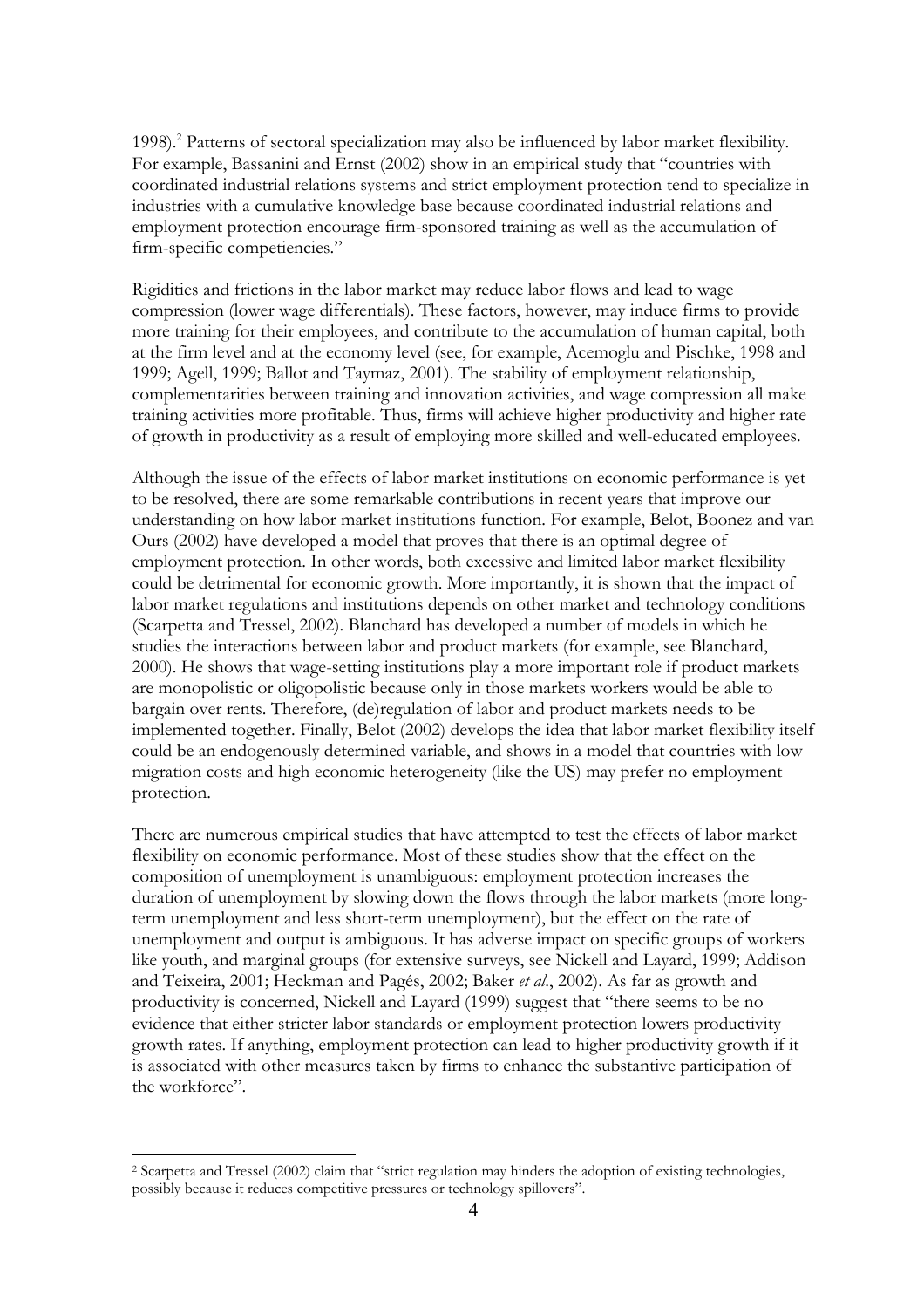1998).[2] Patterns of sectoral specialization may also be influenced by labor market flexibility. For example, Bassanini and Ernst (2002) show in an empirical study that "countries with coordinated industrial relations systems and strict employment protection tend to specialize in industries with a cumulative knowledge base because coordinated industrial relations and employment protection encourage firm-sponsored training as well as the accumulation of firm-specific competiencies."

Rigidities and frictions in the labor market may reduce labor flows and lead to wage compression (lower wage differentials). These factors, however, may induce firms to provide more training for their employees, and contribute to the accumulation of human capital, both at the firm level and at the economy level (see, for example, Acemoglu and Pischke, 1998 and 1999; Agell, 1999; Ballot and Taymaz, 2001). The stability of employment relationship, complementarities between training and innovation activities, and wage compression all make training activities more profitable. Thus, firms will achieve higher productivity and higher rate of growth in productivity as a result of employing more skilled and well-educated employees.

Although the issue of the effects of labor market institutions on economic performance is yet to be resolved, there are some remarkable contributions in recent years that improve our understanding on how labor market institutions function. For example, Belot, Boonez and van Ours (2002) have developed a model that proves that there is an optimal degree of employment protection. In other words, both excessive and limited labor market flexibility could be detrimental for economic growth. More importantly, it is shown that the impact of labor market regulations and institutions depends on other market and technology conditions (Scarpetta and Tressel, 2002). Blanchard has developed a number of models in which he studies the interactions between labor and product markets (for example, see Blanchard, 2000). He shows that wage-setting institutions play a more important role if product markets are monopolistic or oligopolistic because only in those markets workers would be able to bargain over rents. Therefore, (de)regulation of labor and product markets needs to be implemented together. Finally, Belot (2002) develops the idea that labor market flexibility itself could be an endogenously determined variable, and shows in a model that countries with low migration costs and high economic heterogeneity (like the US) may prefer no employment protection.

There are numerous empirical studies that have attempted to test the effects of labor market flexibility on economic performance. Most of these studies show that the effect on the composition of unemployment is unambiguous: employment protection increases the duration of unemployment by slowing down the flows through the labor markets (more long-term unemployment and less short-term unemployment), but the effect on the rate of unemployment and output is ambiguous. It has adverse impact on specific groups of workers like youth, and marginal groups (for extensive surveys, see Nickell and Layard, 1999; Addison and Teixeira, 2001; Heckman and Pagés, 2002; Baker *et al.*, 2002). As far as growth and productivity is concerned, Nickell and Layard (1999) suggest that "there seems to be no evidence that either stricter labor standards or employment protection lowers productivity growth rates. If anything, employment protection can lead to higher productivity growth if it is associated with other measures taken by firms to enhance the substantive participation of the workforce".

---

[2] Scarpetta and Tressel (2002) claim that "strict regulation may hinders the adoption of existing technologies, possibly because it reduces competitive pressures or technology spillovers".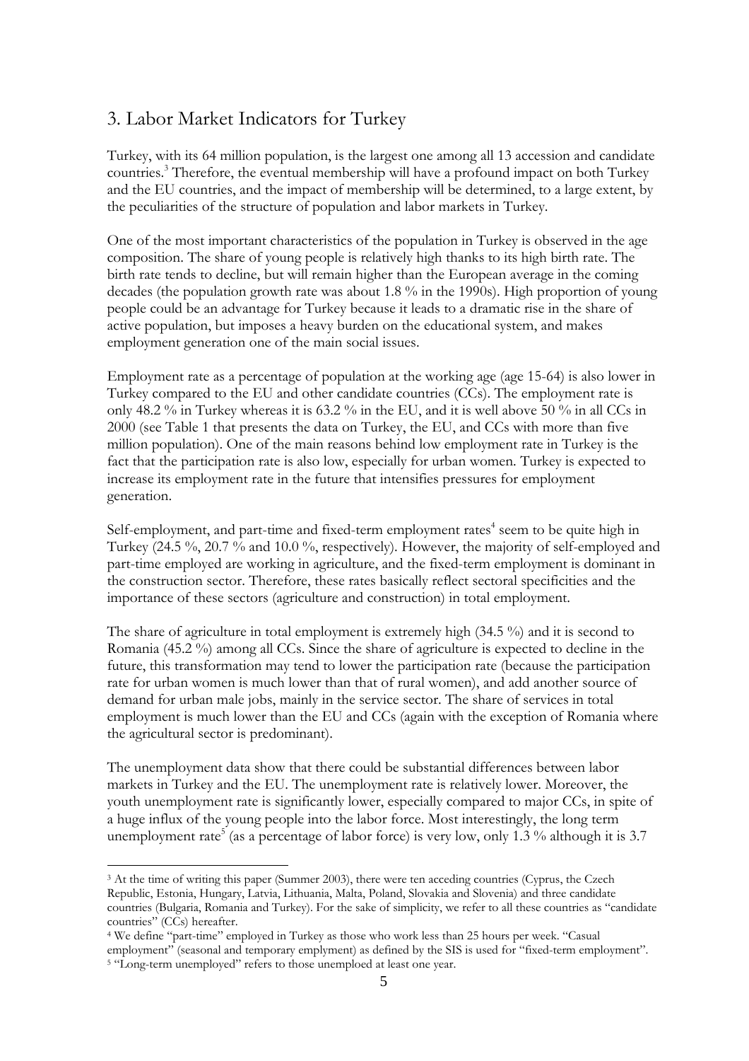## 3. Labor Market Indicators for Turkey

Turkey, with its 64 million population, is the largest one among all 13 accession and candidate countries.[3] Therefore, the eventual membership will have a profound impact on both Turkey and the EU countries, and the impact of membership will be determined, to a large extent, by the peculiarities of the structure of population and labor markets in Turkey.

One of the most important characteristics of the population in Turkey is observed in the age composition. The share of young people is relatively high thanks to its high birth rate. The birth rate tends to decline, but will remain higher than the European average in the coming decades (the population growth rate was about 1.8 % in the 1990s). High proportion of young people could be an advantage for Turkey because it leads to a dramatic rise in the share of active population, but imposes a heavy burden on the educational system, and makes employment generation one of the main social issues.

Employment rate as a percentage of population at the working age (age 15-64) is also lower in Turkey compared to the EU and other candidate countries (CCs). The employment rate is only 48.2 % in Turkey whereas it is 63.2 % in the EU, and it is well above 50 % in all CCs in 2000 (see Table 1 that presents the data on Turkey, the EU, and CCs with more than five million population). One of the main reasons behind low employment rate in Turkey is the fact that the participation rate is also low, especially for urban women. Turkey is expected to increase its employment rate in the future that intensifies pressures for employment generation.

Self-employment, and part-time and fixed-term employment rates[4] seem to be quite high in Turkey (24.5 %, 20.7 % and 10.0 %, respectively). However, the majority of self-employed and part-time employed are working in agriculture, and the fixed-term employment is dominant in the construction sector. Therefore, these rates basically reflect sectoral specificities and the importance of these sectors (agriculture and construction) in total employment.

The share of agriculture in total employment is extremely high (34.5 %) and it is second to Romania (45.2 %) among all CCs. Since the share of agriculture is expected to decline in the future, this transformation may tend to lower the participation rate (because the participation rate for urban women is much lower than that of rural women), and add another source of demand for urban male jobs, mainly in the service sector. The share of services in total employment is much lower than the EU and CCs (again with the exception of Romania where the agricultural sector is predominant).

The unemployment data show that there could be substantial differences between labor markets in Turkey and the EU. The unemployment rate is relatively lower. Moreover, the youth unemployment rate is significantly lower, especially compared to major CCs, in spite of a huge influx of the young people into the labor force. Most interestingly, the long term unemployment rate[5] (as a percentage of labor force) is very low, only 1.3 % although it is 3.7

---

[3] At the time of writing this paper (Summer 2003), there were ten acceding countries (Cyprus, the Czech Republic, Estonia, Hungary, Latvia, Lithuania, Malta, Poland, Slovakia and Slovenia) and three candidate countries (Bulgaria, Romania and Turkey). For the sake of simplicity, we refer to all these countries as "candidate countries" (CCs) hereafter.

[4] We define "part-time" employed in Turkey as those who work less than 25 hours per week. "Casual employment" (seasonal and temporary emplyment) as defined by the SIS is used for "fixed-term employment".

[5] "Long-term unemployed" refers to those unemploed at least one year.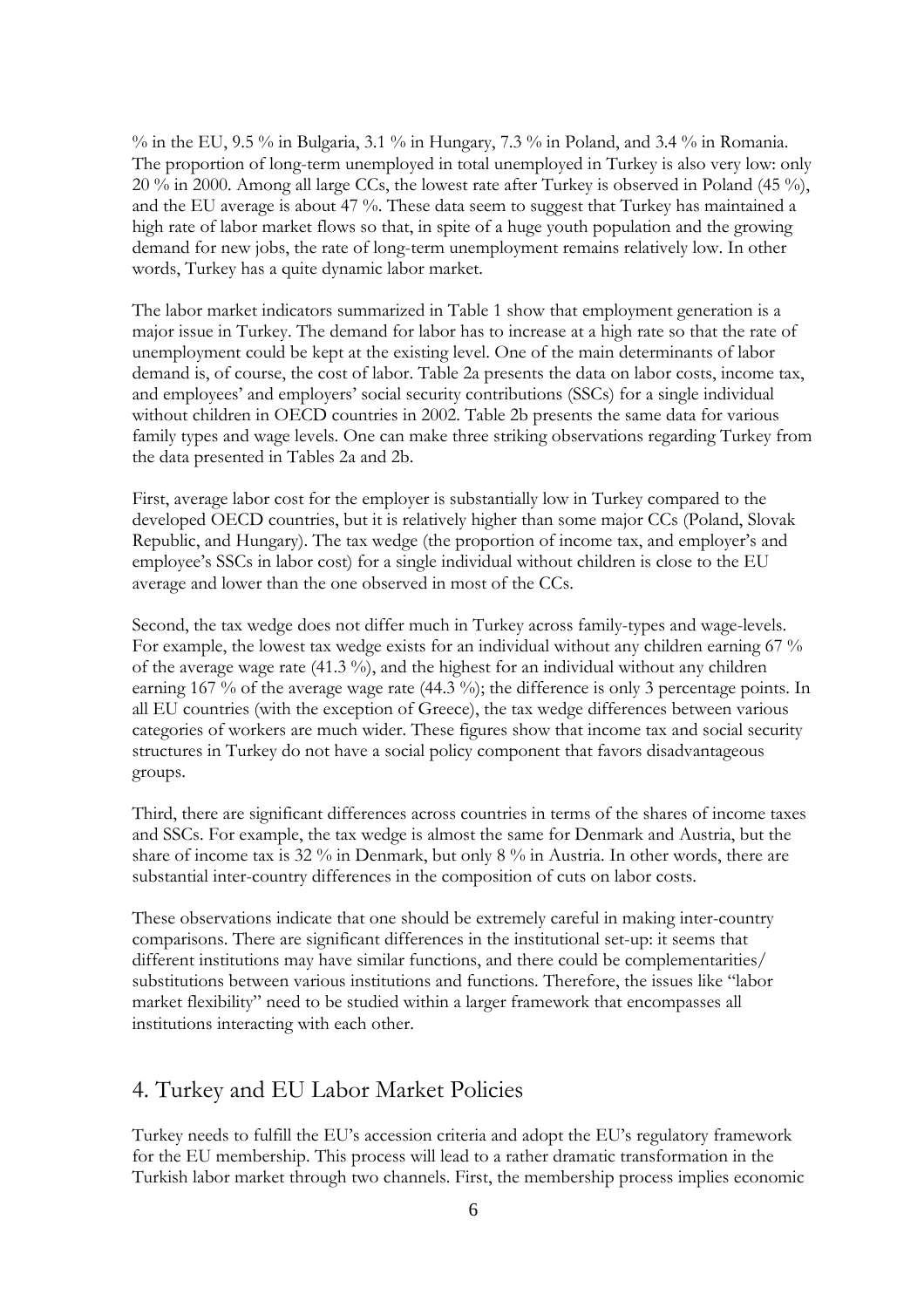% in the EU, 9.5 % in Bulgaria, 3.1 % in Hungary, 7.3 % in Poland, and 3.4 % in Romania. The proportion of long-term unemployed in total unemployed in Turkey is also very low: only 20 % in 2000. Among all large CCs, the lowest rate after Turkey is observed in Poland (45 %), and the EU average is about 47 %. These data seem to suggest that Turkey has maintained a high rate of labor market flows so that, in spite of a huge youth population and the growing demand for new jobs, the rate of long-term unemployment remains relatively low. In other words, Turkey has a quite dynamic labor market.

The labor market indicators summarized in Table 1 show that employment generation is a major issue in Turkey. The demand for labor has to increase at a high rate so that the rate of unemployment could be kept at the existing level. One of the main determinants of labor demand is, of course, the cost of labor. Table 2a presents the data on labor costs, income tax, and employees' and employers' social security contributions (SSCs) for a single individual without children in OECD countries in 2002. Table 2b presents the same data for various family types and wage levels. One can make three striking observations regarding Turkey from the data presented in Tables 2a and 2b.

First, average labor cost for the employer is substantially low in Turkey compared to the developed OECD countries, but it is relatively higher than some major CCs (Poland, Slovak Republic, and Hungary). The tax wedge (the proportion of income tax, and employer's and employee's SSCs in labor cost) for a single individual without children is close to the EU average and lower than the one observed in most of the CCs.

Second, the tax wedge does not differ much in Turkey across family-types and wage-levels. For example, the lowest tax wedge exists for an individual without any children earning 67 % of the average wage rate (41.3 %), and the highest for an individual without any children earning 167 % of the average wage rate (44.3 %); the difference is only 3 percentage points. In all EU countries (with the exception of Greece), the tax wedge differences between various categories of workers are much wider. These figures show that income tax and social security structures in Turkey do not have a social policy component that favors disadvantageous groups.

Third, there are significant differences across countries in terms of the shares of income taxes and SSCs. For example, the tax wedge is almost the same for Denmark and Austria, but the share of income tax is 32 % in Denmark, but only 8 % in Austria. In other words, there are substantial inter-country differences in the composition of cuts on labor costs.

These observations indicate that one should be extremely careful in making inter-country comparisons. There are significant differences in the institutional set-up: it seems that different institutions may have similar functions, and there could be complementarities/ substitutions between various institutions and functions. Therefore, the issues like "labor market flexibility" need to be studied within a larger framework that encompasses all institutions interacting with each other.

## 4. Turkey and EU Labor Market Policies

Turkey needs to fulfill the EU's accession criteria and adopt the EU's regulatory framework for the EU membership. This process will lead to a rather dramatic transformation in the Turkish labor market through two channels. First, the membership process implies economic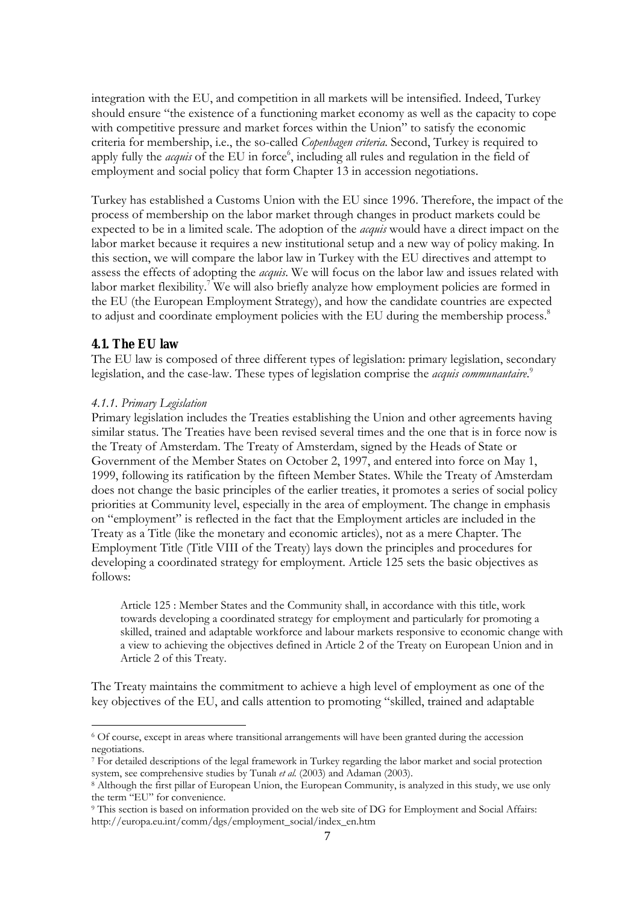integration with the EU, and competition in all markets will be intensified. Indeed, Turkey should ensure "the existence of a functioning market economy as well as the capacity to cope with competitive pressure and market forces within the Union" to satisfy the economic criteria for membership, i.e., the so-called *Copenhagen criteria*. Second, Turkey is required to apply fully the *acquis* of the EU in force[6], including all rules and regulation in the field of employment and social policy that form Chapter 13 in accession negotiations.

Turkey has established a Customs Union with the EU since 1996. Therefore, the impact of the process of membership on the labor market through changes in product markets could be expected to be in a limited scale. The adoption of the *acquis* would have a direct impact on the labor market because it requires a new institutional setup and a new way of policy making. In this section, we will compare the labor law in Turkey with the EU directives and attempt to assess the effects of adopting the *acquis*. We will focus on the labor law and issues related with labor market flexibility.[7] We will also briefly analyze how employment policies are formed in the EU (the European Employment Strategy), and how the candidate countries are expected to adjust and coordinate employment policies with the EU during the membership process.[8]

## 4.1. The EU law

The EU law is composed of three different types of legislation: primary legislation, secondary legislation, and the case-law. These types of legislation comprise the *acquis communautaire*.[9]

### *4.1.1. Primary Legislation*

Primary legislation includes the Treaties establishing the Union and other agreements having similar status. The Treaties have been revised several times and the one that is in force now is the Treaty of Amsterdam. The Treaty of Amsterdam, signed by the Heads of State or Government of the Member States on October 2, 1997, and entered into force on May 1, 1999, following its ratification by the fifteen Member States. While the Treaty of Amsterdam does not change the basic principles of the earlier treaties, it promotes a series of social policy priorities at Community level, especially in the area of employment. The change in emphasis on "employment" is reflected in the fact that the Employment articles are included in the Treaty as a Title (like the monetary and economic articles), not as a mere Chapter. The Employment Title (Title VIII of the Treaty) lays down the principles and procedures for developing a coordinated strategy for employment. Article 125 sets the basic objectives as follows:

> Article 125 : Member States and the Community shall, in accordance with this title, work towards developing a coordinated strategy for employment and particularly for promoting a skilled, trained and adaptable workforce and labour markets responsive to economic change with a view to achieving the objectives defined in Article 2 of the Treaty on European Union and in Article 2 of this Treaty.

The Treaty maintains the commitment to achieve a high level of employment as one of the key objectives of the EU, and calls attention to promoting "skilled, trained and adaptable

---

[6] Of course, except in areas where transitional arrangements will have been granted during the accession negotiations.

[7] For detailed descriptions of the legal framework in Turkey regarding the labor market and social protection system, see comprehensive studies by Tunalı *et al.* (2003) and Adaman (2003).

[8] Although the first pillar of European Union, the European Community, is analyzed in this study, we use only the term "EU" for convenience.

[9] This section is based on information provided on the web site of DG for Employment and Social Affairs: http://europa.eu.int/comm/dgs/employment_social/index_en.htm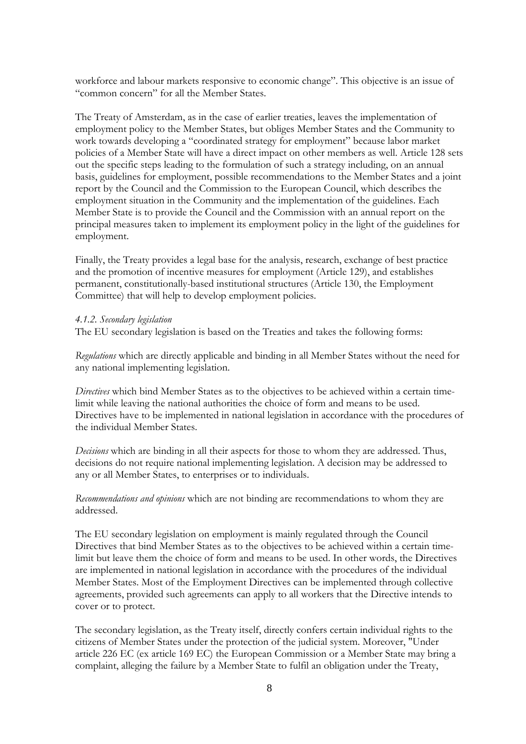workforce and labour markets responsive to economic change". This objective is an issue of "common concern" for all the Member States.

The Treaty of Amsterdam, as in the case of earlier treaties, leaves the implementation of employment policy to the Member States, but obliges Member States and the Community to work towards developing a "coordinated strategy for employment" because labor market policies of a Member State will have a direct impact on other members as well. Article 128 sets out the specific steps leading to the formulation of such a strategy including, on an annual basis, guidelines for employment, possible recommendations to the Member States and a joint report by the Council and the Commission to the European Council, which describes the employment situation in the Community and the implementation of the guidelines. Each Member State is to provide the Council and the Commission with an annual report on the principal measures taken to implement its employment policy in the light of the guidelines for employment.

Finally, the Treaty provides a legal base for the analysis, research, exchange of best practice and the promotion of incentive measures for employment (Article 129), and establishes permanent, constitutionally-based institutional structures (Article 130, the Employment Committee) that will help to develop employment policies.

#### *4.1.2. Secondary legislation*

The EU secondary legislation is based on the Treaties and takes the following forms:

*Regulations* which are directly applicable and binding in all Member States without the need for any national implementing legislation.

*Directives* which bind Member States as to the objectives to be achieved within a certain time-limit while leaving the national authorities the choice of form and means to be used. Directives have to be implemented in national legislation in accordance with the procedures of the individual Member States.

*Decisions* which are binding in all their aspects for those to whom they are addressed. Thus, decisions do not require national implementing legislation. A decision may be addressed to any or all Member States, to enterprises or to individuals.

*Recommendations and opinions* which are not binding are recommendations to whom they are addressed.

The EU secondary legislation on employment is mainly regulated through the Council Directives that bind Member States as to the objectives to be achieved within a certain time-limit but leave them the choice of form and means to be used. In other words, the Directives are implemented in national legislation in accordance with the procedures of the individual Member States. Most of the Employment Directives can be implemented through collective agreements, provided such agreements can apply to all workers that the Directive intends to cover or to protect.

The secondary legislation, as the Treaty itself, directly confers certain individual rights to the citizens of Member States under the protection of the judicial system. Moreover, "Under article 226 EC (ex article 169 EC) the European Commission or a Member State may bring a complaint, alleging the failure by a Member State to fulfil an obligation under the Treaty,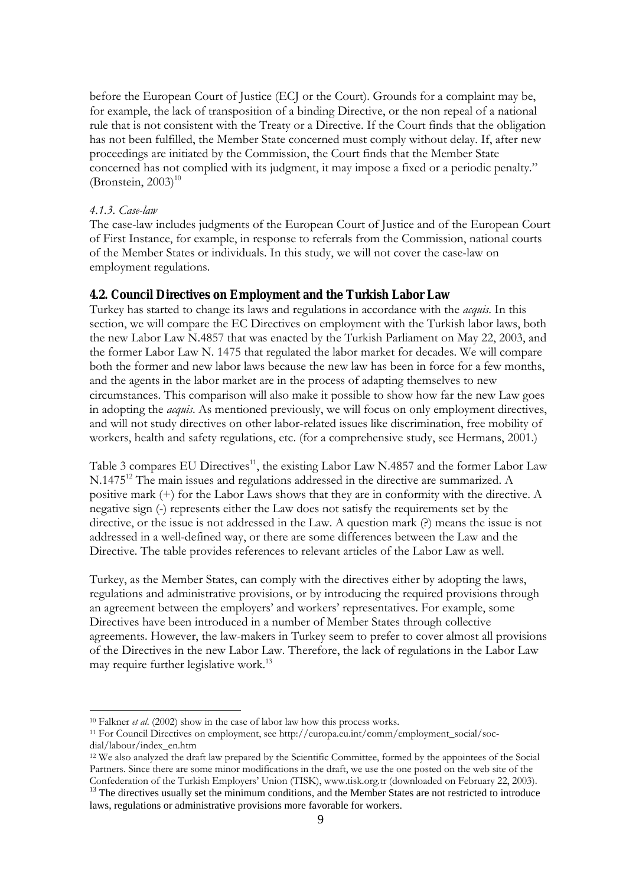before the European Court of Justice (ECJ or the Court). Grounds for a complaint may be, for example, the lack of transposition of a binding Directive, or the non repeal of a national rule that is not consistent with the Treaty or a Directive. If the Court finds that the obligation has not been fulfilled, the Member State concerned must comply without delay. If, after new proceedings are initiated by the Commission, the Court finds that the Member State concerned has not complied with its judgment, it may impose a fixed or a periodic penalty." (Bronstein, 2003)[10]

#### *4.1.3. Case-law*

The case-law includes judgments of the European Court of Justice and of the European Court of First Instance, for example, in response to referrals from the Commission, national courts of the Member States or individuals. In this study, we will not cover the case-law on employment regulations.

### 4.2. Council Directives on Employment and the Turkish Labor Law

Turkey has started to change its laws and regulations in accordance with the *acquis*. In this section, we will compare the EC Directives on employment with the Turkish labor laws, both the new Labor Law N.4857 that was enacted by the Turkish Parliament on May 22, 2003, and the former Labor Law N. 1475 that regulated the labor market for decades. We will compare both the former and new labor laws because the new law has been in force for a few months, and the agents in the labor market are in the process of adapting themselves to new circumstances. This comparison will also make it possible to show how far the new Law goes in adopting the *acquis*. As mentioned previously, we will focus on only employment directives, and will not study directives on other labor-related issues like discrimination, free mobility of workers, health and safety regulations, etc. (for a comprehensive study, see Hermans, 2001.)

Table 3 compares EU Directives[11], the existing Labor Law N.4857 and the former Labor Law N.1475[12] The main issues and regulations addressed in the directive are summarized. A positive mark (+) for the Labor Laws shows that they are in conformity with the directive. A negative sign (-) represents either the Law does not satisfy the requirements set by the directive, or the issue is not addressed in the Law. A question mark (?) means the issue is not addressed in a well-defined way, or there are some differences between the Law and the Directive. The table provides references to relevant articles of the Labor Law as well.

Turkey, as the Member States, can comply with the directives either by adopting the laws, regulations and administrative provisions, or by introducing the required provisions through an agreement between the employers' and workers' representatives. For example, some Directives have been introduced in a number of Member States through collective agreements. However, the law-makers in Turkey seem to prefer to cover almost all provisions of the Directives in the new Labor Law. Therefore, the lack of regulations in the Labor Law may require further legislative work.[13]

---

[10] Falkner *et al*. (2002) show in the case of labor law how this process works.

[11] For Council Directives on employment, see http://europa.eu.int/comm/employment_social/soc-dial/labour/index_en.htm

[12] We also analyzed the draft law prepared by the Scientific Committee, formed by the appointees of the Social Partners. Since there are some minor modifications in the draft, we use the one posted on the web site of the Confederation of the Turkish Employers' Union (TISK), www.tisk.org.tr (downloaded on February 22, 2003).

[13] The directives usually set the minimum conditions, and the Member States are not restricted to introduce laws, regulations or administrative provisions more favorable for workers.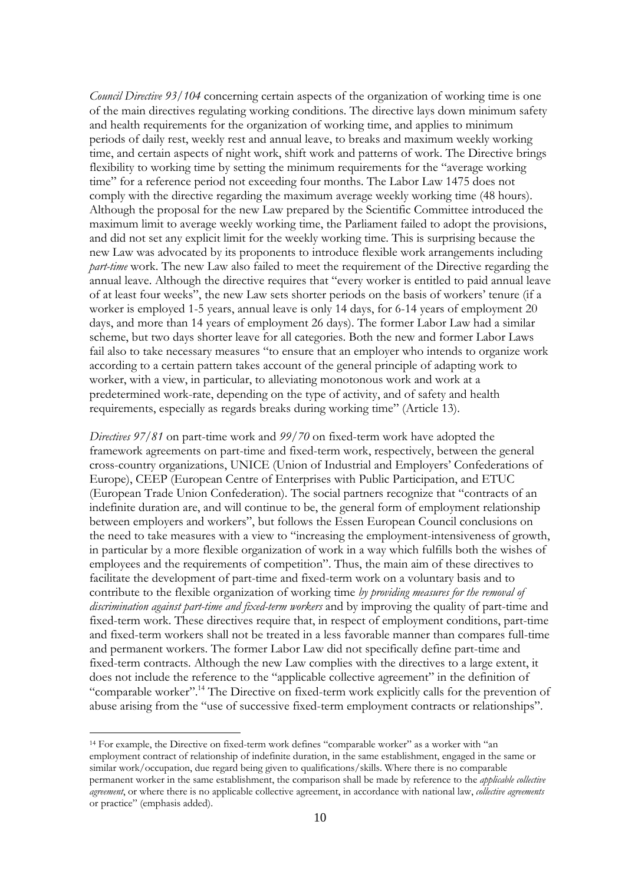*Council Directive 93/104* concerning certain aspects of the organization of working time is one of the main directives regulating working conditions. The directive lays down minimum safety and health requirements for the organization of working time, and applies to minimum periods of daily rest, weekly rest and annual leave, to breaks and maximum weekly working time, and certain aspects of night work, shift work and patterns of work. The Directive brings flexibility to working time by setting the minimum requirements for the "average working time" for a reference period not exceeding four months. The Labor Law 1475 does not comply with the directive regarding the maximum average weekly working time (48 hours). Although the proposal for the new Law prepared by the Scientific Committee introduced the maximum limit to average weekly working time, the Parliament failed to adopt the provisions, and did not set any explicit limit for the weekly working time. This is surprising because the new Law was advocated by its proponents to introduce flexible work arrangements including *part-time* work. The new Law also failed to meet the requirement of the Directive regarding the annual leave. Although the directive requires that "every worker is entitled to paid annual leave of at least four weeks", the new Law sets shorter periods on the basis of workers' tenure (if a worker is employed 1-5 years, annual leave is only 14 days, for 6-14 years of employment 20 days, and more than 14 years of employment 26 days). The former Labor Law had a similar scheme, but two days shorter leave for all categories. Both the new and former Labor Laws fail also to take necessary measures "to ensure that an employer who intends to organize work according to a certain pattern takes account of the general principle of adapting work to worker, with a view, in particular, to alleviating monotonous work and work at a predetermined work-rate, depending on the type of activity, and of safety and health requirements, especially as regards breaks during working time" (Article 13).

*Directives 97/81* on part-time work and *99/70* on fixed-term work have adopted the framework agreements on part-time and fixed-term work, respectively, between the general cross-country organizations, UNICE (Union of Industrial and Employers' Confederations of Europe), CEEP (European Centre of Enterprises with Public Participation, and ETUC (European Trade Union Confederation). The social partners recognize that "contracts of an indefinite duration are, and will continue to be, the general form of employment relationship between employers and workers", but follows the Essen European Council conclusions on the need to take measures with a view to "increasing the employment-intensiveness of growth, in particular by a more flexible organization of work in a way which fulfills both the wishes of employees and the requirements of competition". Thus, the main aim of these directives to facilitate the development of part-time and fixed-term work on a voluntary basis and to contribute to the flexible organization of working time *by providing measures for the removal of discrimination against part-time and fixed-term workers* and by improving the quality of part-time and fixed-term work. These directives require that, in respect of employment conditions, part-time and fixed-term workers shall not be treated in a less favorable manner than compares full-time and permanent workers. The former Labor Law did not specifically define part-time and fixed-term contracts. Although the new Law complies with the directives to a large extent, it does not include the reference to the "applicable collective agreement" in the definition of "comparable worker".[14] The Directive on fixed-term work explicitly calls for the prevention of abuse arising from the "use of successive fixed-term employment contracts or relationships".

[14] For example, the Directive on fixed-term work defines "comparable worker" as a worker with "an employment contract of relationship of indefinite duration, in the same establishment, engaged in the same or similar work/occupation, due regard being given to qualifications/skills. Where there is no comparable permanent worker in the same establishment, the comparison shall be made by reference to the *applicable collective agreement*, or where there is no applicable collective agreement, in accordance with national law, *collective agreements* or practice" (emphasis added).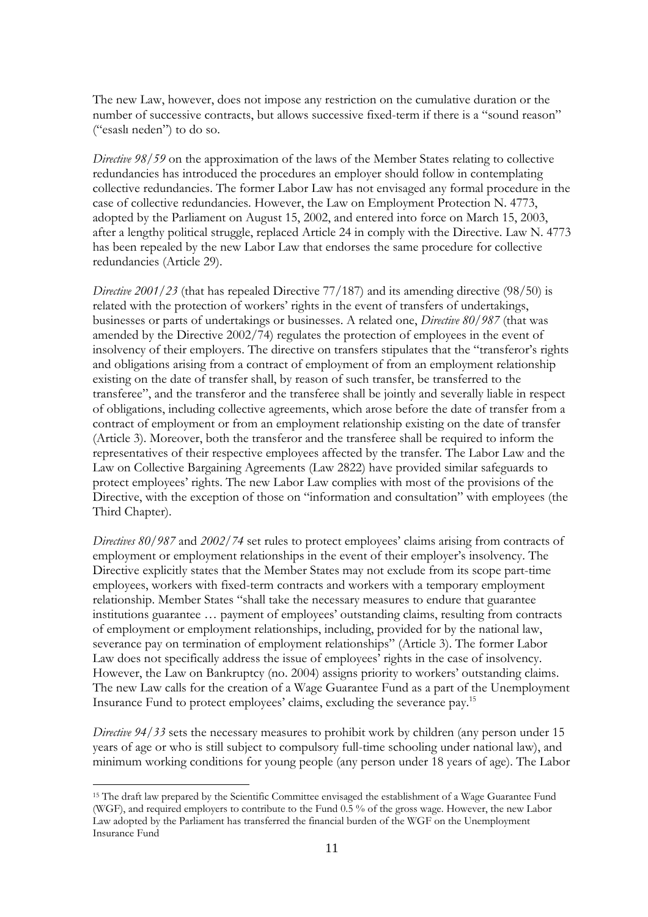The new Law, however, does not impose any restriction on the cumulative duration or the number of successive contracts, but allows successive fixed-term if there is a "sound reason" ("esaslı neden") to do so.

*Directive 98/59* on the approximation of the laws of the Member States relating to collective redundancies has introduced the procedures an employer should follow in contemplating collective redundancies. The former Labor Law has not envisaged any formal procedure in the case of collective redundancies. However, the Law on Employment Protection N. 4773, adopted by the Parliament on August 15, 2002, and entered into force on March 15, 2003, after a lengthy political struggle, replaced Article 24 in comply with the Directive. Law N. 4773 has been repealed by the new Labor Law that endorses the same procedure for collective redundancies (Article 29).

*Directive 2001/23* (that has repealed Directive 77/187) and its amending directive (98/50) is related with the protection of workers' rights in the event of transfers of undertakings, businesses or parts of undertakings or businesses. A related one, *Directive 80/987* (that was amended by the Directive 2002/74) regulates the protection of employees in the event of insolvency of their employers. The directive on transfers stipulates that the "transferor's rights and obligations arising from a contract of employment of from an employment relationship existing on the date of transfer shall, by reason of such transfer, be transferred to the transferee", and the transferor and the transferee shall be jointly and severally liable in respect of obligations, including collective agreements, which arose before the date of transfer from a contract of employment or from an employment relationship existing on the date of transfer (Article 3). Moreover, both the transferor and the transferee shall be required to inform the representatives of their respective employees affected by the transfer. The Labor Law and the Law on Collective Bargaining Agreements (Law 2822) have provided similar safeguards to protect employees' rights. The new Labor Law complies with most of the provisions of the Directive, with the exception of those on "information and consultation" with employees (the Third Chapter).

*Directives 80/987* and *2002/74* set rules to protect employees' claims arising from contracts of employment or employment relationships in the event of their employer's insolvency. The Directive explicitly states that the Member States may not exclude from its scope part-time employees, workers with fixed-term contracts and workers with a temporary employment relationship. Member States "shall take the necessary measures to endure that guarantee institutions guarantee … payment of employees' outstanding claims, resulting from contracts of employment or employment relationships, including, provided for by the national law, severance pay on termination of employment relationships" (Article 3). The former Labor Law does not specifically address the issue of employees' rights in the case of insolvency. However, the Law on Bankruptcy (no. 2004) assigns priority to workers' outstanding claims. The new Law calls for the creation of a Wage Guarantee Fund as a part of the Unemployment Insurance Fund to protect employees' claims, excluding the severance pay.[15]

*Directive 94/33* sets the necessary measures to prohibit work by children (any person under 15 years of age or who is still subject to compulsory full-time schooling under national law), and minimum working conditions for young people (any person under 18 years of age). The Labor

---

[15] The draft law prepared by the Scientific Committee envisaged the establishment of a Wage Guarantee Fund (WGF), and required employers to contribute to the Fund 0.5 % of the gross wage. However, the new Labor Law adopted by the Parliament has transferred the financial burden of the WGF on the Unemployment Insurance Fund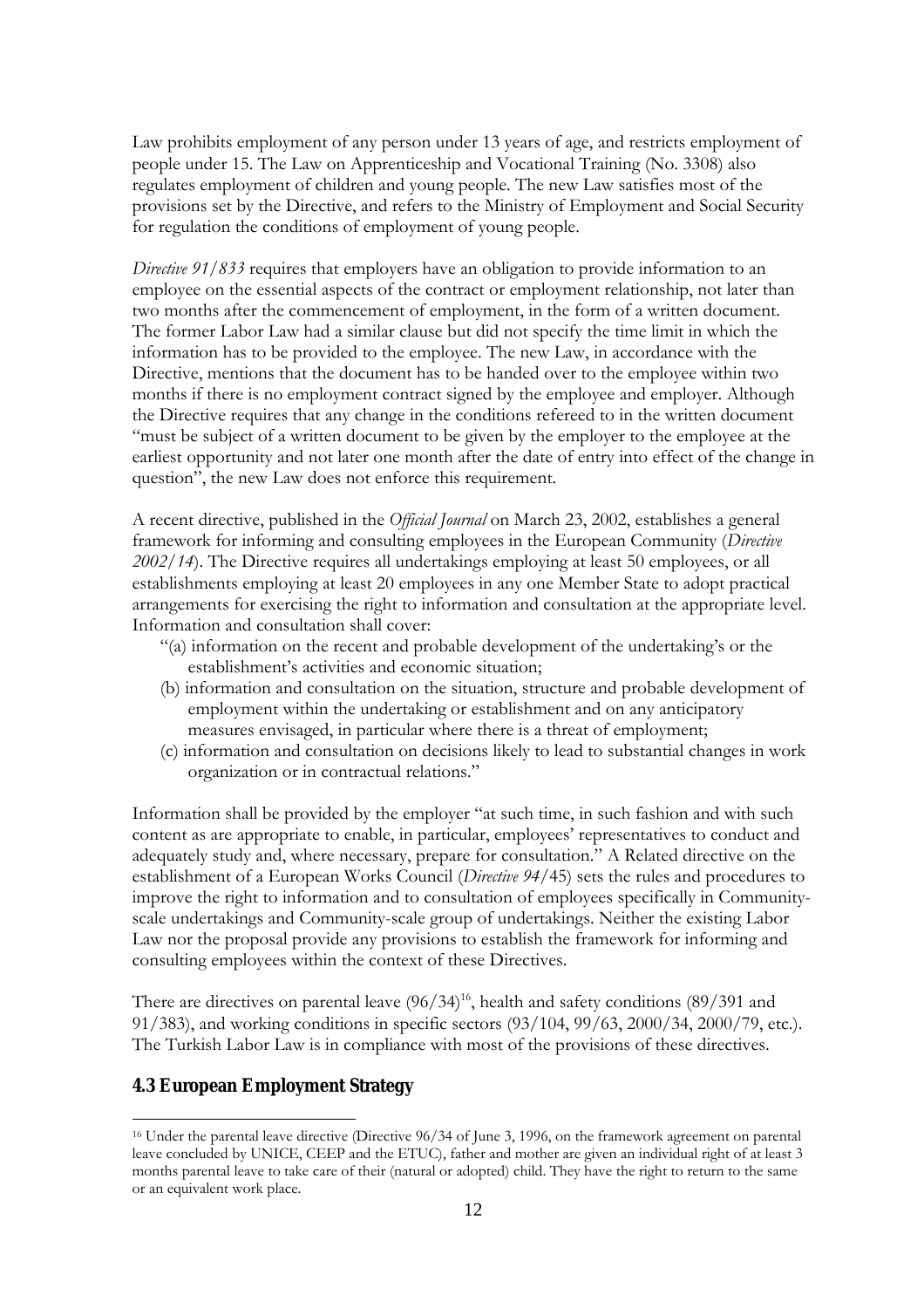Law prohibits employment of any person under 13 years of age, and restricts employment of people under 15. The Law on Apprenticeship and Vocational Training (No. 3308) also regulates employment of children and young people. The new Law satisfies most of the provisions set by the Directive, and refers to the Ministry of Employment and Social Security for regulation the conditions of employment of young people.

*Directive 91/833* requires that employers have an obligation to provide information to an employee on the essential aspects of the contract or employment relationship, not later than two months after the commencement of employment, in the form of a written document. The former Labor Law had a similar clause but did not specify the time limit in which the information has to be provided to the employee. The new Law, in accordance with the Directive, mentions that the document has to be handed over to the employee within two months if there is no employment contract signed by the employee and employer. Although the Directive requires that any change in the conditions refereed to in the written document "must be subject of a written document to be given by the employer to the employee at the earliest opportunity and not later one month after the date of entry into effect of the change in question", the new Law does not enforce this requirement.

A recent directive, published in the *Official Journal* on March 23, 2002, establishes a general framework for informing and consulting employees in the European Community (*Directive 2002/14*). The Directive requires all undertakings employing at least 50 employees, or all establishments employing at least 20 employees in any one Member State to adopt practical arrangements for exercising the right to information and consultation at the appropriate level. Information and consultation shall cover:

"(a) information on the recent and probable development of the undertaking's or the establishment's activities and economic situation;
(b) information and consultation on the situation, structure and probable development of employment within the undertaking or establishment and on any anticipatory measures envisaged, in particular where there is a threat of employment;
(c) information and consultation on decisions likely to lead to substantial changes in work organization or in contractual relations."

Information shall be provided by the employer "at such time, in such fashion and with such content as are appropriate to enable, in particular, employees' representatives to conduct and adequately study and, where necessary, prepare for consultation." A Related directive on the establishment of a European Works Council (*Directive 94*/45) sets the rules and procedures to improve the right to information and to consultation of employees specifically in Community-scale undertakings and Community-scale group of undertakings. Neither the existing Labor Law nor the proposal provide any provisions to establish the framework for informing and consulting employees within the context of these Directives.

There are directives on parental leave (96/34)[16], health and safety conditions (89/391 and 91/383), and working conditions in specific sectors (93/104, 99/63, 2000/34, 2000/79, etc.). The Turkish Labor Law is in compliance with most of the provisions of these directives.

### 4.3 European Employment Strategy

[16] Under the parental leave directive (Directive 96/34 of June 3, 1996, on the framework agreement on parental leave concluded by UNICE, CEEP and the ETUC), father and mother are given an individual right of at least 3 months parental leave to take care of their (natural or adopted) child. They have the right to return to the same or an equivalent work place.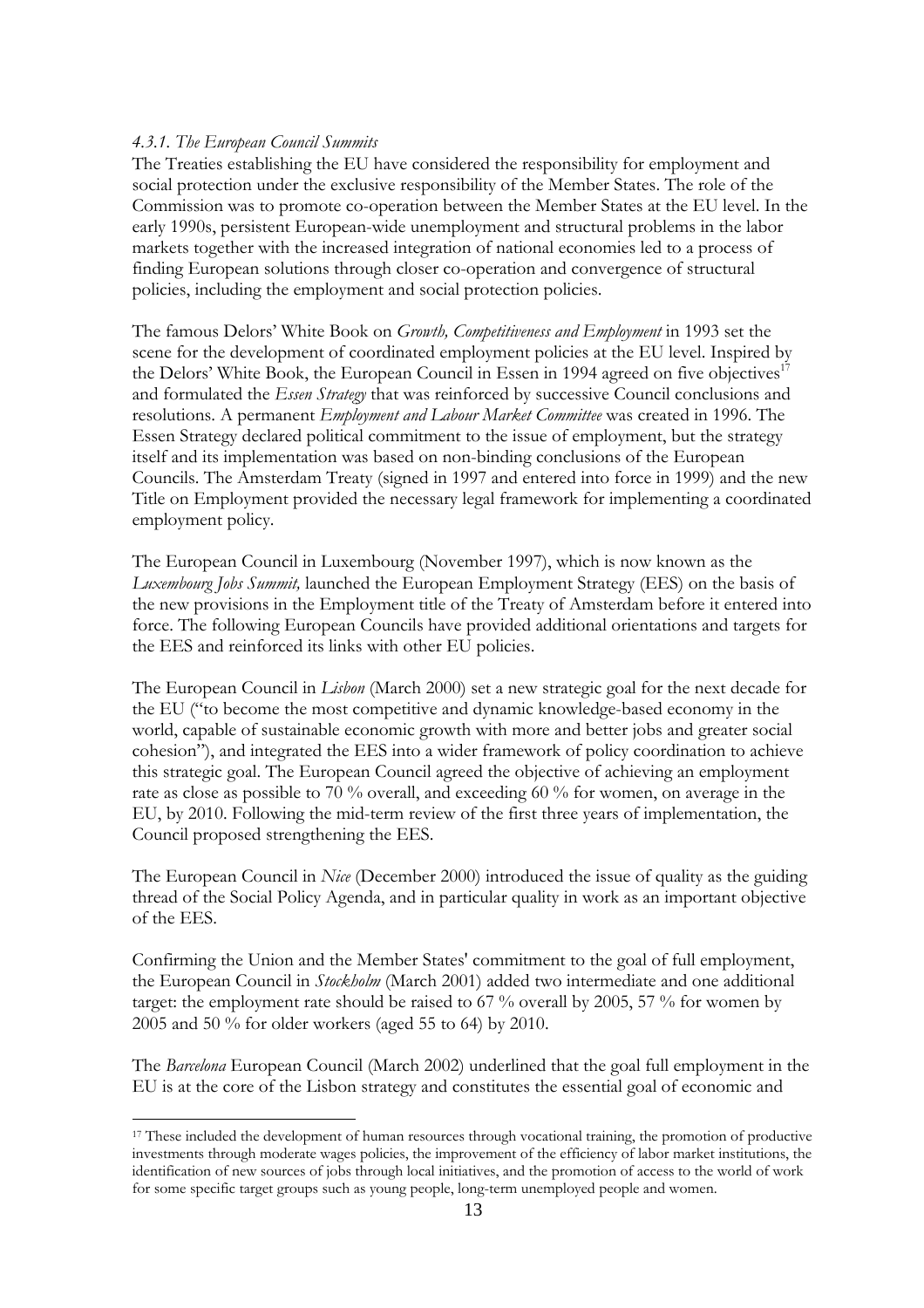#### *4.3.1. The European Council Summits*

The Treaties establishing the EU have considered the responsibility for employment and social protection under the exclusive responsibility of the Member States. The role of the Commission was to promote co-operation between the Member States at the EU level. In the early 1990s, persistent European-wide unemployment and structural problems in the labor markets together with the increased integration of national economies led to a process of finding European solutions through closer co-operation and convergence of structural policies, including the employment and social protection policies.

The famous Delors' White Book on *Growth, Competitiveness and Employment* in 1993 set the scene for the development of coordinated employment policies at the EU level. Inspired by the Delors' White Book, the European Council in Essen in 1994 agreed on five objectives[17] and formulated the *Essen Strategy* that was reinforced by successive Council conclusions and resolutions. A permanent *Employment and Labour Market Committee* was created in 1996. The Essen Strategy declared political commitment to the issue of employment, but the strategy itself and its implementation was based on non-binding conclusions of the European Councils. The Amsterdam Treaty (signed in 1997 and entered into force in 1999) and the new Title on Employment provided the necessary legal framework for implementing a coordinated employment policy.

The European Council in Luxembourg (November 1997), which is now known as the *Luxembourg Jobs Summit,* launched the European Employment Strategy (EES) on the basis of the new provisions in the Employment title of the Treaty of Amsterdam before it entered into force. The following European Councils have provided additional orientations and targets for the EES and reinforced its links with other EU policies.

The European Council in *Lisbon* (March 2000) set a new strategic goal for the next decade for the EU ("to become the most competitive and dynamic knowledge-based economy in the world, capable of sustainable economic growth with more and better jobs and greater social cohesion"), and integrated the EES into a wider framework of policy coordination to achieve this strategic goal. The European Council agreed the objective of achieving an employment rate as close as possible to 70 % overall, and exceeding 60 % for women, on average in the EU, by 2010. Following the mid-term review of the first three years of implementation, the Council proposed strengthening the EES.

The European Council in *Nice* (December 2000) introduced the issue of quality as the guiding thread of the Social Policy Agenda, and in particular quality in work as an important objective of the EES.

Confirming the Union and the Member States' commitment to the goal of full employment, the European Council in *Stockholm* (March 2001) added two intermediate and one additional target: the employment rate should be raised to 67 % overall by 2005, 57 % for women by 2005 and 50 % for older workers (aged 55 to 64) by 2010.

The *Barcelona* European Council (March 2002) underlined that the goal full employment in the EU is at the core of the Lisbon strategy and constitutes the essential goal of economic and

---

[17] These included the development of human resources through vocational training, the promotion of productive investments through moderate wages policies, the improvement of the efficiency of labor market institutions, the identification of new sources of jobs through local initiatives, and the promotion of access to the world of work for some specific target groups such as young people, long-term unemployed people and women.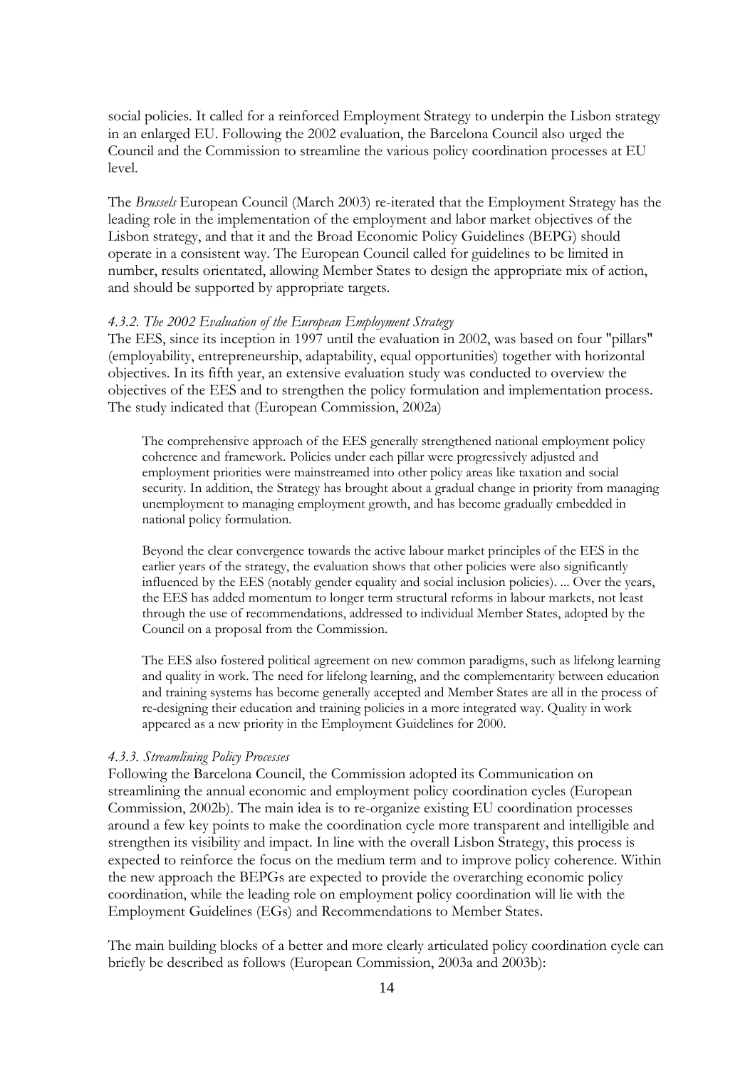social policies. It called for a reinforced Employment Strategy to underpin the Lisbon strategy in an enlarged EU. Following the 2002 evaluation, the Barcelona Council also urged the Council and the Commission to streamline the various policy coordination processes at EU level.

The *Brussels* European Council (March 2003) re-iterated that the Employment Strategy has the leading role in the implementation of the employment and labor market objectives of the Lisbon strategy, and that it and the Broad Economic Policy Guidelines (BEPG) should operate in a consistent way. The European Council called for guidelines to be limited in number, results orientated, allowing Member States to design the appropriate mix of action, and should be supported by appropriate targets.

#### *4.3.2. The 2002 Evaluation of the European Employment Strategy*

The EES, since its inception in 1997 until the evaluation in 2002, was based on four "pillars" (employability, entrepreneurship, adaptability, equal opportunities) together with horizontal objectives. In its fifth year, an extensive evaluation study was conducted to overview the objectives of the EES and to strengthen the policy formulation and implementation process. The study indicated that (European Commission, 2002a)

> The comprehensive approach of the EES generally strengthened national employment policy coherence and framework. Policies under each pillar were progressively adjusted and employment priorities were mainstreamed into other policy areas like taxation and social security. In addition, the Strategy has brought about a gradual change in priority from managing unemployment to managing employment growth, and has become gradually embedded in national policy formulation.
>
> Beyond the clear convergence towards the active labour market principles of the EES in the earlier years of the strategy, the evaluation shows that other policies were also significantly influenced by the EES (notably gender equality and social inclusion policies). ... Over the years, the EES has added momentum to longer term structural reforms in labour markets, not least through the use of recommendations, addressed to individual Member States, adopted by the Council on a proposal from the Commission.
>
> The EES also fostered political agreement on new common paradigms, such as lifelong learning and quality in work. The need for lifelong learning, and the complementarity between education and training systems has become generally accepted and Member States are all in the process of re-designing their education and training policies in a more integrated way. Quality in work appeared as a new priority in the Employment Guidelines for 2000.

#### *4.3.3. Streamlining Policy Processes*

Following the Barcelona Council, the Commission adopted its Communication on streamlining the annual economic and employment policy coordination cycles (European Commission, 2002b). The main idea is to re-organize existing EU coordination processes around a few key points to make the coordination cycle more transparent and intelligible and strengthen its visibility and impact. In line with the overall Lisbon Strategy, this process is expected to reinforce the focus on the medium term and to improve policy coherence. Within the new approach the BEPGs are expected to provide the overarching economic policy coordination, while the leading role on employment policy coordination will lie with the Employment Guidelines (EGs) and Recommendations to Member States.

The main building blocks of a better and more clearly articulated policy coordination cycle can briefly be described as follows (European Commission, 2003a and 2003b):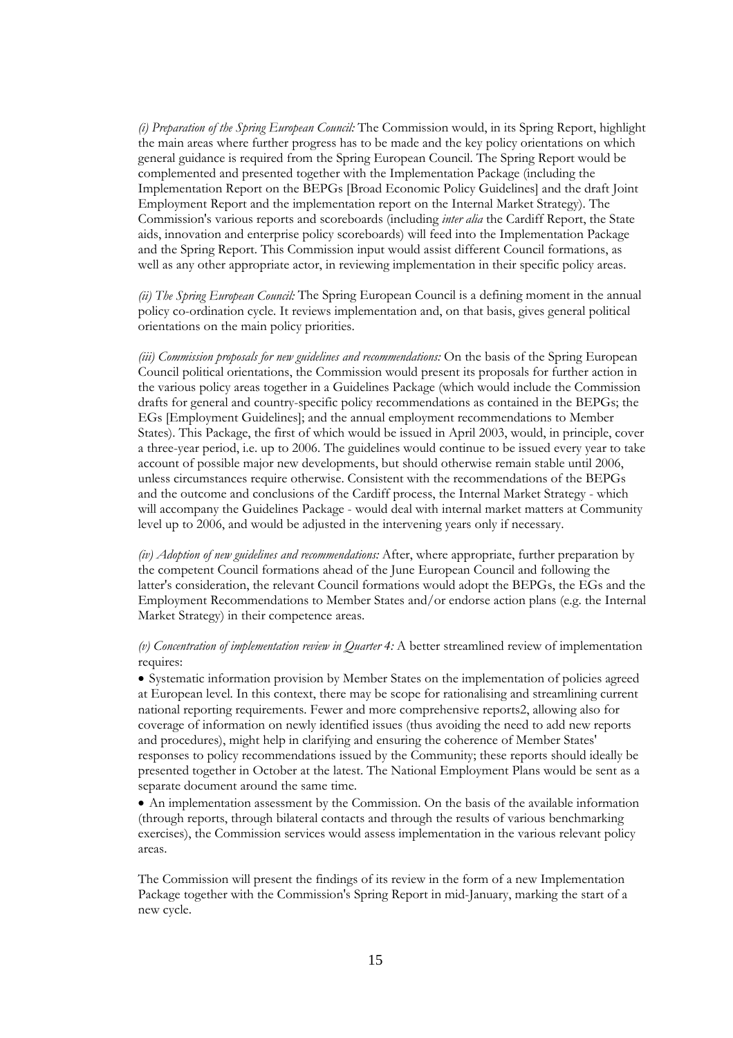*(i) Preparation of the Spring European Council:* The Commission would, in its Spring Report, highlight the main areas where further progress has to be made and the key policy orientations on which general guidance is required from the Spring European Council. The Spring Report would be complemented and presented together with the Implementation Package (including the Implementation Report on the BEPGs [Broad Economic Policy Guidelines] and the draft Joint Employment Report and the implementation report on the Internal Market Strategy). The Commission's various reports and scoreboards (including *inter alia* the Cardiff Report, the State aids, innovation and enterprise policy scoreboards) will feed into the Implementation Package and the Spring Report. This Commission input would assist different Council formations, as well as any other appropriate actor, in reviewing implementation in their specific policy areas.

*(ii) The Spring European Council:* The Spring European Council is a defining moment in the annual policy co-ordination cycle. It reviews implementation and, on that basis, gives general political orientations on the main policy priorities.

*(iii) Commission proposals for new guidelines and recommendations:* On the basis of the Spring European Council political orientations, the Commission would present its proposals for further action in the various policy areas together in a Guidelines Package (which would include the Commission drafts for general and country-specific policy recommendations as contained in the BEPGs; the EGs [Employment Guidelines]; and the annual employment recommendations to Member States). This Package, the first of which would be issued in April 2003, would, in principle, cover a three-year period, i.e. up to 2006. The guidelines would continue to be issued every year to take account of possible major new developments, but should otherwise remain stable until 2006, unless circumstances require otherwise. Consistent with the recommendations of the BEPGs and the outcome and conclusions of the Cardiff process, the Internal Market Strategy - which will accompany the Guidelines Package - would deal with internal market matters at Community level up to 2006, and would be adjusted in the intervening years only if necessary.

*(iv) Adoption of new guidelines and recommendations:* After, where appropriate, further preparation by the competent Council formations ahead of the June European Council and following the latter's consideration, the relevant Council formations would adopt the BEPGs, the EGs and the Employment Recommendations to Member States and/or endorse action plans (e.g. the Internal Market Strategy) in their competence areas.

*(v) Concentration of implementation review in Quarter 4:* A better streamlined review of implementation requires:

- Systematic information provision by Member States on the implementation of policies agreed at European level. In this context, there may be scope for rationalising and streamlining current national reporting requirements. Fewer and more comprehensive reports[2], allowing also for coverage of information on newly identified issues (thus avoiding the need to add new reports and procedures), might help in clarifying and ensuring the coherence of Member States' responses to policy recommendations issued by the Community; these reports should ideally be presented together in October at the latest. The National Employment Plans would be sent as a separate document around the same time.
- An implementation assessment by the Commission. On the basis of the available information (through reports, through bilateral contacts and through the results of various benchmarking exercises), the Commission services would assess implementation in the various relevant policy areas.

The Commission will present the findings of its review in the form of a new Implementation Package together with the Commission's Spring Report in mid-January, marking the start of a new cycle.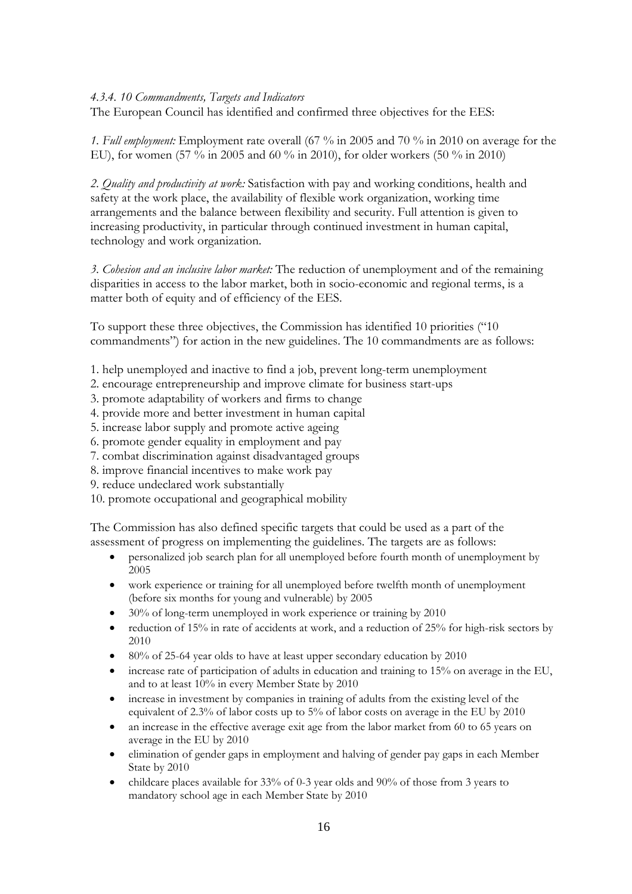#### *4.3.4. 10 Commandments, Targets and Indicators*

The European Council has identified and confirmed three objectives for the EES:

*1. Full employment:* Employment rate overall (67 % in 2005 and 70 % in 2010 on average for the EU), for women (57 % in 2005 and 60 % in 2010), for older workers (50 % in 2010)

*2. Quality and productivity at work:* Satisfaction with pay and working conditions, health and safety at the work place, the availability of flexible work organization, working time arrangements and the balance between flexibility and security. Full attention is given to increasing productivity, in particular through continued investment in human capital, technology and work organization.

*3. Cohesion and an inclusive labor market:* The reduction of unemployment and of the remaining disparities in access to the labor market, both in socio-economic and regional terms, is a matter both of equity and of efficiency of the EES.

To support these three objectives, the Commission has identified 10 priorities ("10 commandments") for action in the new guidelines. The 10 commandments are as follows:

1. help unemployed and inactive to find a job, prevent long-term unemployment
2. encourage entrepreneurship and improve climate for business start-ups
3. promote adaptability of workers and firms to change
4. provide more and better investment in human capital
5. increase labor supply and promote active ageing
6. promote gender equality in employment and pay
7. combat discrimination against disadvantaged groups
8. improve financial incentives to make work pay
9. reduce undeclared work substantially
10. promote occupational and geographical mobility

The Commission has also defined specific targets that could be used as a part of the assessment of progress on implementing the guidelines. The targets are as follows:

- personalized job search plan for all unemployed before fourth month of unemployment by 2005
- work experience or training for all unemployed before twelfth month of unemployment (before six months for young and vulnerable) by 2005
- 30% of long-term unemployed in work experience or training by 2010
- reduction of 15% in rate of accidents at work, and a reduction of 25% for high-risk sectors by 2010
- 80% of 25-64 year olds to have at least upper secondary education by 2010
- increase rate of participation of adults in education and training to 15% on average in the EU, and to at least 10% in every Member State by 2010
- increase in investment by companies in training of adults from the existing level of the equivalent of 2.3% of labor costs up to 5% of labor costs on average in the EU by 2010
- an increase in the effective average exit age from the labor market from 60 to 65 years on average in the EU by 2010
- elimination of gender gaps in employment and halving of gender pay gaps in each Member State by 2010
- childcare places available for 33% of 0-3 year olds and 90% of those from 3 years to mandatory school age in each Member State by 2010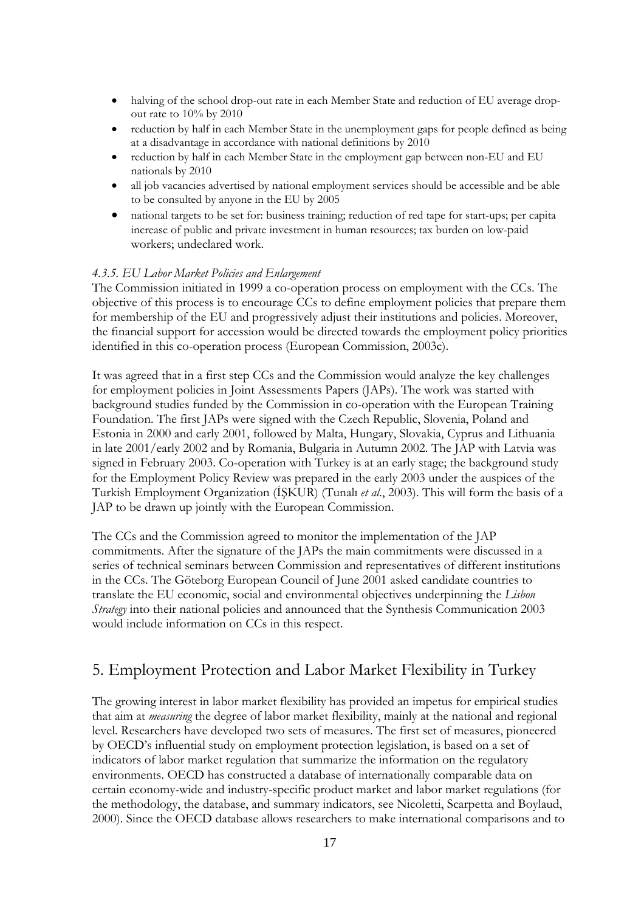- halving of the school drop-out rate in each Member State and reduction of EU average drop-out rate to 10% by 2010
- reduction by half in each Member State in the unemployment gaps for people defined as being at a disadvantage in accordance with national definitions by 2010
- reduction by half in each Member State in the employment gap between non-EU and EU nationals by 2010
- all job vacancies advertised by national employment services should be accessible and be able to be consulted by anyone in the EU by 2005
- national targets to be set for: business training; reduction of red tape for start-ups; per capita increase of public and private investment in human resources; tax burden on low-paid workers; undeclared work.

#### *4.3.5. EU Labor Market Policies and Enlargement*

The Commission initiated in 1999 a co-operation process on employment with the CCs. The objective of this process is to encourage CCs to define employment policies that prepare them for membership of the EU and progressively adjust their institutions and policies. Moreover, the financial support for accession would be directed towards the employment policy priorities identified in this co-operation process (European Commission, 2003c).

It was agreed that in a first step CCs and the Commission would analyze the key challenges for employment policies in Joint Assessments Papers (JAPs). The work was started with background studies funded by the Commission in co-operation with the European Training Foundation. The first JAPs were signed with the Czech Republic, Slovenia, Poland and Estonia in 2000 and early 2001, followed by Malta, Hungary, Slovakia, Cyprus and Lithuania in late 2001/early 2002 and by Romania, Bulgaria in Autumn 2002. The JAP with Latvia was signed in February 2003. Co-operation with Turkey is at an early stage; the background study for the Employment Policy Review was prepared in the early 2003 under the auspices of the Turkish Employment Organization (İŞKUR) (Tunalı *et al.*, 2003). This will form the basis of a JAP to be drawn up jointly with the European Commission.

The CCs and the Commission agreed to monitor the implementation of the JAP commitments. After the signature of the JAPs the main commitments were discussed in a series of technical seminars between Commission and representatives of different institutions in the CCs. The Göteborg European Council of June 2001 asked candidate countries to translate the EU economic, social and environmental objectives underpinning the *Lisbon Strategy* into their national policies and announced that the Synthesis Communication 2003 would include information on CCs in this respect.

## 5. Employment Protection and Labor Market Flexibility in Turkey

The growing interest in labor market flexibility has provided an impetus for empirical studies that aim at *measuring* the degree of labor market flexibility, mainly at the national and regional level. Researchers have developed two sets of measures. The first set of measures, pioneered by OECD's influential study on employment protection legislation, is based on a set of indicators of labor market regulation that summarize the information on the regulatory environments. OECD has constructed a database of internationally comparable data on certain economy-wide and industry-specific product market and labor market regulations (for the methodology, the database, and summary indicators, see Nicoletti, Scarpetta and Boylaud, 2000). Since the OECD database allows researchers to make international comparisons and to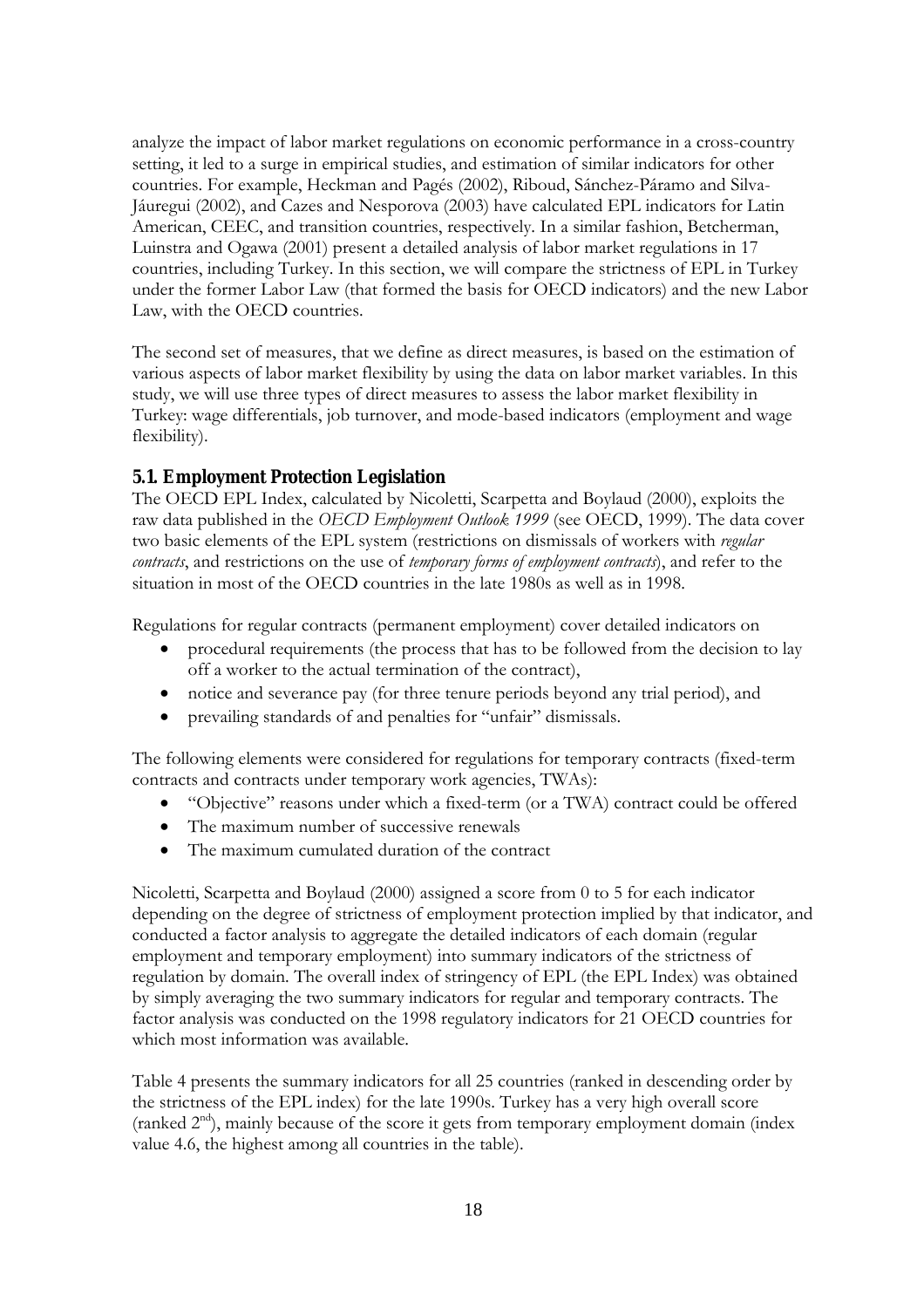analyze the impact of labor market regulations on economic performance in a cross-country setting, it led to a surge in empirical studies, and estimation of similar indicators for other countries. For example, Heckman and Pagés (2002), Riboud, Sánchez-Páramo and Silva-Jáuregui (2002), and Cazes and Nesporova (2003) have calculated EPL indicators for Latin American, CEEC, and transition countries, respectively. In a similar fashion, Betcherman, Luinstra and Ogawa (2001) present a detailed analysis of labor market regulations in 17 countries, including Turkey. In this section, we will compare the strictness of EPL in Turkey under the former Labor Law (that formed the basis for OECD indicators) and the new Labor Law, with the OECD countries.

The second set of measures, that we define as direct measures, is based on the estimation of various aspects of labor market flexibility by using the data on labor market variables. In this study, we will use three types of direct measures to assess the labor market flexibility in Turkey: wage differentials, job turnover, and mode-based indicators (employment and wage flexibility).

### 5.1. Employment Protection Legislation

The OECD EPL Index, calculated by Nicoletti, Scarpetta and Boylaud (2000), exploits the raw data published in the *OECD Employment Outlook 1999* (see OECD, 1999). The data cover two basic elements of the EPL system (restrictions on dismissals of workers with *regular contracts*, and restrictions on the use of *temporary forms of employment contracts*), and refer to the situation in most of the OECD countries in the late 1980s as well as in 1998.

Regulations for regular contracts (permanent employment) cover detailed indicators on

- procedural requirements (the process that has to be followed from the decision to lay off a worker to the actual termination of the contract),
- notice and severance pay (for three tenure periods beyond any trial period), and
- prevailing standards of and penalties for "unfair" dismissals.

The following elements were considered for regulations for temporary contracts (fixed-term contracts and contracts under temporary work agencies, TWAs):

- "Objective" reasons under which a fixed-term (or a TWA) contract could be offered
- The maximum number of successive renewals
- The maximum cumulated duration of the contract

Nicoletti, Scarpetta and Boylaud (2000) assigned a score from 0 to 5 for each indicator depending on the degree of strictness of employment protection implied by that indicator, and conducted a factor analysis to aggregate the detailed indicators of each domain (regular employment and temporary employment) into summary indicators of the strictness of regulation by domain. The overall index of stringency of EPL (the EPL Index) was obtained by simply averaging the two summary indicators for regular and temporary contracts. The factor analysis was conducted on the 1998 regulatory indicators for 21 OECD countries for which most information was available.

Table 4 presents the summary indicators for all 25 countries (ranked in descending order by the strictness of the EPL index) for the late 1990s. Turkey has a very high overall score (ranked 2nd), mainly because of the score it gets from temporary employment domain (index value 4.6, the highest among all countries in the table).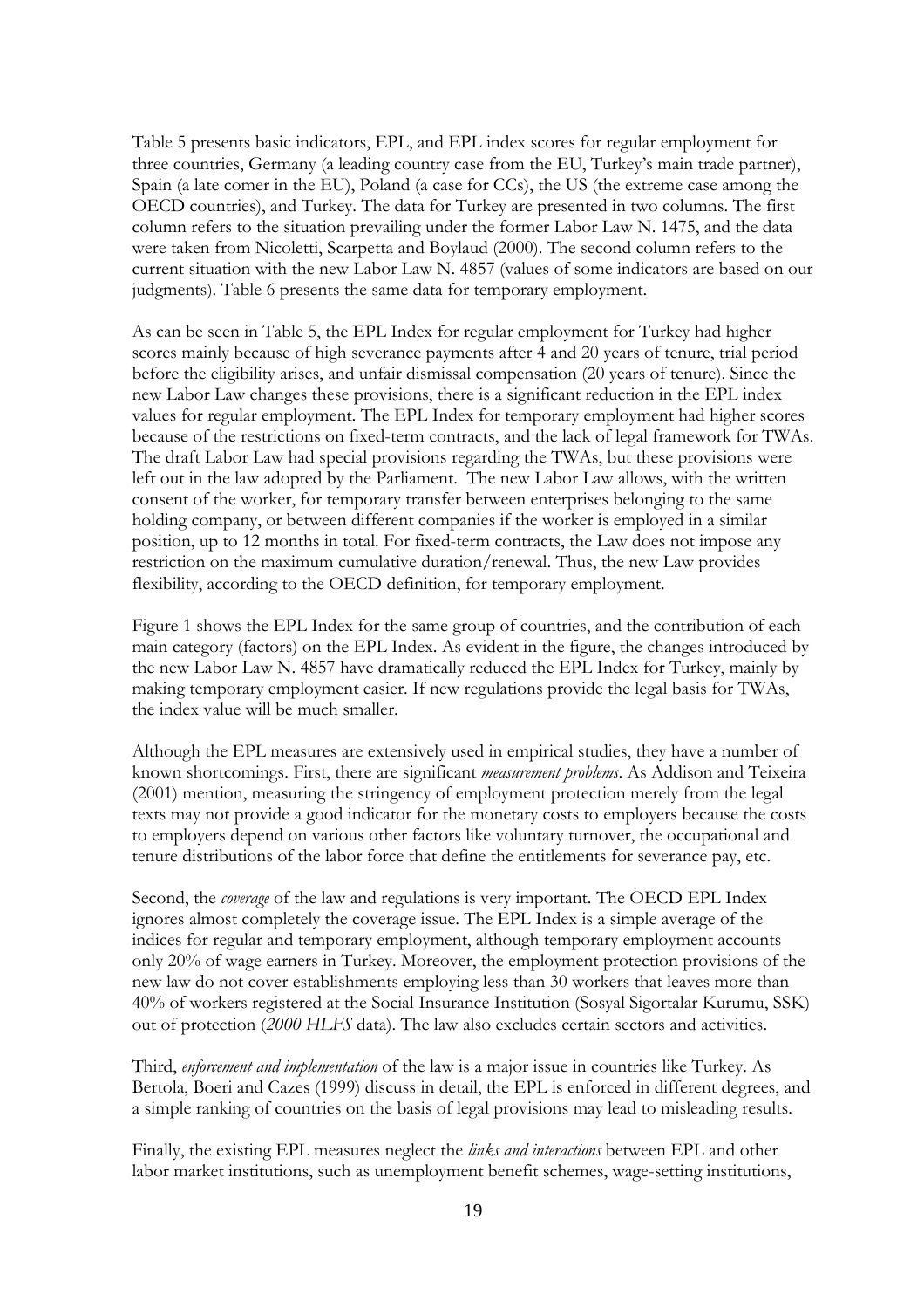Table 5 presents basic indicators, EPL, and EPL index scores for regular employment for three countries, Germany (a leading country case from the EU, Turkey's main trade partner), Spain (a late comer in the EU), Poland (a case for CCs), the US (the extreme case among the OECD countries), and Turkey. The data for Turkey are presented in two columns. The first column refers to the situation prevailing under the former Labor Law N. 1475, and the data were taken from Nicoletti, Scarpetta and Boylaud (2000). The second column refers to the current situation with the new Labor Law N. 4857 (values of some indicators are based on our judgments). Table 6 presents the same data for temporary employment.

As can be seen in Table 5, the EPL Index for regular employment for Turkey had higher scores mainly because of high severance payments after 4 and 20 years of tenure, trial period before the eligibility arises, and unfair dismissal compensation (20 years of tenure). Since the new Labor Law changes these provisions, there is a significant reduction in the EPL index values for regular employment. The EPL Index for temporary employment had higher scores because of the restrictions on fixed-term contracts, and the lack of legal framework for TWAs. The draft Labor Law had special provisions regarding the TWAs, but these provisions were left out in the law adopted by the Parliament. The new Labor Law allows, with the written consent of the worker, for temporary transfer between enterprises belonging to the same holding company, or between different companies if the worker is employed in a similar position, up to 12 months in total. For fixed-term contracts, the Law does not impose any restriction on the maximum cumulative duration/renewal. Thus, the new Law provides flexibility, according to the OECD definition, for temporary employment.

Figure 1 shows the EPL Index for the same group of countries, and the contribution of each main category (factors) on the EPL Index. As evident in the figure, the changes introduced by the new Labor Law N. 4857 have dramatically reduced the EPL Index for Turkey, mainly by making temporary employment easier. If new regulations provide the legal basis for TWAs, the index value will be much smaller.

Although the EPL measures are extensively used in empirical studies, they have a number of known shortcomings. First, there are significant *measurement problems*. As Addison and Teixeira (2001) mention, measuring the stringency of employment protection merely from the legal texts may not provide a good indicator for the monetary costs to employers because the costs to employers depend on various other factors like voluntary turnover, the occupational and tenure distributions of the labor force that define the entitlements for severance pay, etc.

Second, the *coverage* of the law and regulations is very important. The OECD EPL Index ignores almost completely the coverage issue. The EPL Index is a simple average of the indices for regular and temporary employment, although temporary employment accounts only 20% of wage earners in Turkey. Moreover, the employment protection provisions of the new law do not cover establishments employing less than 30 workers that leaves more than 40% of workers registered at the Social Insurance Institution (Sosyal Sigortalar Kurumu, SSK) out of protection (*2000 HLFS* data). The law also excludes certain sectors and activities.

Third, *enforcement and implementation* of the law is a major issue in countries like Turkey. As Bertola, Boeri and Cazes (1999) discuss in detail, the EPL is enforced in different degrees, and a simple ranking of countries on the basis of legal provisions may lead to misleading results.

Finally, the existing EPL measures neglect the *links and interactions* between EPL and other labor market institutions, such as unemployment benefit schemes, wage-setting institutions,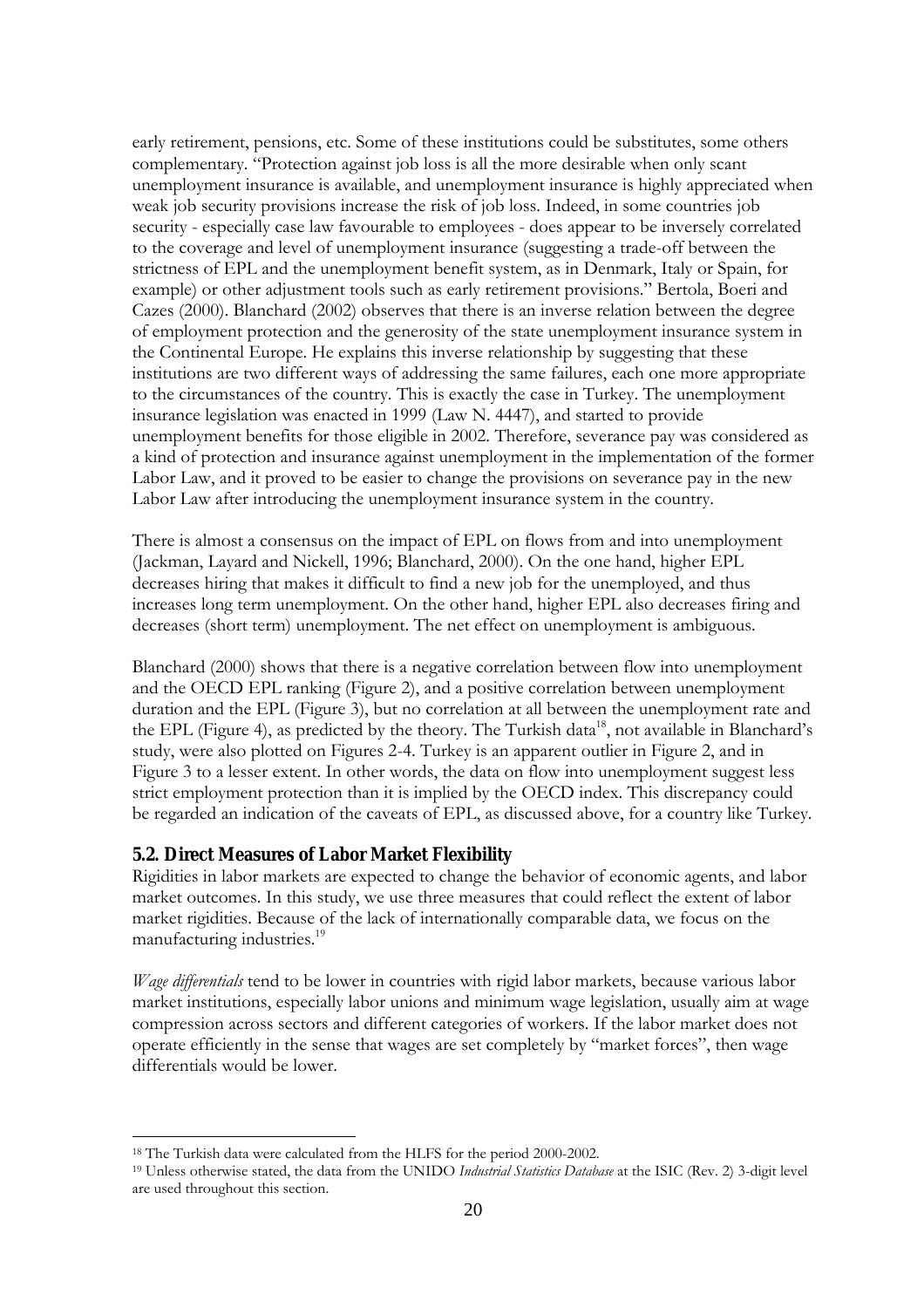early retirement, pensions, etc. Some of these institutions could be substitutes, some others complementary. "Protection against job loss is all the more desirable when only scant unemployment insurance is available, and unemployment insurance is highly appreciated when weak job security provisions increase the risk of job loss. Indeed, in some countries job security - especially case law favourable to employees - does appear to be inversely correlated to the coverage and level of unemployment insurance (suggesting a trade-off between the strictness of EPL and the unemployment benefit system, as in Denmark, Italy or Spain, for example) or other adjustment tools such as early retirement provisions." Bertola, Boeri and Cazes (2000). Blanchard (2002) observes that there is an inverse relation between the degree of employment protection and the generosity of the state unemployment insurance system in the Continental Europe. He explains this inverse relationship by suggesting that these institutions are two different ways of addressing the same failures, each one more appropriate to the circumstances of the country. This is exactly the case in Turkey. The unemployment insurance legislation was enacted in 1999 (Law N. 4447), and started to provide unemployment benefits for those eligible in 2002. Therefore, severance pay was considered as a kind of protection and insurance against unemployment in the implementation of the former Labor Law, and it proved to be easier to change the provisions on severance pay in the new Labor Law after introducing the unemployment insurance system in the country.

There is almost a consensus on the impact of EPL on flows from and into unemployment (Jackman, Layard and Nickell, 1996; Blanchard, 2000). On the one hand, higher EPL decreases hiring that makes it difficult to find a new job for the unemployed, and thus increases long term unemployment. On the other hand, higher EPL also decreases firing and decreases (short term) unemployment. The net effect on unemployment is ambiguous.

Blanchard (2000) shows that there is a negative correlation between flow into unemployment and the OECD EPL ranking (Figure 2), and a positive correlation between unemployment duration and the EPL (Figure 3), but no correlation at all between the unemployment rate and the EPL (Figure 4), as predicted by the theory. The Turkish data[18], not available in Blanchard's study, were also plotted on Figures 2-4. Turkey is an apparent outlier in Figure 2, and in Figure 3 to a lesser extent. In other words, the data on flow into unemployment suggest less strict employment protection than it is implied by the OECD index. This discrepancy could be regarded an indication of the caveats of EPL, as discussed above, for a country like Turkey.

### 5.2. Direct Measures of Labor Market Flexibility

Rigidities in labor markets are expected to change the behavior of economic agents, and labor market outcomes. In this study, we use three measures that could reflect the extent of labor market rigidities. Because of the lack of internationally comparable data, we focus on the manufacturing industries.[19]

*Wage differentials* tend to be lower in countries with rigid labor markets, because various labor market institutions, especially labor unions and minimum wage legislation, usually aim at wage compression across sectors and different categories of workers. If the labor market does not operate efficiently in the sense that wages are set completely by "market forces", then wage differentials would be lower.

[18] The Turkish data were calculated from the HLFS for the period 2000-2002.

[19] Unless otherwise stated, the data from the UNIDO *Industrial Statistics Database* at the ISIC (Rev. 2) 3-digit level are used throughout this section.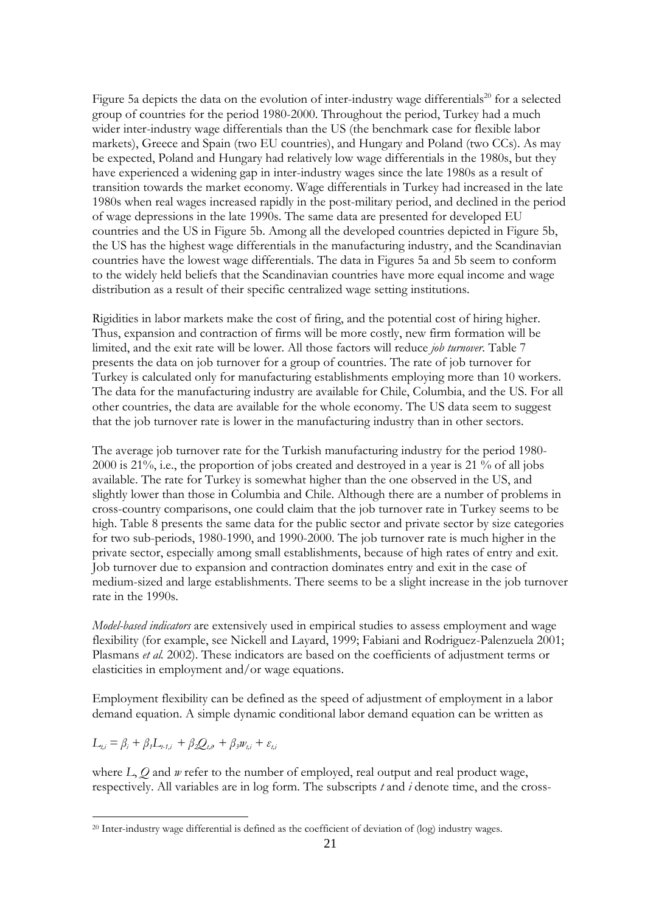Figure 5a depicts the data on the evolution of inter-industry wage differentials[20] for a selected group of countries for the period 1980-2000. Throughout the period, Turkey had a much wider inter-industry wage differentials than the US (the benchmark case for flexible labor markets), Greece and Spain (two EU countries), and Hungary and Poland (two CCs). As may be expected, Poland and Hungary had relatively low wage differentials in the 1980s, but they have experienced a widening gap in inter-industry wages since the late 1980s as a result of transition towards the market economy. Wage differentials in Turkey had increased in the late 1980s when real wages increased rapidly in the post-military period, and declined in the period of wage depressions in the late 1990s. The same data are presented for developed EU countries and the US in Figure 5b. Among all the developed countries depicted in Figure 5b, the US has the highest wage differentials in the manufacturing industry, and the Scandinavian countries have the lowest wage differentials. The data in Figures 5a and 5b seem to conform to the widely held beliefs that the Scandinavian countries have more equal income and wage distribution as a result of their specific centralized wage setting institutions.

Rigidities in labor markets make the cost of firing, and the potential cost of hiring higher. Thus, expansion and contraction of firms will be more costly, new firm formation will be limited, and the exit rate will be lower. All those factors will reduce *job turnover*. Table 7 presents the data on job turnover for a group of countries. The rate of job turnover for Turkey is calculated only for manufacturing establishments employing more than 10 workers. The data for the manufacturing industry are available for Chile, Columbia, and the US. For all other countries, the data are available for the whole economy. The US data seem to suggest that the job turnover rate is lower in the manufacturing industry than in other sectors.

The average job turnover rate for the Turkish manufacturing industry for the period 1980-2000 is 21%, i.e., the proportion of jobs created and destroyed in a year is 21 % of all jobs available. The rate for Turkey is somewhat higher than the one observed in the US, and slightly lower than those in Columbia and Chile. Although there are a number of problems in cross-country comparisons, one could claim that the job turnover rate in Turkey seems to be high. Table 8 presents the same data for the public sector and private sector by size categories for two sub-periods, 1980-1990, and 1990-2000. The job turnover rate is much higher in the private sector, especially among small establishments, because of high rates of entry and exit. Job turnover due to expansion and contraction dominates entry and exit in the case of medium-sized and large establishments. There seems to be a slight increase in the job turnover rate in the 1990s.

*Model-based indicators* are extensively used in empirical studies to assess employment and wage flexibility (for example, see Nickell and Layard, 1999; Fabiani and Rodriguez-Palenzuela 2001; Plasmans *et al.* 2002). These indicators are based on the coefficients of adjustment terms or elasticities in employment and/or wage equations.

Employment flexibility can be defined as the speed of adjustment of employment in a labor demand equation. A simple dynamic conditional labor demand equation can be written as

$$L_{t,i} = \beta_i + \beta_1 L_{t-1,i} + \beta_2 Q_{t,i} + \beta_3 w_{t,i} + \varepsilon_{t,i}$$

where $L$, $Q$ and $w$ refer to the number of employed, real output and real product wage, respectively. All variables are in log form. The subscripts $t$ and $i$ denote time, and the cross-

[20] Inter-industry wage differential is defined as the coefficient of deviation of (log) industry wages.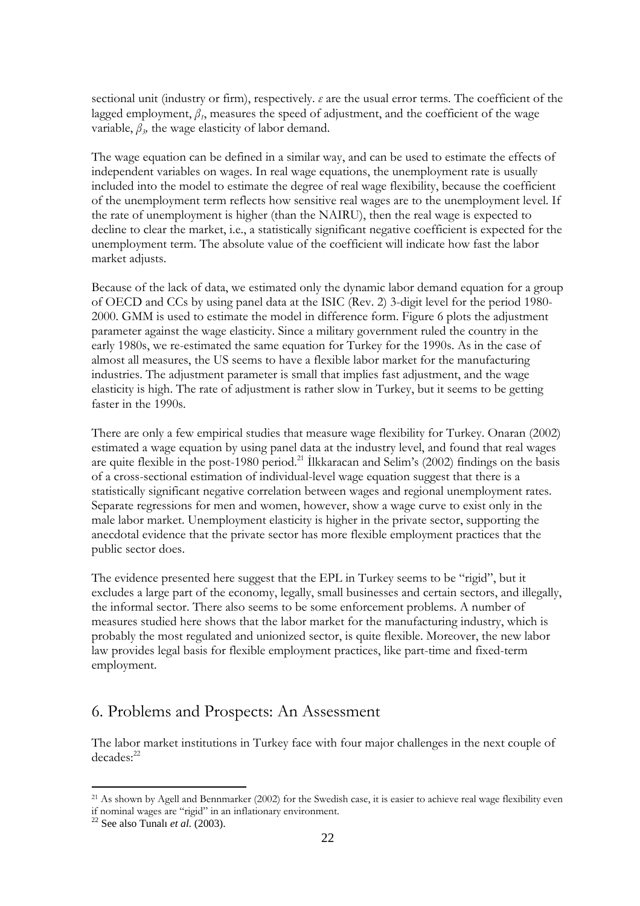sectional unit (industry or firm), respectively. $\varepsilon$ are the usual error terms. The coefficient of the lagged employment, $\beta_1$, measures the speed of adjustment, and the coefficient of the wage variable, $\beta_3$, the wage elasticity of labor demand.

The wage equation can be defined in a similar way, and can be used to estimate the effects of independent variables on wages. In real wage equations, the unemployment rate is usually included into the model to estimate the degree of real wage flexibility, because the coefficient of the unemployment term reflects how sensitive real wages are to the unemployment level. If the rate of unemployment is higher (than the NAIRU), then the real wage is expected to decline to clear the market, i.e., a statistically significant negative coefficient is expected for the unemployment term. The absolute value of the coefficient will indicate how fast the labor market adjusts.

Because of the lack of data, we estimated only the dynamic labor demand equation for a group of OECD and CCs by using panel data at the ISIC (Rev. 2) 3-digit level for the period 1980-2000. GMM is used to estimate the model in difference form. Figure 6 plots the adjustment parameter against the wage elasticity. Since a military government ruled the country in the early 1980s, we re-estimated the same equation for Turkey for the 1990s. As in the case of almost all measures, the US seems to have a flexible labor market for the manufacturing industries. The adjustment parameter is small that implies fast adjustment, and the wage elasticity is high. The rate of adjustment is rather slow in Turkey, but it seems to be getting faster in the 1990s.

There are only a few empirical studies that measure wage flexibility for Turkey. Onaran (2002) estimated a wage equation by using panel data at the industry level, and found that real wages are quite flexible in the post-1980 period.[21] İlkkaracan and Selim's (2002) findings on the basis of a cross-sectional estimation of individual-level wage equation suggest that there is a statistically significant negative correlation between wages and regional unemployment rates. Separate regressions for men and women, however, show a wage curve to exist only in the male labor market. Unemployment elasticity is higher in the private sector, supporting the anecdotal evidence that the private sector has more flexible employment practices that the public sector does.

The evidence presented here suggest that the EPL in Turkey seems to be "rigid", but it excludes a large part of the economy, legally, small businesses and certain sectors, and illegally, the informal sector. There also seems to be some enforcement problems. A number of measures studied here shows that the labor market for the manufacturing industry, which is probably the most regulated and unionized sector, is quite flexible. Moreover, the new labor law provides legal basis for flexible employment practices, like part-time and fixed-term employment.

## 6. Problems and Prospects: An Assessment

The labor market institutions in Turkey face with four major challenges in the next couple of decades:[22]

---

[21] As shown by Agell and Bennmarker (2002) for the Swedish case, it is easier to achieve real wage flexibility even if nominal wages are "rigid" in an inflationary environment.

[22] See also Tunalı *et al.* (2003).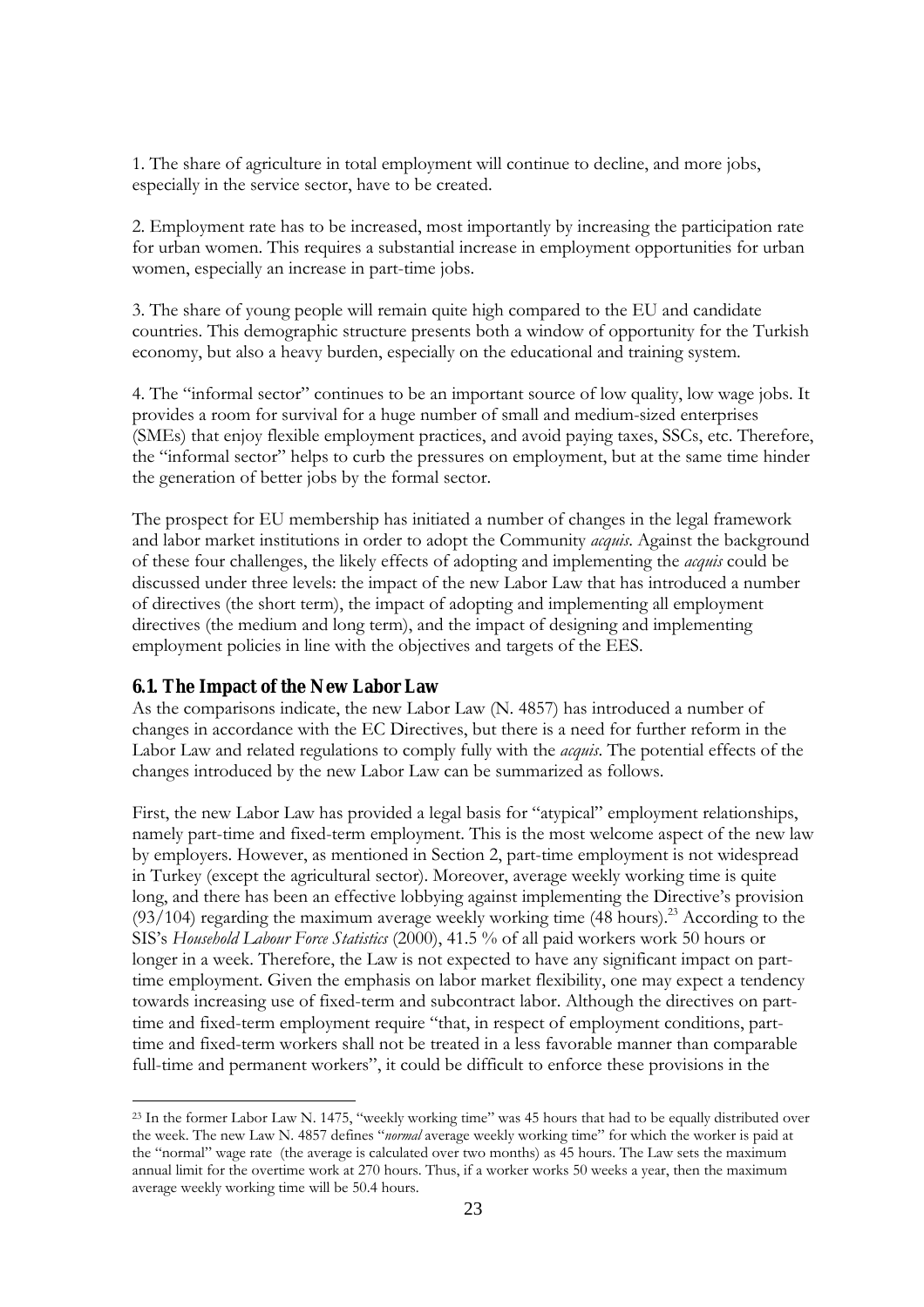1. The share of agriculture in total employment will continue to decline, and more jobs, especially in the service sector, have to be created.

2. Employment rate has to be increased, most importantly by increasing the participation rate for urban women. This requires a substantial increase in employment opportunities for urban women, especially an increase in part-time jobs.

3. The share of young people will remain quite high compared to the EU and candidate countries. This demographic structure presents both a window of opportunity for the Turkish economy, but also a heavy burden, especially on the educational and training system.

4. The "informal sector" continues to be an important source of low quality, low wage jobs. It provides a room for survival for a huge number of small and medium-sized enterprises (SMEs) that enjoy flexible employment practices, and avoid paying taxes, SSCs, etc. Therefore, the "informal sector" helps to curb the pressures on employment, but at the same time hinder the generation of better jobs by the formal sector.

The prospect for EU membership has initiated a number of changes in the legal framework and labor market institutions in order to adopt the Community *acquis*. Against the background of these four challenges, the likely effects of adopting and implementing the *acquis* could be discussed under three levels: the impact of the new Labor Law that has introduced a number of directives (the short term), the impact of adopting and implementing all employment directives (the medium and long term), and the impact of designing and implementing employment policies in line with the objectives and targets of the EES.

### 6.1. The Impact of the New Labor Law

As the comparisons indicate, the new Labor Law (N. 4857) has introduced a number of changes in accordance with the EC Directives, but there is a need for further reform in the Labor Law and related regulations to comply fully with the *acquis*. The potential effects of the changes introduced by the new Labor Law can be summarized as follows.

First, the new Labor Law has provided a legal basis for "atypical" employment relationships, namely part-time and fixed-term employment. This is the most welcome aspect of the new law by employers. However, as mentioned in Section 2, part-time employment is not widespread in Turkey (except the agricultural sector). Moreover, average weekly working time is quite long, and there has been an effective lobbying against implementing the Directive's provision (93/104) regarding the maximum average weekly working time (48 hours).[23] According to the SIS's *Household Labour Force Statistics* (2000), 41.5 % of all paid workers work 50 hours or longer in a week. Therefore, the Law is not expected to have any significant impact on part-time employment. Given the emphasis on labor market flexibility, one may expect a tendency towards increasing use of fixed-term and subcontract labor. Although the directives on part-time and fixed-term employment require "that, in respect of employment conditions, part-time and fixed-term workers shall not be treated in a less favorable manner than comparable full-time and permanent workers", it could be difficult to enforce these provisions in the

---

[23] In the former Labor Law N. 1475, "weekly working time" was 45 hours that had to be equally distributed over the week. The new Law N. 4857 defines "*normal* average weekly working time" for which the worker is paid at the "normal" wage rate (the average is calculated over two months) as 45 hours. The Law sets the maximum annual limit for the overtime work at 270 hours. Thus, if a worker works 50 weeks a year, then the maximum average weekly working time will be 50.4 hours.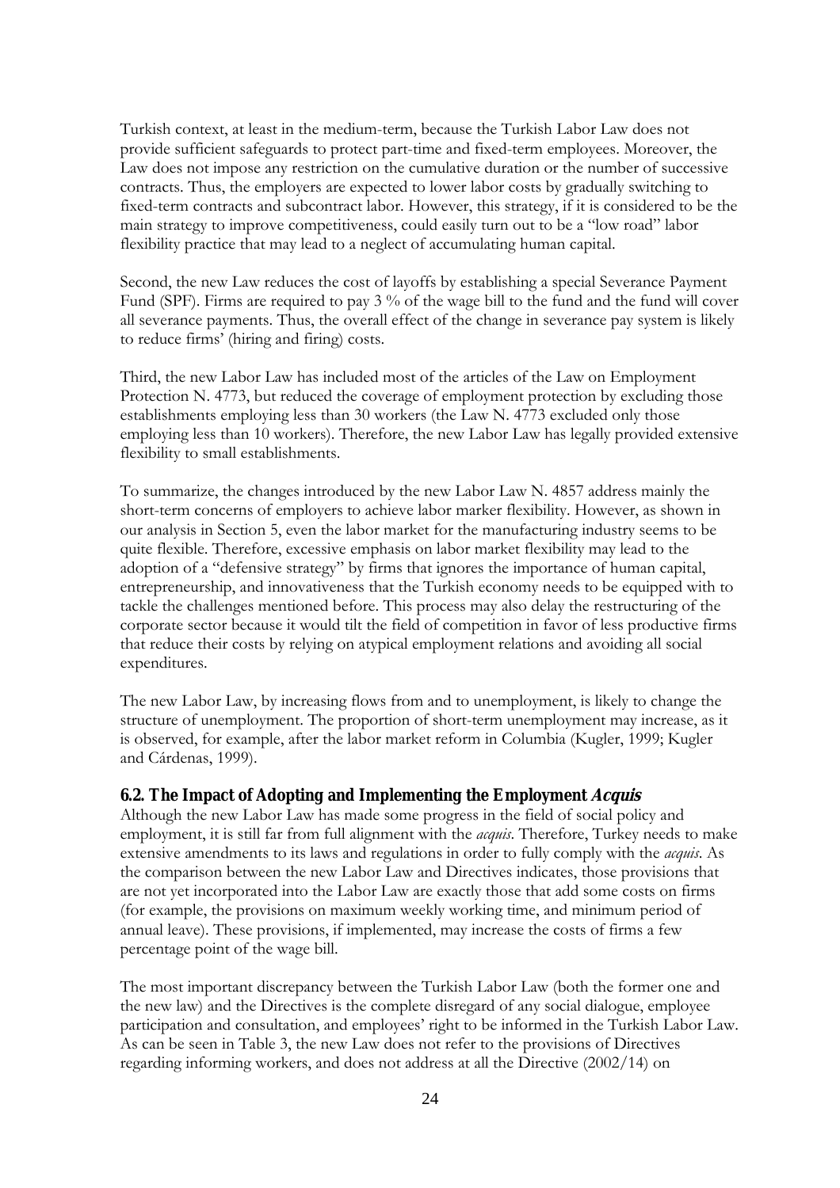Turkish context, at least in the medium-term, because the Turkish Labor Law does not provide sufficient safeguards to protect part-time and fixed-term employees. Moreover, the Law does not impose any restriction on the cumulative duration or the number of successive contracts. Thus, the employers are expected to lower labor costs by gradually switching to fixed-term contracts and subcontract labor. However, this strategy, if it is considered to be the main strategy to improve competitiveness, could easily turn out to be a "low road" labor flexibility practice that may lead to a neglect of accumulating human capital.

Second, the new Law reduces the cost of layoffs by establishing a special Severance Payment Fund (SPF). Firms are required to pay 3 % of the wage bill to the fund and the fund will cover all severance payments. Thus, the overall effect of the change in severance pay system is likely to reduce firms' (hiring and firing) costs.

Third, the new Labor Law has included most of the articles of the Law on Employment Protection N. 4773, but reduced the coverage of employment protection by excluding those establishments employing less than 30 workers (the Law N. 4773 excluded only those employing less than 10 workers). Therefore, the new Labor Law has legally provided extensive flexibility to small establishments.

To summarize, the changes introduced by the new Labor Law N. 4857 address mainly the short-term concerns of employers to achieve labor marker flexibility. However, as shown in our analysis in Section 5, even the labor market for the manufacturing industry seems to be quite flexible. Therefore, excessive emphasis on labor market flexibility may lead to the adoption of a "defensive strategy" by firms that ignores the importance of human capital, entrepreneurship, and innovativeness that the Turkish economy needs to be equipped with to tackle the challenges mentioned before. This process may also delay the restructuring of the corporate sector because it would tilt the field of competition in favor of less productive firms that reduce their costs by relying on atypical employment relations and avoiding all social expenditures.

The new Labor Law, by increasing flows from and to unemployment, is likely to change the structure of unemployment. The proportion of short-term unemployment may increase, as it is observed, for example, after the labor market reform in Columbia (Kugler, 1999; Kugler and Cárdenas, 1999).

### 6.2. The Impact of Adopting and Implementing the Employment *Acquis*

Although the new Labor Law has made some progress in the field of social policy and employment, it is still far from full alignment with the *acquis*. Therefore, Turkey needs to make extensive amendments to its laws and regulations in order to fully comply with the *acquis*. As the comparison between the new Labor Law and Directives indicates, those provisions that are not yet incorporated into the Labor Law are exactly those that add some costs on firms (for example, the provisions on maximum weekly working time, and minimum period of annual leave). These provisions, if implemented, may increase the costs of firms a few percentage point of the wage bill.

The most important discrepancy between the Turkish Labor Law (both the former one and the new law) and the Directives is the complete disregard of any social dialogue, employee participation and consultation, and employees' right to be informed in the Turkish Labor Law. As can be seen in Table 3, the new Law does not refer to the provisions of Directives regarding informing workers, and does not address at all the Directive (2002/14) on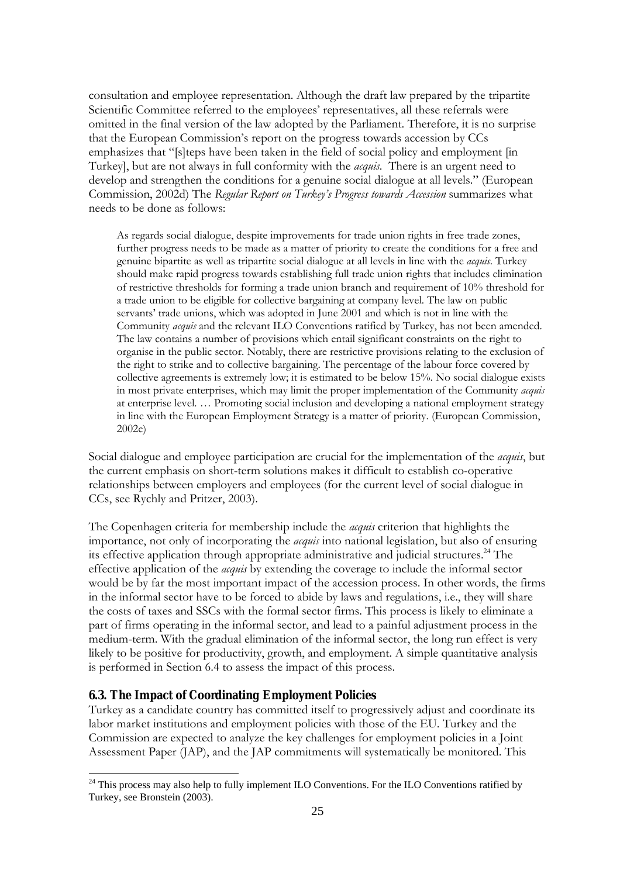consultation and employee representation. Although the draft law prepared by the tripartite Scientific Committee referred to the employees' representatives, all these referrals were omitted in the final version of the law adopted by the Parliament. Therefore, it is no surprise that the European Commission's report on the progress towards accession by CCs emphasizes that "[s]teps have been taken in the field of social policy and employment [in Turkey], but are not always in full conformity with the *acquis*. There is an urgent need to develop and strengthen the conditions for a genuine social dialogue at all levels." (European Commission, 2002d) The *Regular Report on Turkey's Progress towards Accession* summarizes what needs to be done as follows:

> As regards social dialogue, despite improvements for trade union rights in free trade zones, further progress needs to be made as a matter of priority to create the conditions for a free and genuine bipartite as well as tripartite social dialogue at all levels in line with the *acquis*. Turkey should make rapid progress towards establishing full trade union rights that includes elimination of restrictive thresholds for forming a trade union branch and requirement of 10% threshold for a trade union to be eligible for collective bargaining at company level. The law on public servants' trade unions, which was adopted in June 2001 and which is not in line with the Community *acquis* and the relevant ILO Conventions ratified by Turkey, has not been amended. The law contains a number of provisions which entail significant constraints on the right to organise in the public sector. Notably, there are restrictive provisions relating to the exclusion of the right to strike and to collective bargaining. The percentage of the labour force covered by collective agreements is extremely low; it is estimated to be below 15%. No social dialogue exists in most private enterprises, which may limit the proper implementation of the Community *acquis* at enterprise level. … Promoting social inclusion and developing a national employment strategy in line with the European Employment Strategy is a matter of priority. (European Commission, 2002e)

Social dialogue and employee participation are crucial for the implementation of the *acquis*, but the current emphasis on short-term solutions makes it difficult to establish co-operative relationships between employers and employees (for the current level of social dialogue in CCs, see Rychly and Pritzer, 2003).

The Copenhagen criteria for membership include the *acquis* criterion that highlights the importance, not only of incorporating the *acquis* into national legislation, but also of ensuring its effective application through appropriate administrative and judicial structures.[24] The effective application of the *acquis* by extending the coverage to include the informal sector would be by far the most important impact of the accession process. In other words, the firms in the informal sector have to be forced to abide by laws and regulations, i.e., they will share the costs of taxes and SSCs with the formal sector firms. This process is likely to eliminate a part of firms operating in the informal sector, and lead to a painful adjustment process in the medium-term. With the gradual elimination of the informal sector, the long run effect is very likely to be positive for productivity, growth, and employment. A simple quantitative analysis is performed in Section 6.4 to assess the impact of this process.

### 6.3. The Impact of Coordinating Employment Policies

Turkey as a candidate country has committed itself to progressively adjust and coordinate its labor market institutions and employment policies with those of the EU. Turkey and the Commission are expected to analyze the key challenges for employment policies in a Joint Assessment Paper (JAP), and the JAP commitments will systematically be monitored. This

---

[24] This process may also help to fully implement ILO Conventions. For the ILO Conventions ratified by Turkey, see Bronstein (2003).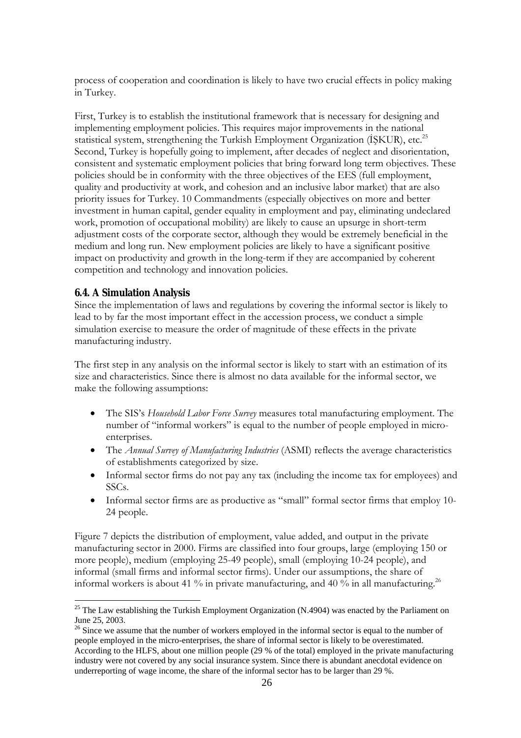process of cooperation and coordination is likely to have two crucial effects in policy making in Turkey.

First, Turkey is to establish the institutional framework that is necessary for designing and implementing employment policies. This requires major improvements in the national statistical system, strengthening the Turkish Employment Organization (İŞKUR), etc.[25] Second, Turkey is hopefully going to implement, after decades of neglect and disorientation, consistent and systematic employment policies that bring forward long term objectives. These policies should be in conformity with the three objectives of the EES (full employment, quality and productivity at work, and cohesion and an inclusive labor market) that are also priority issues for Turkey. 10 Commandments (especially objectives on more and better investment in human capital, gender equality in employment and pay, eliminating undeclared work, promotion of occupational mobility) are likely to cause an upsurge in short-term adjustment costs of the corporate sector, although they would be extremely beneficial in the medium and long run. New employment policies are likely to have a significant positive impact on productivity and growth in the long-term if they are accompanied by coherent competition and technology and innovation policies.

### 6.4. A Simulation Analysis

Since the implementation of laws and regulations by covering the informal sector is likely to lead to by far the most important effect in the accession process, we conduct a simple simulation exercise to measure the order of magnitude of these effects in the private manufacturing industry.

The first step in any analysis on the informal sector is likely to start with an estimation of its size and characteristics. Since there is almost no data available for the informal sector, we make the following assumptions:

- The SIS's *Household Labor Force Survey* measures total manufacturing employment. The number of "informal workers" is equal to the number of people employed in micro-enterprises.
- The *Annual Survey of Manufacturing Industries* (ASMI) reflects the average characteristics of establishments categorized by size.
- Informal sector firms do not pay any tax (including the income tax for employees) and SSCs.
- Informal sector firms are as productive as "small" formal sector firms that employ 10-24 people.

Figure 7 depicts the distribution of employment, value added, and output in the private manufacturing sector in 2000. Firms are classified into four groups, large (employing 150 or more people), medium (employing 25-49 people), small (employing 10-24 people), and informal (small firms and informal sector firms). Under our assumptions, the share of informal workers is about 41 % in private manufacturing, and 40 % in all manufacturing.[26]

---

[25] The Law establishing the Turkish Employment Organization (N.4904) was enacted by the Parliament on June 25, 2003.

[26] Since we assume that the number of workers employed in the informal sector is equal to the number of people employed in the micro-enterprises, the share of informal sector is likely to be overestimated. According to the HLFS, about one million people (29 % of the total) employed in the private manufacturing industry were not covered by any social insurance system. Since there is abundant anecdotal evidence on underreporting of wage income, the share of the informal sector has to be larger than 29 %.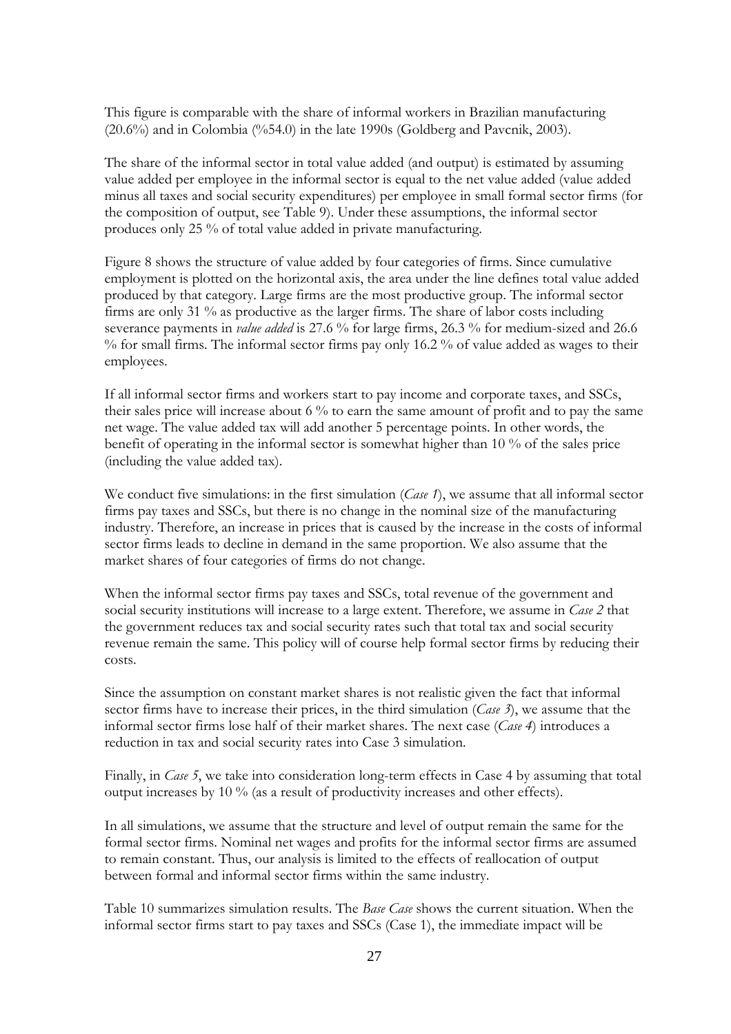This figure is comparable with the share of informal workers in Brazilian manufacturing (20.6%) and in Colombia (%54.0) in the late 1990s (Goldberg and Pavcnik, 2003).

The share of the informal sector in total value added (and output) is estimated by assuming value added per employee in the informal sector is equal to the net value added (value added minus all taxes and social security expenditures) per employee in small formal sector firms (for the composition of output, see Table 9). Under these assumptions, the informal sector produces only 25 % of total value added in private manufacturing.

Figure 8 shows the structure of value added by four categories of firms. Since cumulative employment is plotted on the horizontal axis, the area under the line defines total value added produced by that category. Large firms are the most productive group. The informal sector firms are only 31 % as productive as the larger firms. The share of labor costs including severance payments in *value added* is 27.6 % for large firms, 26.3 % for medium-sized and 26.6 % for small firms. The informal sector firms pay only 16.2 % of value added as wages to their employees.

If all informal sector firms and workers start to pay income and corporate taxes, and SSCs, their sales price will increase about 6 % to earn the same amount of profit and to pay the same net wage. The value added tax will add another 5 percentage points. In other words, the benefit of operating in the informal sector is somewhat higher than 10 % of the sales price (including the value added tax).

We conduct five simulations: in the first simulation (*Case 1*), we assume that all informal sector firms pay taxes and SSCs, but there is no change in the nominal size of the manufacturing industry. Therefore, an increase in prices that is caused by the increase in the costs of informal sector firms leads to decline in demand in the same proportion. We also assume that the market shares of four categories of firms do not change.

When the informal sector firms pay taxes and SSCs, total revenue of the government and social security institutions will increase to a large extent. Therefore, we assume in *Case 2* that the government reduces tax and social security rates such that total tax and social security revenue remain the same. This policy will of course help formal sector firms by reducing their costs.

Since the assumption on constant market shares is not realistic given the fact that informal sector firms have to increase their prices, in the third simulation (*Case 3*), we assume that the informal sector firms lose half of their market shares. The next case (*Case 4*) introduces a reduction in tax and social security rates into Case 3 simulation.

Finally, in *Case 5*, we take into consideration long-term effects in Case 4 by assuming that total output increases by 10 % (as a result of productivity increases and other effects).

In all simulations, we assume that the structure and level of output remain the same for the formal sector firms. Nominal net wages and profits for the informal sector firms are assumed to remain constant. Thus, our analysis is limited to the effects of reallocation of output between formal and informal sector firms within the same industry.

Table 10 summarizes simulation results. The *Base Case* shows the current situation. When the informal sector firms start to pay taxes and SSCs (Case 1), the immediate impact will be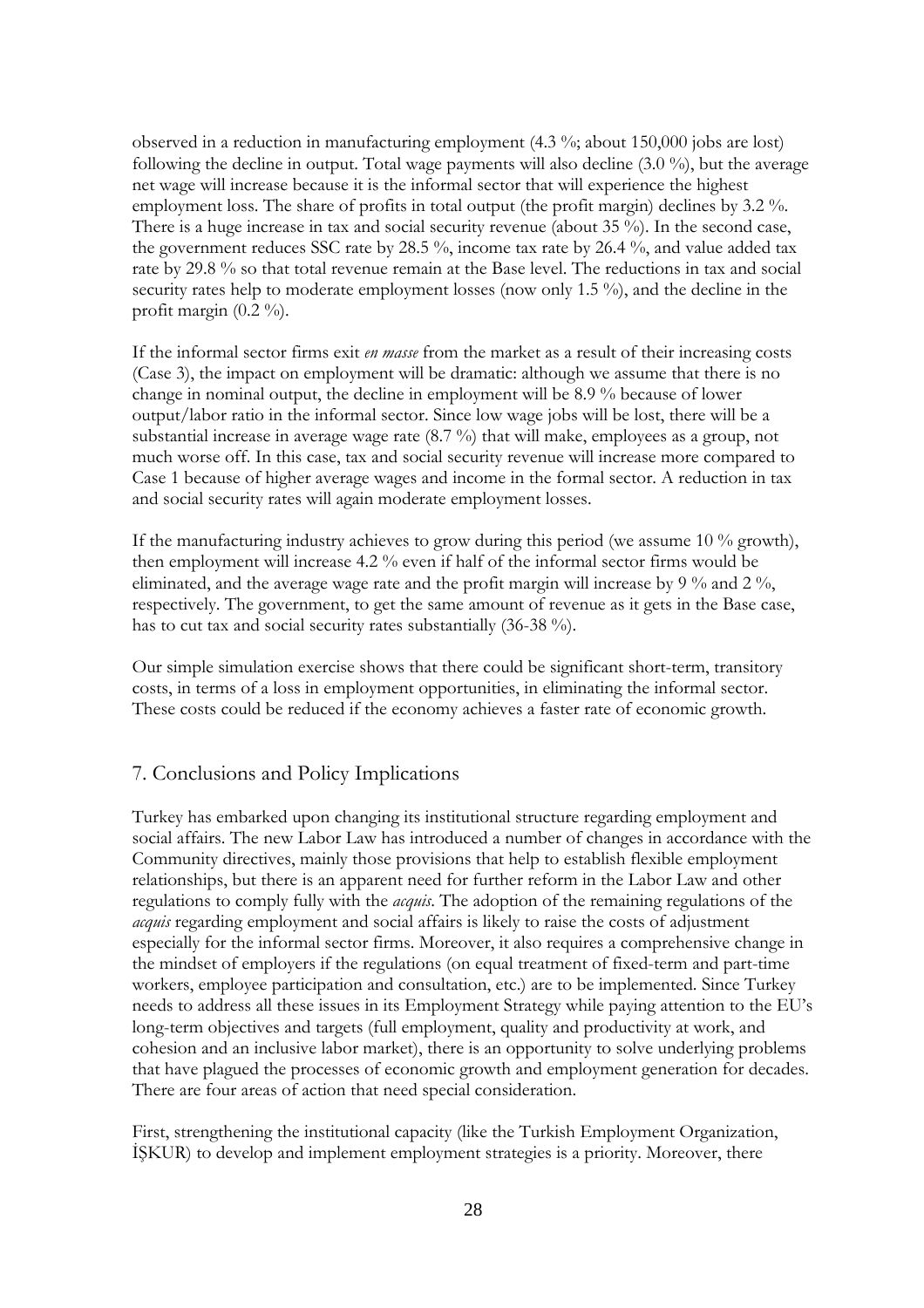observed in a reduction in manufacturing employment (4.3 %; about 150,000 jobs are lost) following the decline in output. Total wage payments will also decline (3.0 %), but the average net wage will increase because it is the informal sector that will experience the highest employment loss. The share of profits in total output (the profit margin) declines by 3.2 %. There is a huge increase in tax and social security revenue (about 35 %). In the second case, the government reduces SSC rate by 28.5 %, income tax rate by 26.4 %, and value added tax rate by 29.8 % so that total revenue remain at the Base level. The reductions in tax and social security rates help to moderate employment losses (now only 1.5 %), and the decline in the profit margin (0.2 %).

If the informal sector firms exit *en masse* from the market as a result of their increasing costs (Case 3), the impact on employment will be dramatic: although we assume that there is no change in nominal output, the decline in employment will be 8.9 % because of lower output/labor ratio in the informal sector. Since low wage jobs will be lost, there will be a substantial increase in average wage rate (8.7 %) that will make, employees as a group, not much worse off. In this case, tax and social security revenue will increase more compared to Case 1 because of higher average wages and income in the formal sector. A reduction in tax and social security rates will again moderate employment losses.

If the manufacturing industry achieves to grow during this period (we assume 10 % growth), then employment will increase 4.2 % even if half of the informal sector firms would be eliminated, and the average wage rate and the profit margin will increase by 9 % and 2 %, respectively. The government, to get the same amount of revenue as it gets in the Base case, has to cut tax and social security rates substantially (36-38 %).

Our simple simulation exercise shows that there could be significant short-term, transitory costs, in terms of a loss in employment opportunities, in eliminating the informal sector. These costs could be reduced if the economy achieves a faster rate of economic growth.

## 7. Conclusions and Policy Implications

Turkey has embarked upon changing its institutional structure regarding employment and social affairs. The new Labor Law has introduced a number of changes in accordance with the Community directives, mainly those provisions that help to establish flexible employment relationships, but there is an apparent need for further reform in the Labor Law and other regulations to comply fully with the *acquis*. The adoption of the remaining regulations of the *acquis* regarding employment and social affairs is likely to raise the costs of adjustment especially for the informal sector firms. Moreover, it also requires a comprehensive change in the mindset of employers if the regulations (on equal treatment of fixed-term and part-time workers, employee participation and consultation, etc.) are to be implemented. Since Turkey needs to address all these issues in its Employment Strategy while paying attention to the EU's long-term objectives and targets (full employment, quality and productivity at work, and cohesion and an inclusive labor market), there is an opportunity to solve underlying problems that have plagued the processes of economic growth and employment generation for decades. There are four areas of action that need special consideration.

First, strengthening the institutional capacity (like the Turkish Employment Organization, İŞKUR) to develop and implement employment strategies is a priority. Moreover, there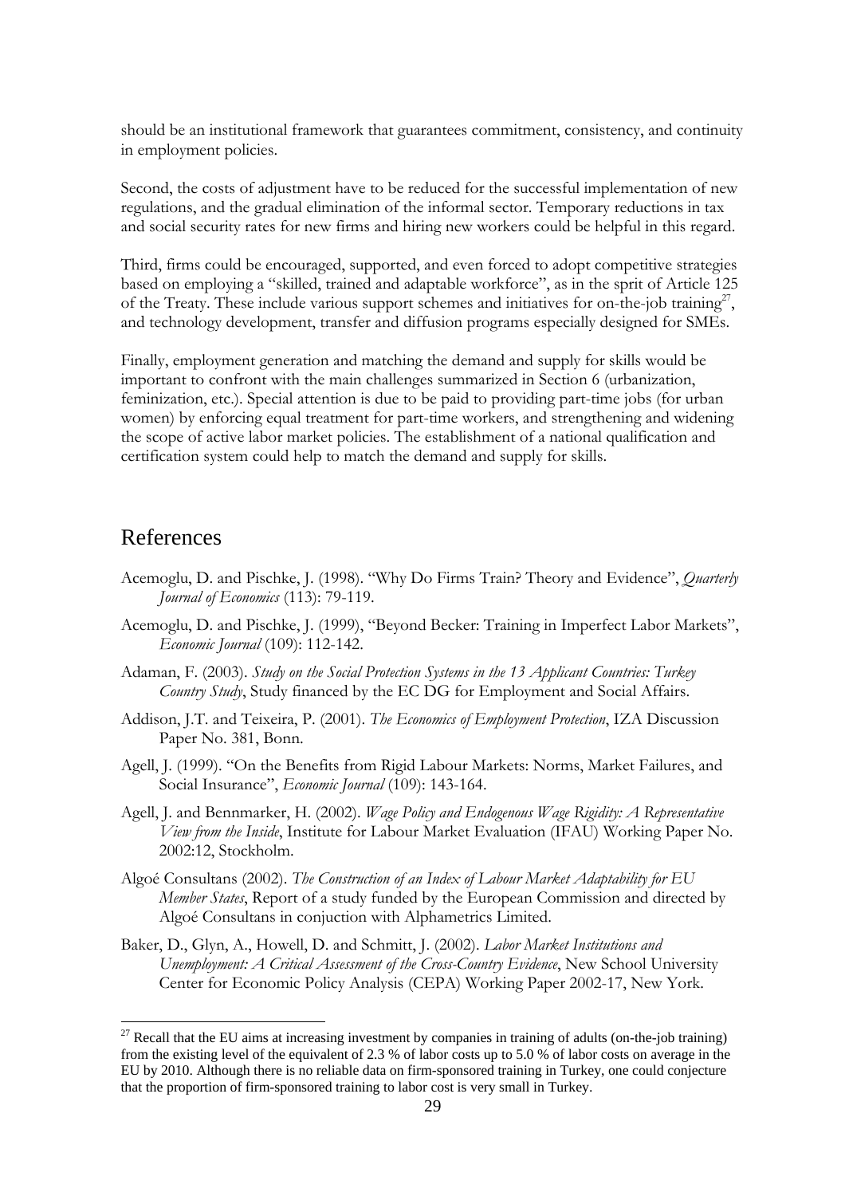should be an institutional framework that guarantees commitment, consistency, and continuity in employment policies.

Second, the costs of adjustment have to be reduced for the successful implementation of new regulations, and the gradual elimination of the informal sector. Temporary reductions in tax and social security rates for new firms and hiring new workers could be helpful in this regard.

Third, firms could be encouraged, supported, and even forced to adopt competitive strategies based on employing a "skilled, trained and adaptable workforce", as in the sprit of Article 125 of the Treaty. These include various support schemes and initiatives for on-the-job training[27], and technology development, transfer and diffusion programs especially designed for SMEs.

Finally, employment generation and matching the demand and supply for skills would be important to confront with the main challenges summarized in Section 6 (urbanization, feminization, etc.). Special attention is due to be paid to providing part-time jobs (for urban women) by enforcing equal treatment for part-time workers, and strengthening and widening the scope of active labor market policies. The establishment of a national qualification and certification system could help to match the demand and supply for skills.

# References

Acemoglu, D. and Pischke, J. (1998). "Why Do Firms Train? Theory and Evidence", *Quarterly Journal of Economics* (113): 79-119.

Acemoglu, D. and Pischke, J. (1999), "Beyond Becker: Training in Imperfect Labor Markets", *Economic Journal* (109): 112-142.

Adaman, F. (2003). *Study on the Social Protection Systems in the 13 Applicant Countries: Turkey Country Study*, Study financed by the EC DG for Employment and Social Affairs.

Addison, J.T. and Teixeira, P. (2001). *The Economics of Employment Protection*, IZA Discussion Paper No. 381, Bonn.

Agell, J. (1999). "On the Benefits from Rigid Labour Markets: Norms, Market Failures, and Social Insurance", *Economic Journal* (109): 143-164.

Agell, J. and Bennmarker, H. (2002). *Wage Policy and Endogenous Wage Rigidity: A Representative View from the Inside*, Institute for Labour Market Evaluation (IFAU) Working Paper No. 2002:12, Stockholm.

Algoé Consultans (2002). *The Construction of an Index of Labour Market Adaptability for EU Member States*, Report of a study funded by the European Commission and directed by Algoé Consultans in conjuction with Alphametrics Limited.

Baker, D., Glyn, A., Howell, D. and Schmitt, J. (2002). *Labor Market Institutions and Unemployment: A Critical Assessment of the Cross-Country Evidence*, New School University Center for Economic Policy Analysis (CEPA) Working Paper 2002-17, New York.

[27] Recall that the EU aims at increasing investment by companies in training of adults (on-the-job training) from the existing level of the equivalent of 2.3 % of labor costs up to 5.0 % of labor costs on average in the EU by 2010. Although there is no reliable data on firm-sponsored training in Turkey, one could conjecture that the proportion of firm-sponsored training to labor cost is very small in Turkey.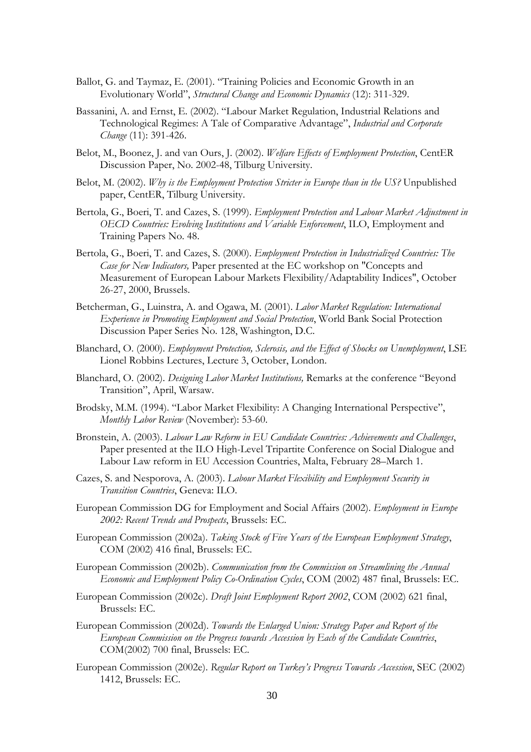Ballot, G. and Taymaz, E. (2001). "Training Policies and Economic Growth in an Evolutionary World", *Structural Change and Economic Dynamics* (12): 311-329.

Bassanini, A. and Ernst, E. (2002). "Labour Market Regulation, Industrial Relations and Technological Regimes: A Tale of Comparative Advantage", *Industrial and Corporate Change* (11): 391-426.

Belot, M., Boonez, J. and van Ours, J. (2002). *Welfare Effects of Employment Protection*, CentER Discussion Paper, No. 2002-48, Tilburg University.

Belot, M. (2002). *Why is the Employment Protection Stricter in Europe than in the US?* Unpublished paper, CentER, Tilburg University.

Bertola, G., Boeri, T. and Cazes, S. (1999). *Employment Protection and Labour Market Adjustment in OECD Countries: Evolving Institutions and Variable Enforcement*, ILO, Employment and Training Papers No. 48.

Bertola, G., Boeri, T. and Cazes, S. (2000). *Employment Protection in Industrialized Countries: The Case for New Indicators,* Paper presented at the EC workshop on "Concepts and Measurement of European Labour Markets Flexibility/Adaptability Indices", October 26-27, 2000, Brussels.

Betcherman, G., Luinstra, A. and Ogawa, M. (2001). *Labor Market Regulation: International Experience in Promoting Employment and Social Protection*, World Bank Social Protection Discussion Paper Series No. 128, Washington, D.C.

Blanchard, O. (2000). *Employment Protection, Sclerosis, and the Effect of Shocks on Unemployment*, LSE Lionel Robbins Lectures, Lecture 3, October, London.

Blanchard, O. (2002). *Designing Labor Market Institutions,* Remarks at the conference "Beyond Transition", April, Warsaw.

Brodsky, M.M. (1994). "Labor Market Flexibility: A Changing International Perspective", *Monthly Labor Review* (November): 53-60.

Bronstein, A. (2003). *Labour Law Reform in EU Candidate Countries: Achievements and Challenges*, Paper presented at the ILO High-Level Tripartite Conference on Social Dialogue and Labour Law reform in EU Accession Countries, Malta, February 28–March 1.

Cazes, S. and Nesporova, A. (2003). *Labour Market Flexibility and Employment Security in Transition Countries*, Geneva: ILO.

European Commission DG for Employment and Social Affairs (2002). *Employment in Europe 2002: Recent Trends and Prospects*, Brussels: EC.

European Commission (2002a). *Taking Stock of Five Years of the European Employment Strategy*, COM (2002) 416 final, Brussels: EC.

European Commission (2002b). *Communication from the Commission on Streamlining the Annual Economic and Employment Policy Co-Ordination Cycles*, COM (2002) 487 final, Brussels: EC.

European Commission (2002c). *Draft Joint Employment Report 2002*, COM (2002) 621 final, Brussels: EC.

European Commission (2002d). *Towards the Enlarged Union: Strategy Paper and Report of the European Commission on the Progress towards Accession by Each of the Candidate Countries*, COM(2002) 700 final, Brussels: EC.

European Commission (2002e). *Regular Report on Turkey's Progress Towards Accession*, SEC (2002) 1412, Brussels: EC.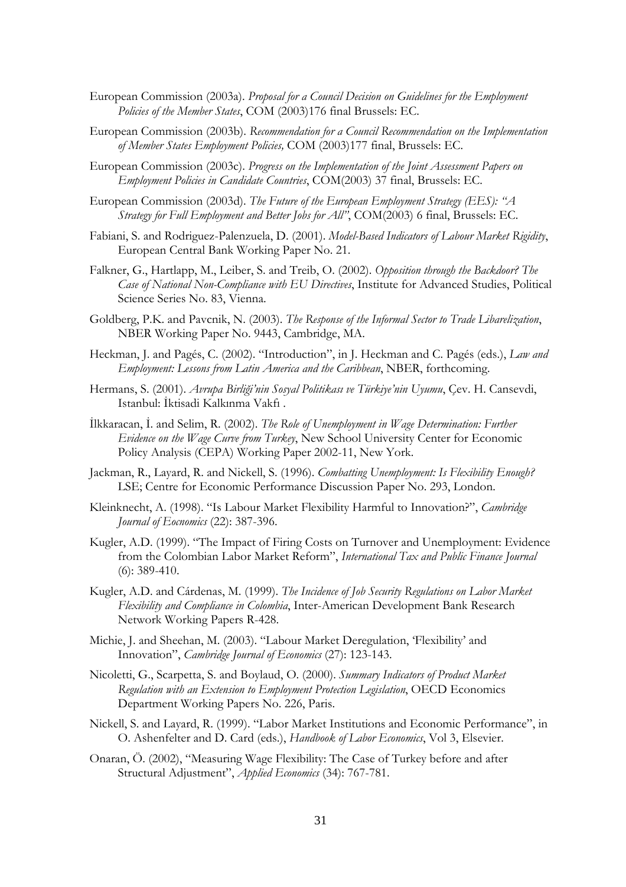European Commission (2003a). *Proposal for a Council Decision on Guidelines for the Employment Policies of the Member States*, COM (2003)176 final Brussels: EC.

European Commission (2003b). *Recommendation for a Council Recommendation on the Implementation of Member States Employment Policies,* COM (2003)177 final, Brussels: EC.

European Commission (2003c). *Progress on the Implementation of the Joint Assessment Papers on Employment Policies in Candidate Countries*, COM(2003) 37 final, Brussels: EC.

European Commission (2003d). *The Future of the European Employment Strategy (EES): "A Strategy for Full Employment and Better Jobs for All"*, COM(2003) 6 final, Brussels: EC.

Fabiani, S. and Rodriguez-Palenzuela, D. (2001). *Model-Based Indicators of Labour Market Rigidity*, European Central Bank Working Paper No. 21.

Falkner, G., Hartlapp, M., Leiber, S. and Treib, O. (2002). *Opposition through the Backdoor? The Case of National Non-Compliance with EU Directives*, Institute for Advanced Studies, Political Science Series No. 83, Vienna.

Goldberg, P.K. and Pavcnik, N. (2003). *The Response of the Informal Sector to Trade Libarelization*, NBER Working Paper No. 9443, Cambridge, MA.

Heckman, J. and Pagés, C. (2002). "Introduction", in J. Heckman and C. Pagés (eds.), *Law and Employment: Lessons from Latin America and the Caribbean*, NBER, forthcoming.

Hermans, S. (2001). *Avrupa Birliği'nin Sosyal Politikası ve Türkiye'nin Uyumu*, Çev. H. Cansevdi, Istanbul: İktisadi Kalkınma Vakfı .

İlkkaracan, İ. and Selim, R. (2002). *The Role of Unemployment in Wage Determination: Further Evidence on the Wage Curve from Turkey*, New School University Center for Economic Policy Analysis (CEPA) Working Paper 2002-11, New York.

Jackman, R., Layard, R. and Nickell, S. (1996). *Combatting Unemployment: Is Flexibility Enough?* LSE; Centre for Economic Performance Discussion Paper No. 293, London.

Kleinknecht, A. (1998). "Is Labour Market Flexibility Harmful to Innovation?", *Cambridge Journal of Eocnomics* (22): 387-396.

Kugler, A.D. (1999). "The Impact of Firing Costs on Turnover and Unemployment: Evidence from the Colombian Labor Market Reform", *International Tax and Public Finance Journal* (6): 389-410.

Kugler, A.D. and Cárdenas, M. (1999). *The Incidence of Job Security Regulations on Labor Market Flexibility and Compliance in Colombia*, Inter-American Development Bank Research Network Working Papers R-428.

Michie, J. and Sheehan, M. (2003). "Labour Market Deregulation, 'Flexibility' and Innovation", *Cambridge Journal of Economics* (27): 123-143.

Nicoletti, G., Scarpetta, S. and Boylaud, O. (2000). *Summary Indicators of Product Market Regulation with an Extension to Employment Protection Legislation*, OECD Economics Department Working Papers No. 226, Paris.

Nickell, S. and Layard, R. (1999). "Labor Market Institutions and Economic Performance", in O. Ashenfelter and D. Card (eds.), *Handbook of Labor Economics*, Vol 3, Elsevier.

Onaran, Ö. (2002), "Measuring Wage Flexibility: The Case of Turkey before and after Structural Adjustment", *Applied Economics* (34): 767-781.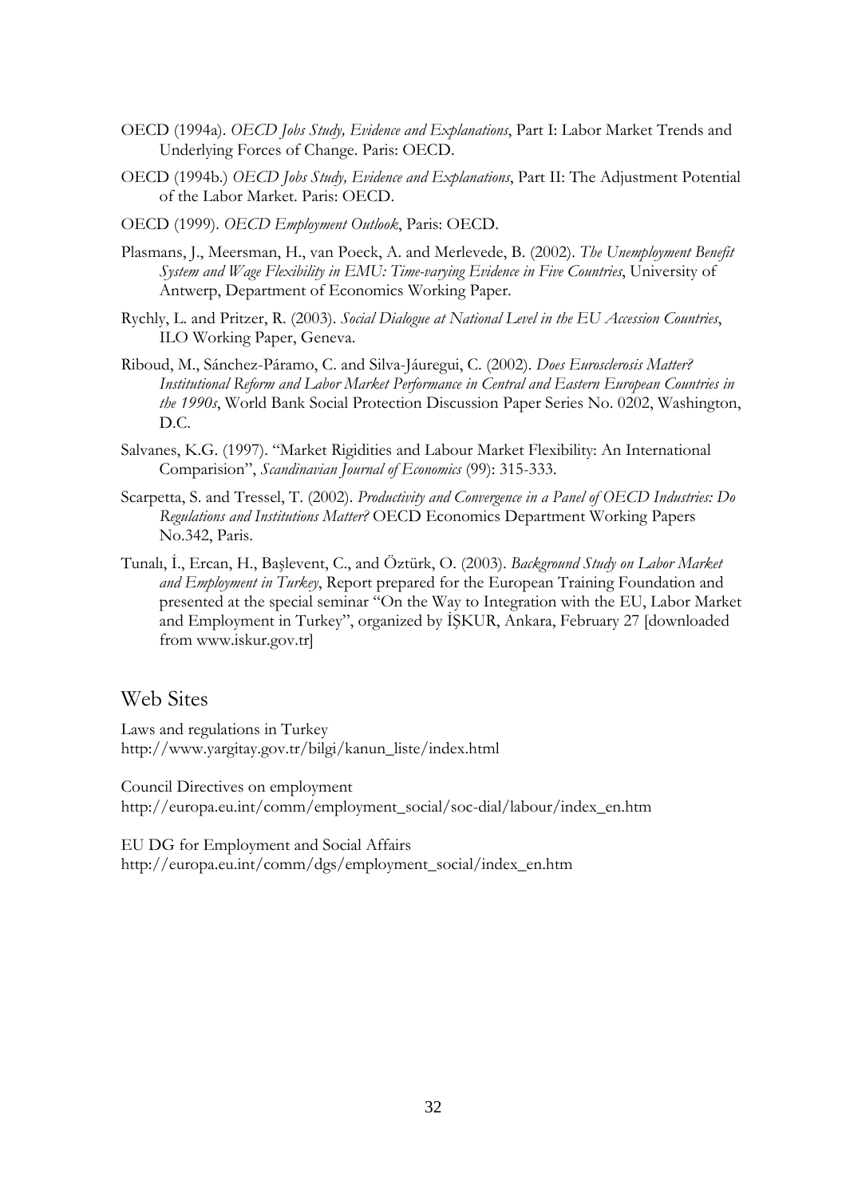OECD (1994a). *OECD Jobs Study, Evidence and Explanations*, Part I: Labor Market Trends and Underlying Forces of Change. Paris: OECD.

OECD (1994b.) *OECD Jobs Study, Evidence and Explanations*, Part II: The Adjustment Potential of the Labor Market. Paris: OECD.

OECD (1999). *OECD Employment Outlook*, Paris: OECD.

Plasmans, J., Meersman, H., van Poeck, A. and Merlevede, B. (2002). *The Unemployment Benefit System and Wage Flexibility in EMU: Time-varying Evidence in Five Countries*, University of Antwerp, Department of Economics Working Paper.

Rychly, L. and Pritzer, R. (2003). *Social Dialogue at National Level in the EU Accession Countries*, ILO Working Paper, Geneva.

Riboud, M., Sánchez-Páramo, C. and Silva-Jáuregui, C. (2002). *Does Eurosclerosis Matter? Institutional Reform and Labor Market Performance in Central and Eastern European Countries in the 1990s*, World Bank Social Protection Discussion Paper Series No. 0202, Washington, D.C.

Salvanes, K.G. (1997). "Market Rigidities and Labour Market Flexibility: An International Comparision", *Scandinavian Journal of Economics* (99): 315-333.

Scarpetta, S. and Tressel, T. (2002). *Productivity and Convergence in a Panel of OECD Industries: Do Regulations and Institutions Matter?* OECD Economics Department Working Papers No.342, Paris.

Tunalı, İ., Ercan, H., Başlevent, C., and Öztürk, O. (2003). *Background Study on Labor Market and Employment in Turkey*, Report prepared for the European Training Foundation and presented at the special seminar "On the Way to Integration with the EU, Labor Market and Employment in Turkey", organized by İŞKUR, Ankara, February 27 [downloaded from www.iskur.gov.tr]

## Web Sites

Laws and regulations in Turkey
http://www.yargitay.gov.tr/bilgi/kanun_liste/index.html

Council Directives on employment
http://europa.eu.int/comm/employment_social/soc-dial/labour/index_en.htm

EU DG for Employment and Social Affairs
http://europa.eu.int/comm/dgs/employment_social/index_en.htm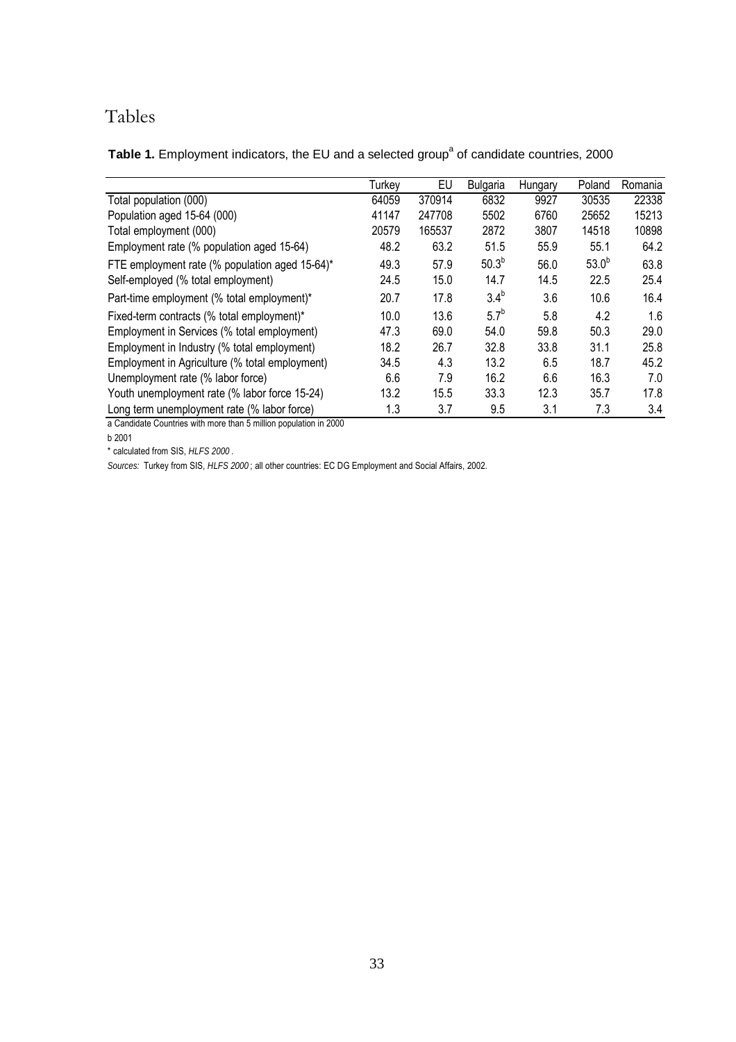# Tables

**Table 1.** Employment indicators, the EU and a selected group[a] of candidate countries, 2000

| | Turkey | EU | Bulgaria | Hungary | Poland | Romania |
|---|---|---|---|---|---|---|
| Total population (000) | 64059 | 370914 | 6832 | 9927 | 30535 | 22338 |
| Population aged 15-64 (000) | 41147 | 247708 | 5502 | 6760 | 25652 | 15213 |
| Total employment (000) | 20579 | 165537 | 2872 | 3807 | 14518 | 10898 |
| Employment rate (% population aged 15-64) | 48.2 | 63.2 | 51.5 | 55.9 | 55.1 | 64.2 |
| FTE employment rate (% population aged 15-64)* | 49.3 | 57.9 | 50.3[b] | 56.0 | 53.0[b] | 63.8 |
| Self-employed (% total employment) | 24.5 | 15.0 | 14.7 | 14.5 | 22.5 | 25.4 |
| Part-time employment (% total employment)* | 20.7 | 17.8 | 3.4[b] | 3.6 | 10.6 | 16.4 |
| Fixed-term contracts (% total employment)* | 10.0 | 13.6 | 5.7[b] | 5.8 | 4.2 | 1.6 |
| Employment in Services (% total employment) | 47.3 | 69.0 | 54.0 | 59.8 | 50.3 | 29.0 |
| Employment in Industry (% total employment) | 18.2 | 26.7 | 32.8 | 33.8 | 31.1 | 25.8 |
| Employment in Agriculture (% total employment) | 34.5 | 4.3 | 13.2 | 6.5 | 18.7 | 45.2 |
| Unemployment rate (% labor force) | 6.6 | 7.9 | 16.2 | 6.6 | 16.3 | 7.0 |
| Youth unemployment rate (% labor force 15-24) | 13.2 | 15.5 | 33.3 | 12.3 | 35.7 | 17.8 |
| Long term unemployment rate (% labor force) | 1.3 | 3.7 | 9.5 | 3.1 | 7.3 | 3.4 |

a Candidate Countries with more than 5 million population in 2000

b 2001

* calculated from SIS, *HLFS 2000* .

*Sources:* Turkey from SIS, *HLFS 2000* ; all other countries: EC DG Employment and Social Affairs, 2002.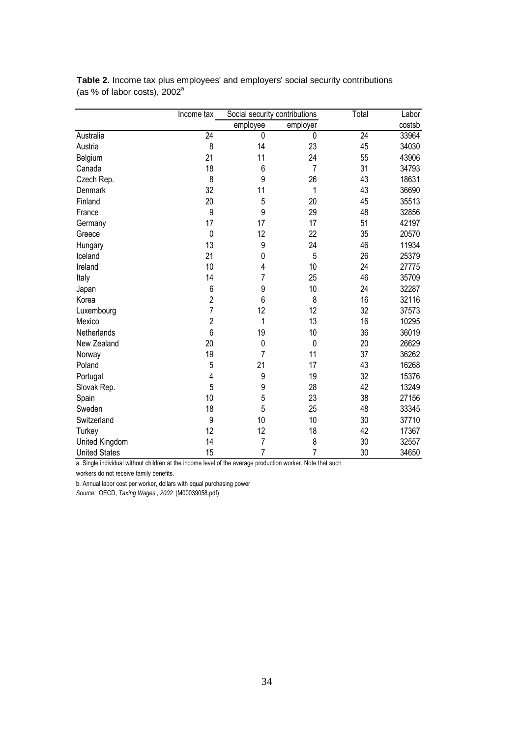**Table 2.** Income tax plus employees' and employers' social security contributions (as % of labor costs), 2002[a]

| | Income tax | Social security contributions | | Total | Labor |
|---|---|---|---|---|---|
| | | employee | employer | | costsb |
| Australia | 24 | 0 | 0 | 24 | 33964 |
| Austria | 8 | 14 | 23 | 45 | 34030 |
| Belgium | 21 | 11 | 24 | 55 | 43906 |
| Canada | 18 | 6 | 7 | 31 | 34793 |
| Czech Rep. | 8 | 9 | 26 | 43 | 18631 |
| Denmark | 32 | 11 | 1 | 43 | 36690 |
| Finland | 20 | 5 | 20 | 45 | 35513 |
| France | 9 | 9 | 29 | 48 | 32856 |
| Germany | 17 | 17 | 17 | 51 | 42197 |
| Greece | 0 | 12 | 22 | 35 | 20570 |
| Hungary | 13 | 9 | 24 | 46 | 11934 |
| Iceland | 21 | 0 | 5 | 26 | 25379 |
| Ireland | 10 | 4 | 10 | 24 | 27775 |
| Italy | 14 | 7 | 25 | 46 | 35709 |
| Japan | 6 | 9 | 10 | 24 | 32287 |
| Korea | 2 | 6 | 8 | 16 | 32116 |
| Luxembourg | 7 | 12 | 12 | 32 | 37573 |
| Mexico | 2 | 1 | 13 | 16 | 10295 |
| Netherlands | 6 | 19 | 10 | 36 | 36019 |
| New Zealand | 20 | 0 | 0 | 20 | 26629 |
| Norway | 19 | 7 | 11 | 37 | 36262 |
| Poland | 5 | 21 | 17 | 43 | 16268 |
| Portugal | 4 | 9 | 19 | 32 | 15376 |
| Slovak Rep. | 5 | 9 | 28 | 42 | 13249 |
| Spain | 10 | 5 | 23 | 38 | 27156 |
| Sweden | 18 | 5 | 25 | 48 | 33345 |
| Switzerland | 9 | 10 | 10 | 30 | 37710 |
| Turkey | 12 | 12 | 18 | 42 | 17367 |
| United Kingdom | 14 | 7 | 8 | 30 | 32557 |
| United States | 15 | 7 | 7 | 30 | 34650 |

a. Single individual without children at the income level of the average production worker. Note that such workers do not receive family benefits.

b. Annual labor cost per worker, dollars with equal purchasing power

*Source:* OECD, *Taxing Wages*, *2002* (M00039058.pdf)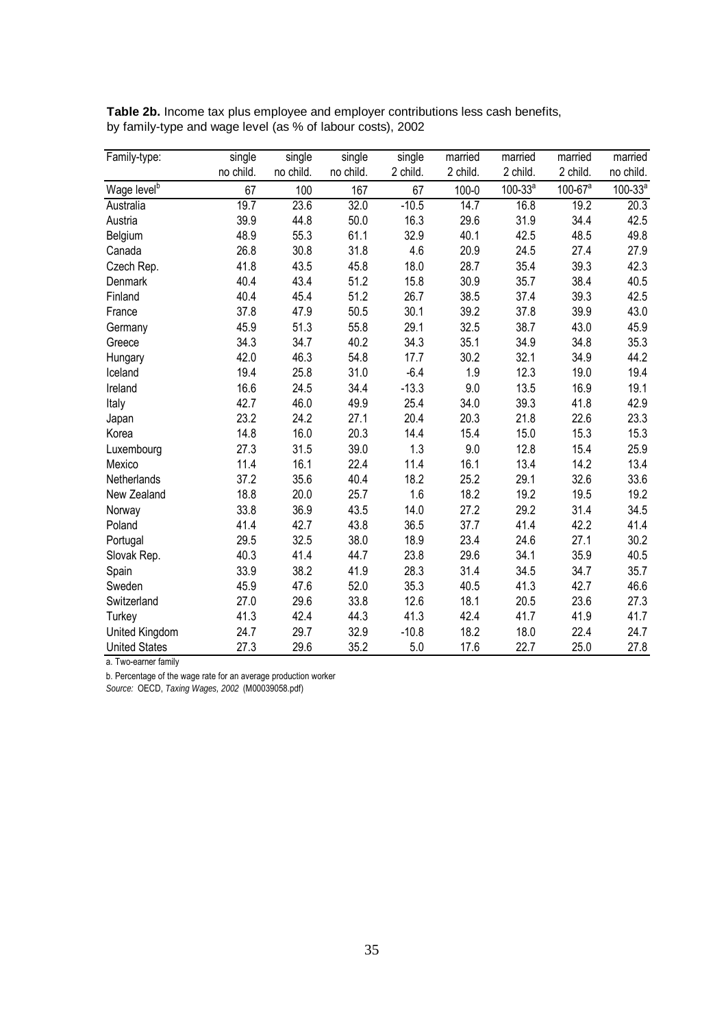**Table 2b.** Income tax plus employee and employer contributions less cash benefits, by family-type and wage level (as % of labour costs), 2002

| Family-type: | single no child. | single no child. | single no child. | single 2 child. | married 2 child. | married 2 child. | married 2 child. | married no child. |
|---|---|---|---|---|---|---|---|---|
| Wage level[b] | 67 | 100 | 167 | 67 | 100-0 | 100-33[a] | 100-67[a] | 100-33[a] |
| Australia | 19.7 | 23.6 | 32.0 | -10.5 | 14.7 | 16.8 | 19.2 | 20.3 |
| Austria | 39.9 | 44.8 | 50.0 | 16.3 | 29.6 | 31.9 | 34.4 | 42.5 |
| Belgium | 48.9 | 55.3 | 61.1 | 32.9 | 40.1 | 42.5 | 48.5 | 49.8 |
| Canada | 26.8 | 30.8 | 31.8 | 4.6 | 20.9 | 24.5 | 27.4 | 27.9 |
| Czech Rep. | 41.8 | 43.5 | 45.8 | 18.0 | 28.7 | 35.4 | 39.3 | 42.3 |
| Denmark | 40.4 | 43.4 | 51.2 | 15.8 | 30.9 | 35.7 | 38.4 | 40.5 |
| Finland | 40.4 | 45.4 | 51.2 | 26.7 | 38.5 | 37.4 | 39.3 | 42.5 |
| France | 37.8 | 47.9 | 50.5 | 30.1 | 39.2 | 37.8 | 39.9 | 43.0 |
| Germany | 45.9 | 51.3 | 55.8 | 29.1 | 32.5 | 38.7 | 43.0 | 45.9 |
| Greece | 34.3 | 34.7 | 40.2 | 34.3 | 35.1 | 34.9 | 34.8 | 35.3 |
| Hungary | 42.0 | 46.3 | 54.8 | 17.7 | 30.2 | 32.1 | 34.9 | 44.2 |
| Iceland | 19.4 | 25.8 | 31.0 | -6.4 | 1.9 | 12.3 | 19.0 | 19.4 |
| Ireland | 16.6 | 24.5 | 34.4 | -13.3 | 9.0 | 13.5 | 16.9 | 19.1 |
| Italy | 42.7 | 46.0 | 49.9 | 25.4 | 34.0 | 39.3 | 41.8 | 42.9 |
| Japan | 23.2 | 24.2 | 27.1 | 20.4 | 20.3 | 21.8 | 22.6 | 23.3 |
| Korea | 14.8 | 16.0 | 20.3 | 14.4 | 15.4 | 15.0 | 15.3 | 15.3 |
| Luxembourg | 27.3 | 31.5 | 39.0 | 1.3 | 9.0 | 12.8 | 15.4 | 25.9 |
| Mexico | 11.4 | 16.1 | 22.4 | 11.4 | 16.1 | 13.4 | 14.2 | 13.4 |
| Netherlands | 37.2 | 35.6 | 40.4 | 18.2 | 25.2 | 29.1 | 32.6 | 33.6 |
| New Zealand | 18.8 | 20.0 | 25.7 | 1.6 | 18.2 | 19.2 | 19.5 | 19.2 |
| Norway | 33.8 | 36.9 | 43.5 | 14.0 | 27.2 | 29.2 | 31.4 | 34.5 |
| Poland | 41.4 | 42.7 | 43.8 | 36.5 | 37.7 | 41.4 | 42.2 | 41.4 |
| Portugal | 29.5 | 32.5 | 38.0 | 18.9 | 23.4 | 24.6 | 27.1 | 30.2 |
| Slovak Rep. | 40.3 | 41.4 | 44.7 | 23.8 | 29.6 | 34.1 | 35.9 | 40.5 |
| Spain | 33.9 | 38.2 | 41.9 | 28.3 | 31.4 | 34.5 | 34.7 | 35.7 |
| Sweden | 45.9 | 47.6 | 52.0 | 35.3 | 40.5 | 41.3 | 42.7 | 46.6 |
| Switzerland | 27.0 | 29.6 | 33.8 | 12.6 | 18.1 | 20.5 | 23.6 | 27.3 |
| Turkey | 41.3 | 42.4 | 44.3 | 41.3 | 42.4 | 41.7 | 41.9 | 41.7 |
| United Kingdom | 24.7 | 29.7 | 32.9 | -10.8 | 18.2 | 18.0 | 22.4 | 24.7 |
| United States | 27.3 | 29.6 | 35.2 | 5.0 | 17.6 | 22.7 | 25.0 | 27.8 |

a. Two-earner family

b. Percentage of the wage rate for an average production worker

*Source:* OECD, *Taxing Wages, 2002* (M00039058.pdf)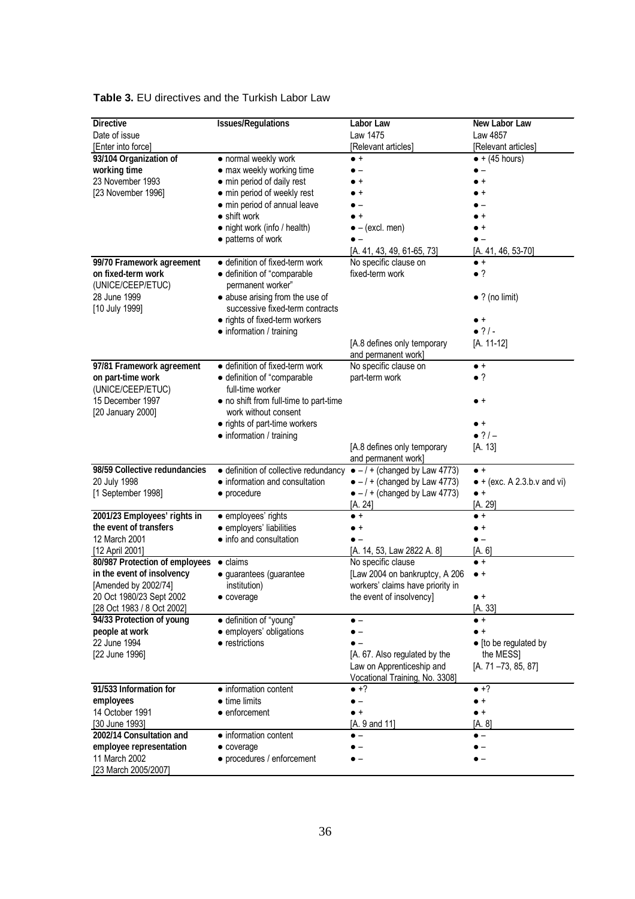**Table 3.** EU directives and the Turkish Labor Law

| Directive<br>Date of issue<br>[Enter into force] | Issues/Regulations | Labor Law<br>Law 1475<br>[Relevant articles] | New Labor Law<br>Law 4857<br>[Relevant articles] |
|---|---|---|---|
| **93/104 Organization of working time**<br>23 November 1993<br>[23 November 1996] | ● normal weekly work<br>● max weekly working time<br>● min period of daily rest<br>● min period of weekly rest<br>● min period of annual leave<br>● shift work<br>● night work (info / health)<br>● patterns of work | ● +<br>● –<br>● +<br>● +<br>● –<br>● +<br>● – (excl. men)<br>● –<br>[A. 41, 43, 49, 61-65, 73] | ● + (45 hours)<br>● –<br>● +<br>● +<br>● –<br>● +<br>● +<br>● –<br>[A. 41, 46, 53-70] |
| **99/70 Framework agreement on fixed-term work**<br>(UNICE/CEEP/ETUC)<br>28 June 1999<br>[10 July 1999] | ● definition of fixed-term work<br>● definition of "comparable permanent worker"<br>● abuse arising from the use of successive fixed-term contracts<br>● rights of fixed-term workers<br>● information / training | No specific clause on fixed-term work<br>[A.8 defines only temporary and permanent work] | ● +<br>● ?<br>● ? (no limit)<br>● +<br>● ? / -<br>[A. 11-12] |
| **97/81 Framework agreement on part-time work**<br>(UNICE/CEEP/ETUC)<br>15 December 1997<br>[20 January 2000] | ● definition of fixed-term work<br>● definition of "comparable full-time worker<br>● no shift from full-time to part-time work without consent<br>● rights of part-time workers<br>● information / training | No specific clause on part-term work<br>[A.8 defines only temporary and permanent work] | ● +<br>● ?<br>● +<br>● +<br>● ? / –<br>[A. 13] |
| **98/59 Collective redundancies**<br>20 July 1998<br>[1 September 1998] | ● definition of collective redundancy<br>● information and consultation<br>● procedure | ● – / + (changed by Law 4773)<br>● – / + (changed by Law 4773)<br>● – / + (changed by Law 4773)<br>[A. 24] | ● +<br>● + (exc. A 2.3.b.v and vi)<br>● +<br>[A. 29] |
| **2001/23 Employees' rights in the event of transfers**<br>12 March 2001<br>[12 April 2001] | ● employees' rights<br>● employers' liabilities<br>● info and consultation | ● +<br>● +<br>● –<br>[A. 14, 53, Law 2822 A. 8] | ● +<br>● +<br>● –<br>[A. 6] |
| **80/987 Protection of employees in the event of insolvency**<br>[Amended by 2002/74]<br>20 Oct 1980/23 Sept 2002<br>[28 Oct 1983 / 8 Oct 2002] | ● claims<br>● guarantees (guarantee institution)<br>● coverage | No specific clause<br>[Law 2004 on bankruptcy, A 206 workers' claims have priority in the event of insolvency] | ● +<br>● +<br>● +<br>[A. 33] |
| **94/33 Protection of young people at work**<br>22 June 1994<br>[22 June 1996] | ● definition of "young"<br>● employers' obligations<br>● restrictions | ● –<br>● –<br>● –<br>[A. 67. Also regulated by the Law on Apprenticeship and Vocational Training, No. 3308] | ● +<br>● +<br>● [to be regulated by the MESS]<br>[A. 71 –73, 85, 87] |
| **91/533 Information for employees**<br>14 October 1991<br>[30 June 1993] | ● information content<br>● time limits<br>● enforcement | ● +?<br>● –<br>● +<br>[A. 9 and 11] | ● +?<br>● +<br>● +<br>[A. 8] |
| **2002/14 Consultation and employee representation**<br>11 March 2002<br>[23 March 2005/2007] | ● information content<br>● coverage<br>● procedures / enforcement | ● –<br>● –<br>● – | ● –<br>● –<br>● – |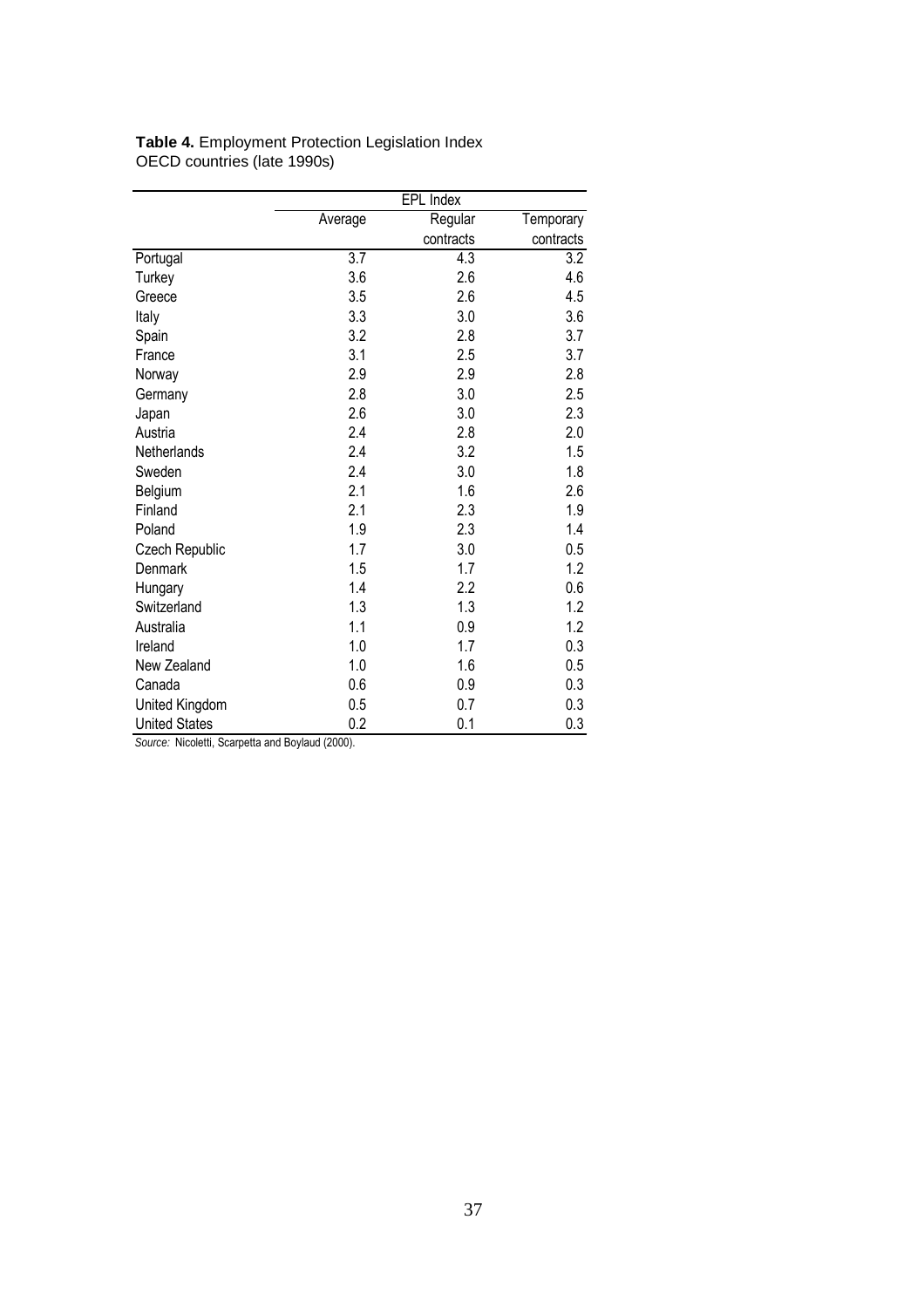**Table 4.** Employment Protection Legislation Index
OECD countries (late 1990s)

| | EPL Index | | |
|---|---|---|---|
| | Average | Regular contracts | Temporary contracts |
| Portugal | 3.7 | 4.3 | 3.2 |
| Turkey | 3.6 | 2.6 | 4.6 |
| Greece | 3.5 | 2.6 | 4.5 |
| Italy | 3.3 | 3.0 | 3.6 |
| Spain | 3.2 | 2.8 | 3.7 |
| France | 3.1 | 2.5 | 3.7 |
| Norway | 2.9 | 2.9 | 2.8 |
| Germany | 2.8 | 3.0 | 2.5 |
| Japan | 2.6 | 3.0 | 2.3 |
| Austria | 2.4 | 2.8 | 2.0 |
| Netherlands | 2.4 | 3.2 | 1.5 |
| Sweden | 2.4 | 3.0 | 1.8 |
| Belgium | 2.1 | 1.6 | 2.6 |
| Finland | 2.1 | 2.3 | 1.9 |
| Poland | 1.9 | 2.3 | 1.4 |
| Czech Republic | 1.7 | 3.0 | 0.5 |
| Denmark | 1.5 | 1.7 | 1.2 |
| Hungary | 1.4 | 2.2 | 0.6 |
| Switzerland | 1.3 | 1.3 | 1.2 |
| Australia | 1.1 | 0.9 | 1.2 |
| Ireland | 1.0 | 1.7 | 0.3 |
| New Zealand | 1.0 | 1.6 | 0.5 |
| Canada | 0.6 | 0.9 | 0.3 |
| United Kingdom | 0.5 | 0.7 | 0.3 |
| United States | 0.2 | 0.1 | 0.3 |

*Source:* Nicoletti, Scarpetta and Boylaud (2000).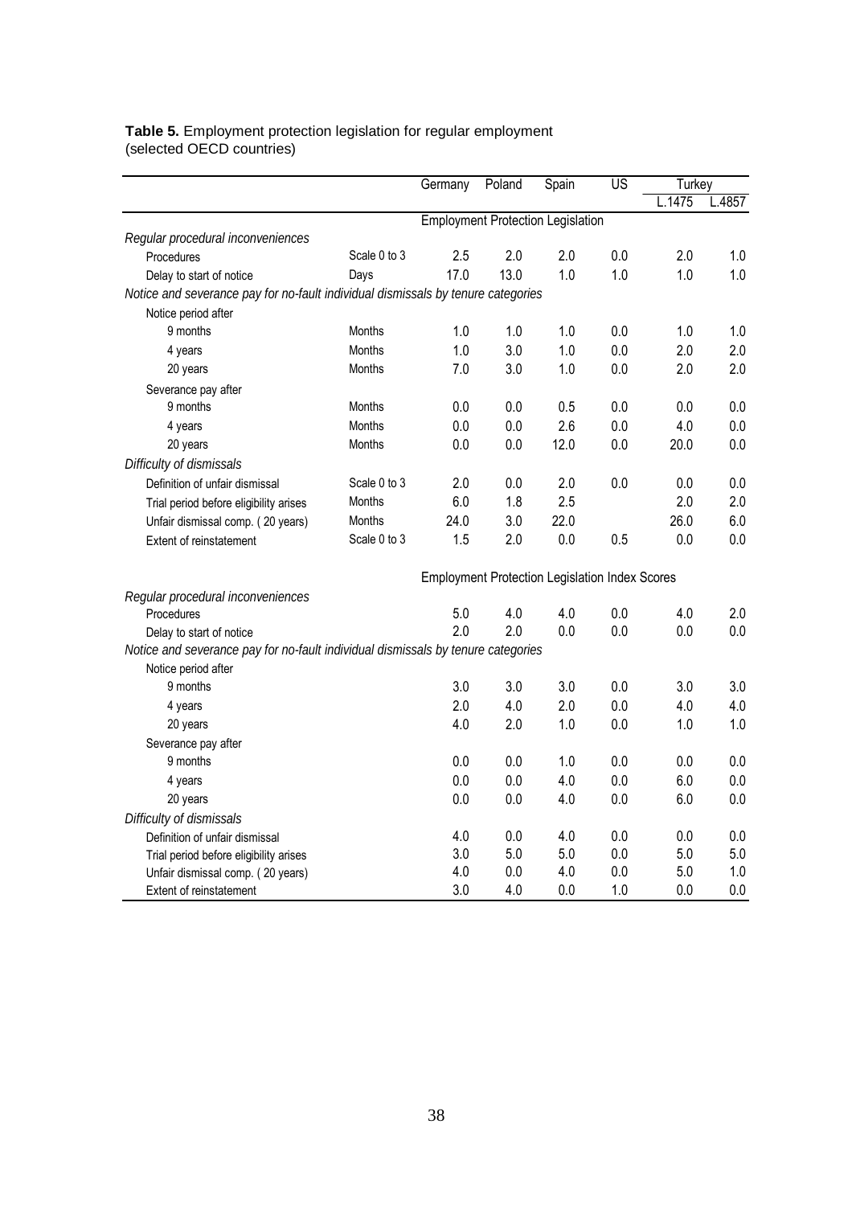**Table 5.** Employment protection legislation for regular employment
(selected OECD countries)

| | | Germany | Poland | Spain | US | Turkey | |
|---|---|---|---|---|---|---|---|
| | | | | | | L.1475 | L.4857 |
| | | Employment Protection Legislation | | | | | |
| *Regular procedural inconveniences* | | | | | | | |
| Procedures | Scale 0 to 3 | 2.5 | 2.0 | 2.0 | 0.0 | 2.0 | 1.0 |
| Delay to start of notice | Days | 17.0 | 13.0 | 1.0 | 1.0 | 1.0 | 1.0 |
| *Notice and severance pay for no-fault individual dismissals by tenure categories* | | | | | | | |
| Notice period after | | | | | | | |
| 9 months | Months | 1.0 | 1.0 | 1.0 | 0.0 | 1.0 | 1.0 |
| 4 years | Months | 1.0 | 3.0 | 1.0 | 0.0 | 2.0 | 2.0 |
| 20 years | Months | 7.0 | 3.0 | 1.0 | 0.0 | 2.0 | 2.0 |
| Severance pay after | | | | | | | |
| 9 months | Months | 0.0 | 0.0 | 0.5 | 0.0 | 0.0 | 0.0 |
| 4 years | Months | 0.0 | 0.0 | 2.6 | 0.0 | 4.0 | 0.0 |
| 20 years | Months | 0.0 | 0.0 | 12.0 | 0.0 | 20.0 | 0.0 |
| *Difficulty of dismissals* | | | | | | | |
| Definition of unfair dismissal | Scale 0 to 3 | 2.0 | 0.0 | 2.0 | 0.0 | 0.0 | 0.0 |
| Trial period before eligibility arises | Months | 6.0 | 1.8 | 2.5 | | 2.0 | 2.0 |
| Unfair dismissal comp. ( 20 years) | Months | 24.0 | 3.0 | 22.0 | | 26.0 | 6.0 |
| Extent of reinstatement | Scale 0 to 3 | 1.5 | 2.0 | 0.0 | 0.5 | 0.0 | 0.0 |
| | | Employment Protection Legislation Index Scores | | | | | |
| *Regular procedural inconveniences* | | | | | | | |
| Procedures | | 5.0 | 4.0 | 4.0 | 0.0 | 4.0 | 2.0 |
| Delay to start of notice | | 2.0 | 2.0 | 0.0 | 0.0 | 0.0 | 0.0 |
| *Notice and severance pay for no-fault individual dismissals by tenure categories* | | | | | | | |
| Notice period after | | | | | | | |
| 9 months | | 3.0 | 3.0 | 3.0 | 0.0 | 3.0 | 3.0 |
| 4 years | | 2.0 | 4.0 | 2.0 | 0.0 | 4.0 | 4.0 |
| 20 years | | 4.0 | 2.0 | 1.0 | 0.0 | 1.0 | 1.0 |
| Severance pay after | | | | | | | |
| 9 months | | 0.0 | 0.0 | 1.0 | 0.0 | 0.0 | 0.0 |
| 4 years | | 0.0 | 0.0 | 4.0 | 0.0 | 6.0 | 0.0 |
| 20 years | | 0.0 | 0.0 | 4.0 | 0.0 | 6.0 | 0.0 |
| *Difficulty of dismissals* | | | | | | | |
| Definition of unfair dismissal | | 4.0 | 0.0 | 4.0 | 0.0 | 0.0 | 0.0 |
| Trial period before eligibility arises | | 3.0 | 5.0 | 5.0 | 0.0 | 5.0 | 5.0 |
| Unfair dismissal comp. ( 20 years) | | 4.0 | 0.0 | 4.0 | 0.0 | 5.0 | 1.0 |
| Extent of reinstatement | | 3.0 | 4.0 | 0.0 | 1.0 | 0.0 | 0.0 |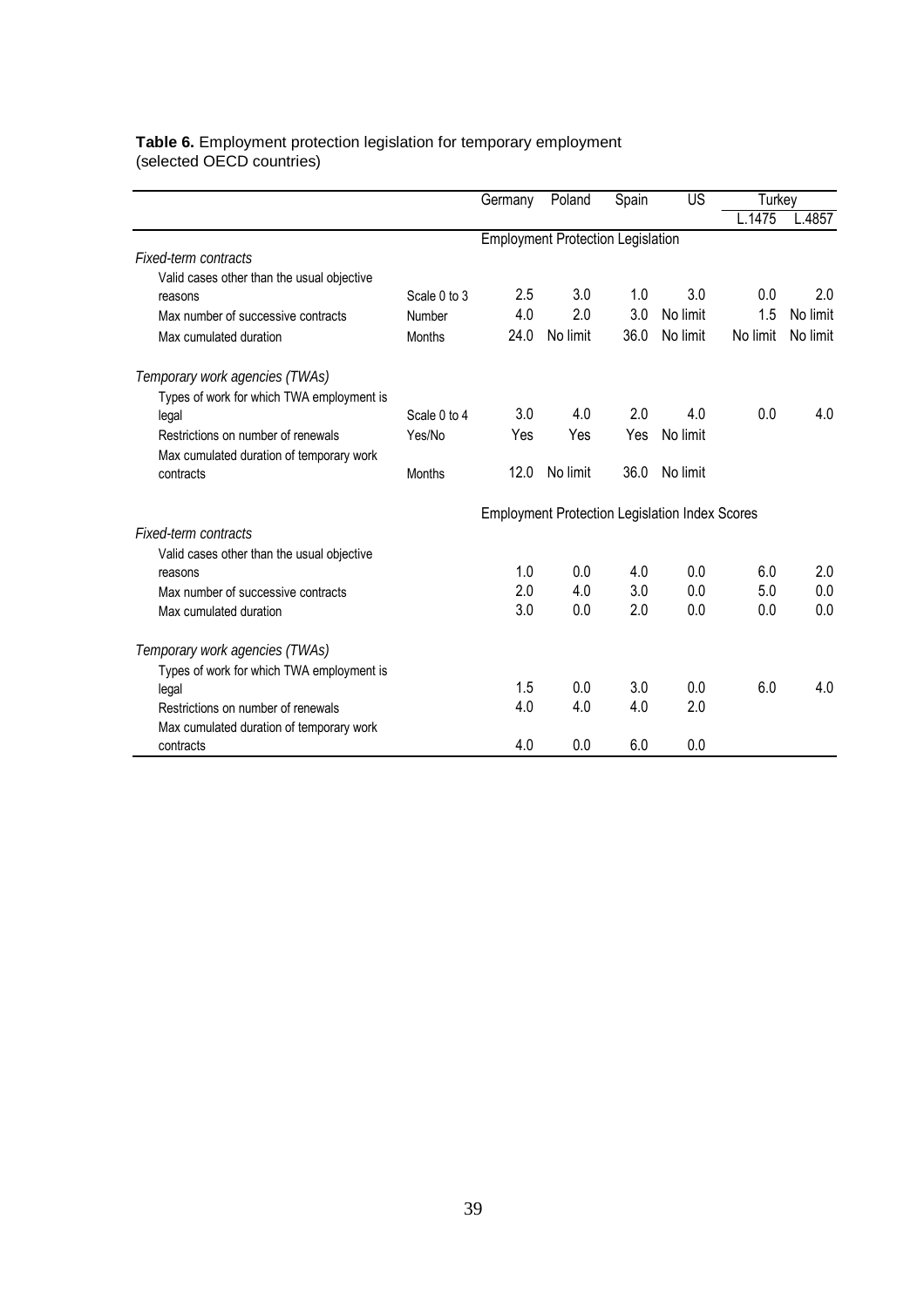**Table 6.** Employment protection legislation for temporary employment
(selected OECD countries)

| | | Germany | Poland | Spain | US | Turkey | |
|---|---|---|---|---|---|---|---|
| | | | | | | L.1475 | L.4857 |
| | | Employment Protection Legislation | | | | | |
| *Fixed-term contracts* | | | | | | | |
| Valid cases other than the usual objective reasons | Scale 0 to 3 | 2.5 | 3.0 | 1.0 | 3.0 | 0.0 | 2.0 |
| Max number of successive contracts | Number | 4.0 | 2.0 | 3.0 | No limit | 1.5 | No limit |
| Max cumulated duration | Months | 24.0 | No limit | 36.0 | No limit | No limit | No limit |
| *Temporary work agencies (TWAs)* | | | | | | | |
| Types of work for which TWA employment is legal | Scale 0 to 4 | 3.0 | 4.0 | 2.0 | 4.0 | 0.0 | 4.0 |
| Restrictions on number of renewals | Yes/No | Yes | Yes | Yes | No limit | | |
| Max cumulated duration of temporary work contracts | Months | 12.0 | No limit | 36.0 | No limit | | |
| | | Employment Protection Legislation Index Scores | | | | | |
| *Fixed-term contracts* | | | | | | | |
| Valid cases other than the usual objective reasons | | 1.0 | 0.0 | 4.0 | 0.0 | 6.0 | 2.0 |
| Max number of successive contracts | | 2.0 | 4.0 | 3.0 | 0.0 | 5.0 | 0.0 |
| Max cumulated duration | | 3.0 | 0.0 | 2.0 | 0.0 | 0.0 | 0.0 |
| *Temporary work agencies (TWAs)* | | | | | | | |
| Types of work for which TWA employment is legal | | 1.5 | 0.0 | 3.0 | 0.0 | 6.0 | 4.0 |
| Restrictions on number of renewals | | 4.0 | 4.0 | 4.0 | 2.0 | | |
| Max cumulated duration of temporary work contracts | | 4.0 | 0.0 | 6.0 | 0.0 | | |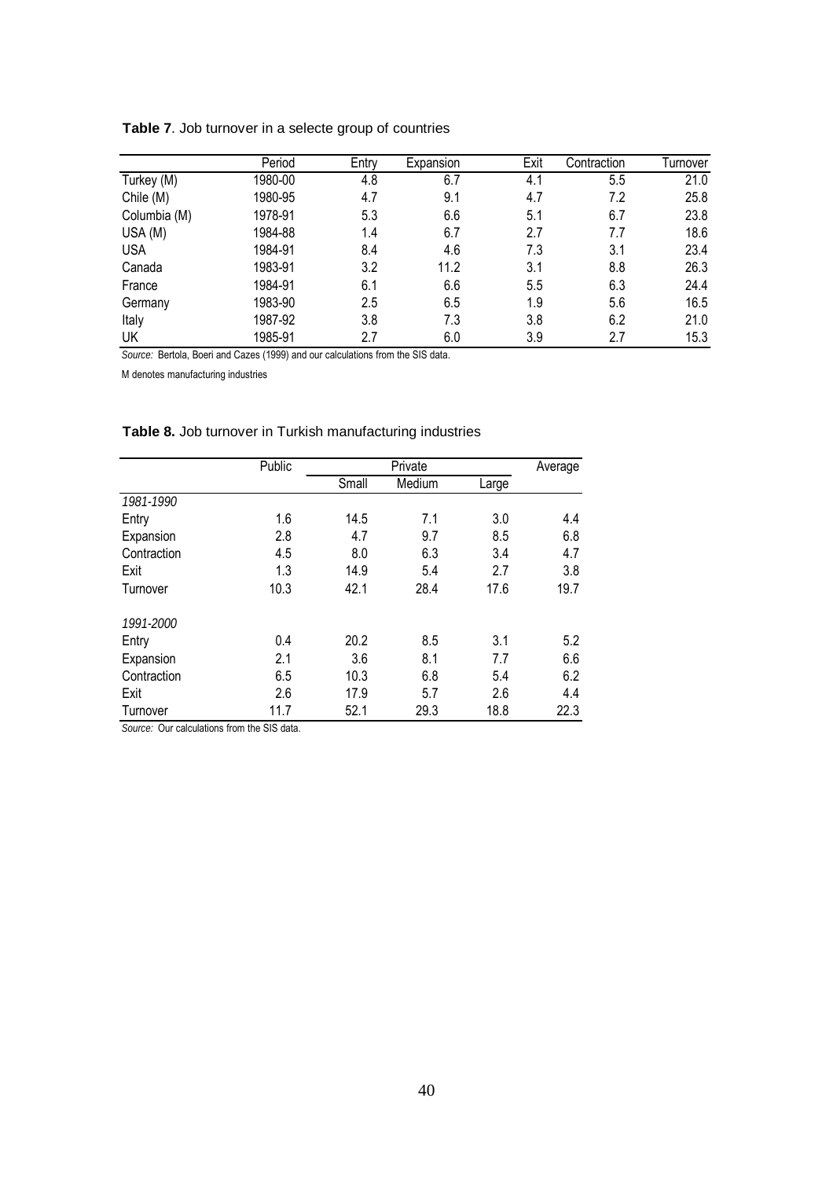**Table 7**. Job turnover in a selecte group of countries

| | Period | Entry | Expansion | Exit | Contraction | Turnover |
|---|---|---|---|---|---|---|
| Turkey (M) | 1980-00 | 4.8 | 6.7 | 4.1 | 5.5 | 21.0 |
| Chile (M) | 1980-95 | 4.7 | 9.1 | 4.7 | 7.2 | 25.8 |
| Columbia (M) | 1978-91 | 5.3 | 6.6 | 5.1 | 6.7 | 23.8 |
| USA (M) | 1984-88 | 1.4 | 6.7 | 2.7 | 7.7 | 18.6 |
| USA | 1984-91 | 8.4 | 4.6 | 7.3 | 3.1 | 23.4 |
| Canada | 1983-91 | 3.2 | 11.2 | 3.1 | 8.8 | 26.3 |
| France | 1984-91 | 6.1 | 6.6 | 5.5 | 6.3 | 24.4 |
| Germany | 1983-90 | 2.5 | 6.5 | 1.9 | 5.6 | 16.5 |
| Italy | 1987-92 | 3.8 | 7.3 | 3.8 | 6.2 | 21.0 |
| UK | 1985-91 | 2.7 | 6.0 | 3.9 | 2.7 | 15.3 |

*Source:* Bertola, Boeri and Cazes (1999) and our calculations from the SIS data.

M denotes manufacturing industries

**Table 8.** Job turnover in Turkish manufacturing industries

| | Public | Private | | | Average |
|---|---|---|---|---|---|
| | | Small | Medium | Large | |
| *1981-1990* | | | | | |
| Entry | 1.6 | 14.5 | 7.1 | 3.0 | 4.4 |
| Expansion | 2.8 | 4.7 | 9.7 | 8.5 | 6.8 |
| Contraction | 4.5 | 8.0 | 6.3 | 3.4 | 4.7 |
| Exit | 1.3 | 14.9 | 5.4 | 2.7 | 3.8 |
| Turnover | 10.3 | 42.1 | 28.4 | 17.6 | 19.7 |
| *1991-2000* | | | | | |
| Entry | 0.4 | 20.2 | 8.5 | 3.1 | 5.2 |
| Expansion | 2.1 | 3.6 | 8.1 | 7.7 | 6.6 |
| Contraction | 6.5 | 10.3 | 6.8 | 5.4 | 6.2 |
| Exit | 2.6 | 17.9 | 5.7 | 2.6 | 4.4 |
| Turnover | 11.7 | 52.1 | 29.3 | 18.8 | 22.3 |

*Source:* Our calculations from the SIS data.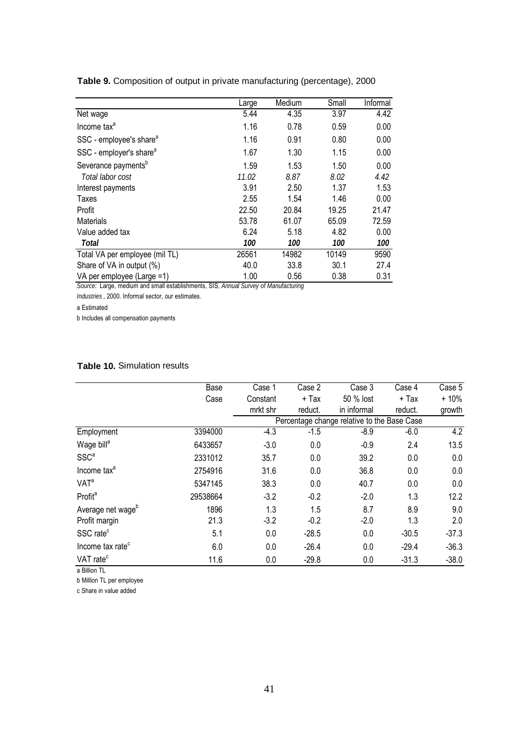**Table 9.** Composition of output in private manufacturing (percentage), 2000

| | Large | Medium | Small | Informal |
|---|---|---|---|---|
| Net wage | 5.44 | 4.35 | 3.97 | 4.42 |
| Income tax[a] | 1.16 | 0.78 | 0.59 | 0.00 |
| SSC - employee's share[a] | 1.16 | 0.91 | 0.80 | 0.00 |
| SSC - employer's share[a] | 1.67 | 1.30 | 1.15 | 0.00 |
| Severance payments[b] | 1.59 | 1.53 | 1.50 | 0.00 |
| *Total labor cost* | *11.02* | *8.87* | *8.02* | *4.42* |
| Interest payments | 3.91 | 2.50 | 1.37 | 1.53 |
| Taxes | 2.55 | 1.54 | 1.46 | 0.00 |
| Profit | 22.50 | 20.84 | 19.25 | 21.47 |
| Materials | 53.78 | 61.07 | 65.09 | 72.59 |
| Value added tax | 6.24 | 5.18 | 4.82 | 0.00 |
| ***Total*** | ***100*** | ***100*** | ***100*** | ***100*** |
| Total VA per employee (mil TL) | 26561 | 14982 | 10149 | 9590 |
| Share of VA in output (%) | 40.0 | 33.8 | 30.1 | 27.4 |
| VA per employee (Large =1) | 1.00 | 0.56 | 0.38 | 0.31 |

*Source:* Large, medium and small establishments, SIS, *Annual Survey of Manufacturing Industries*, 2000. Informal sector, our estimates.

a Estimated

b Includes all compensation payments

**Table 10.** Simulation results

| | Base Case | Case 1 Constant mrkt shr | Case 2 + Tax reduct. | Case 3 50 % lost in informal | Case 4 + Tax reduct. | Case 5 + 10% growth |
|---|---|---|---|---|---|---|
| | | Percentage change relative to the Base Case | | | | |
| Employment | 3394000 | -4.3 | -1.5 | -8.9 | -6.0 | 4.2 |
| Wage bill[a] | 6433657 | -3.0 | 0.0 | -0.9 | 2.4 | 13.5 |
| SSC[a] | 2331012 | 35.7 | 0.0 | 39.2 | 0.0 | 0.0 |
| Income tax[a] | 2754916 | 31.6 | 0.0 | 36.8 | 0.0 | 0.0 |
| VAT[a] | 5347145 | 38.3 | 0.0 | 40.7 | 0.0 | 0.0 |
| Profit[a] | 29538664 | -3.2 | -0.2 | -2.0 | 1.3 | 12.2 |
| Average net wage[b] | 1896 | 1.3 | 1.5 | 8.7 | 8.9 | 9.0 |
| Profit margin | 21.3 | -3.2 | -0.2 | -2.0 | 1.3 | 2.0 |
| SSC rate[c] | 5.1 | 0.0 | -28.5 | 0.0 | -30.5 | -37.3 |
| Income tax rate[c] | 6.0 | 0.0 | -26.4 | 0.0 | -29.4 | -36.3 |
| VAT rate[c] | 11.6 | 0.0 | -29.8 | 0.0 | -31.3 | -38.0 |

a Billion TL

b Million TL per employee

c Share in value added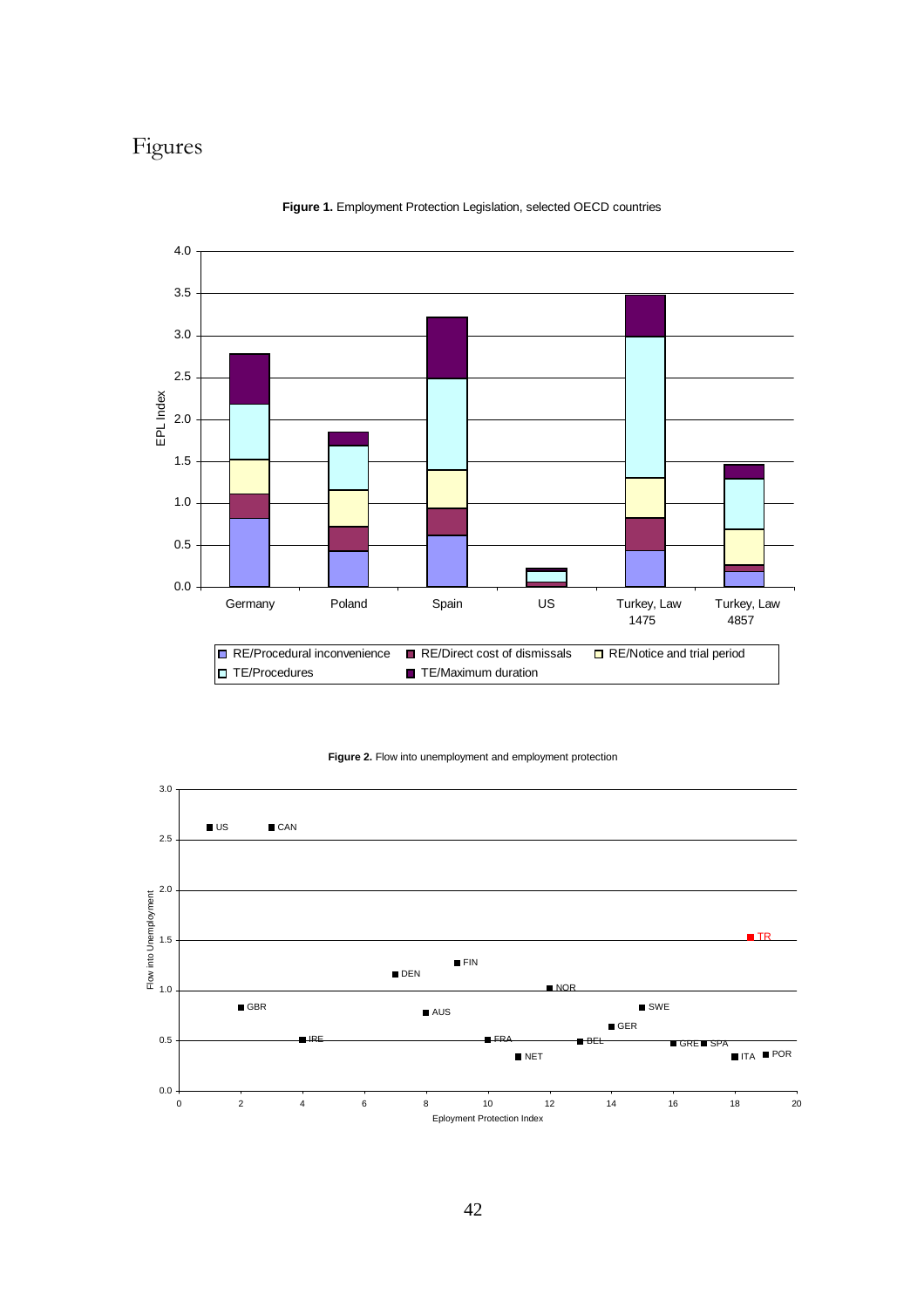# Figures

**Figure 1.** Employment Protection Legislation, selected OECD countries

**Figure 2.** Flow into unemployment and employment protection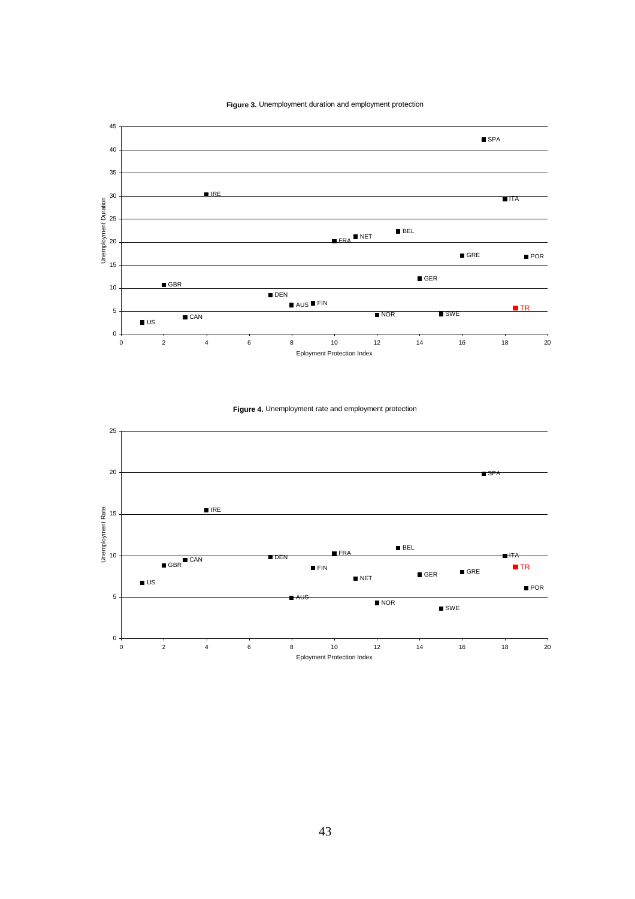**Figure 3.** Unemployment duration and employment protection

**Figure 4.** Unemployment rate and employment protection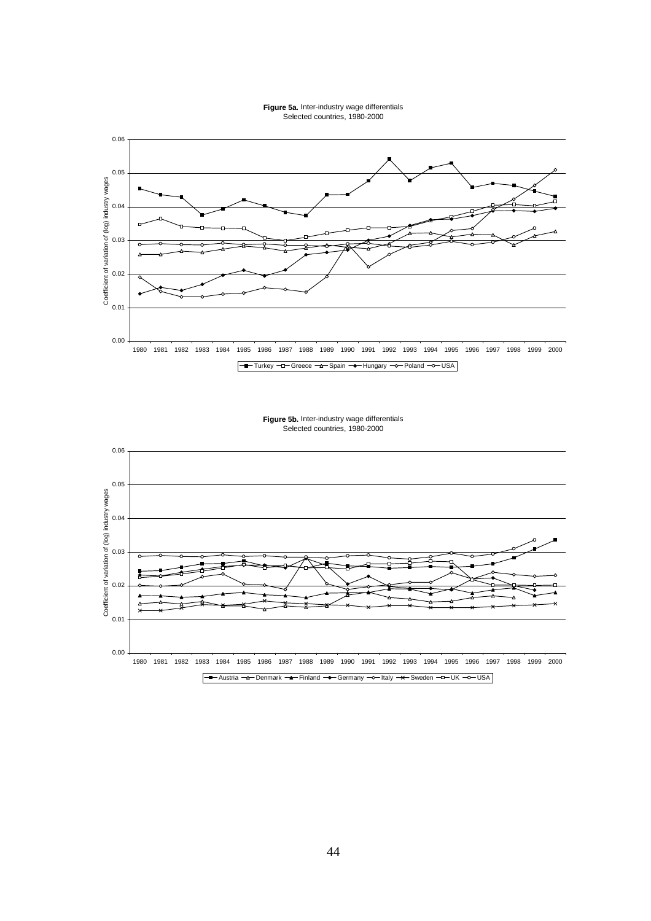**Figure 5a.** Inter-industry wage differentials
Selected countries, 1980-2000

**Figure 5b.** Inter-industry wage differentials
Selected countries, 1980-2000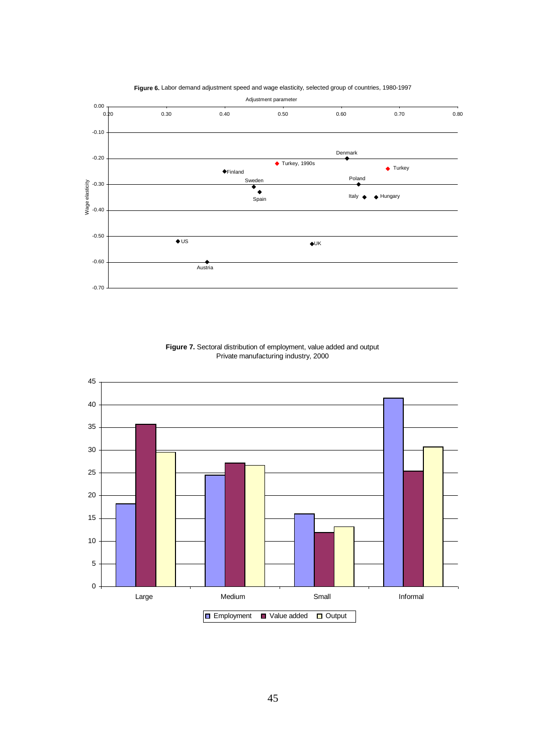**Figure 6.** Labor demand adjustment speed and wage elasticity, selected group of countries, 1980-1997

**Figure 7.** Sectoral distribution of employment, value added and output
Private manufacturing industry, 2000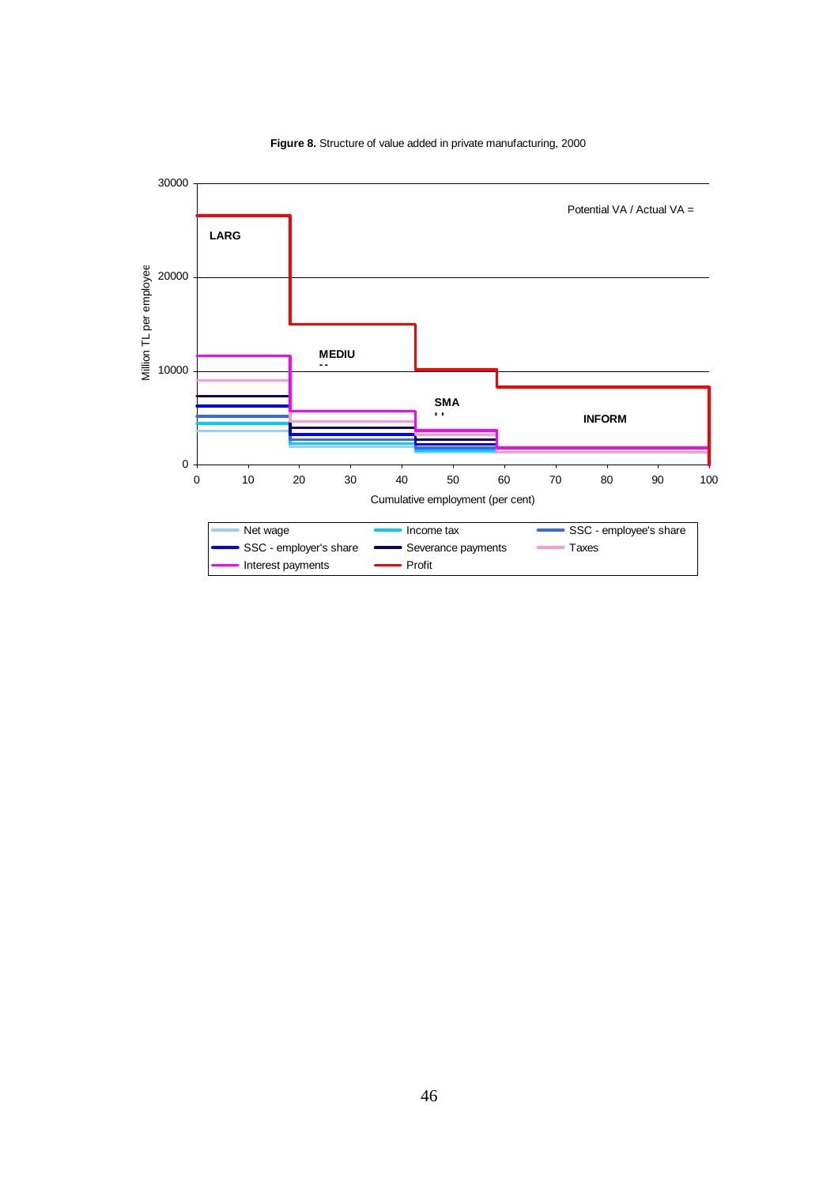**Figure 8.** Structure of value added in private manufacturing, 2000

30000

20000

10000

0

Million TL per employee

Potential VA / Actual VA =

LARG

MEDIU

SMA

INFORM

0 10 20 30 40 50 60 70 80 90 100

Cumulative employment (per cent)

Net wage
Income tax
SSC - employee's share
SSC - employer's share
Severance payments
Taxes
Interest payments
Profit